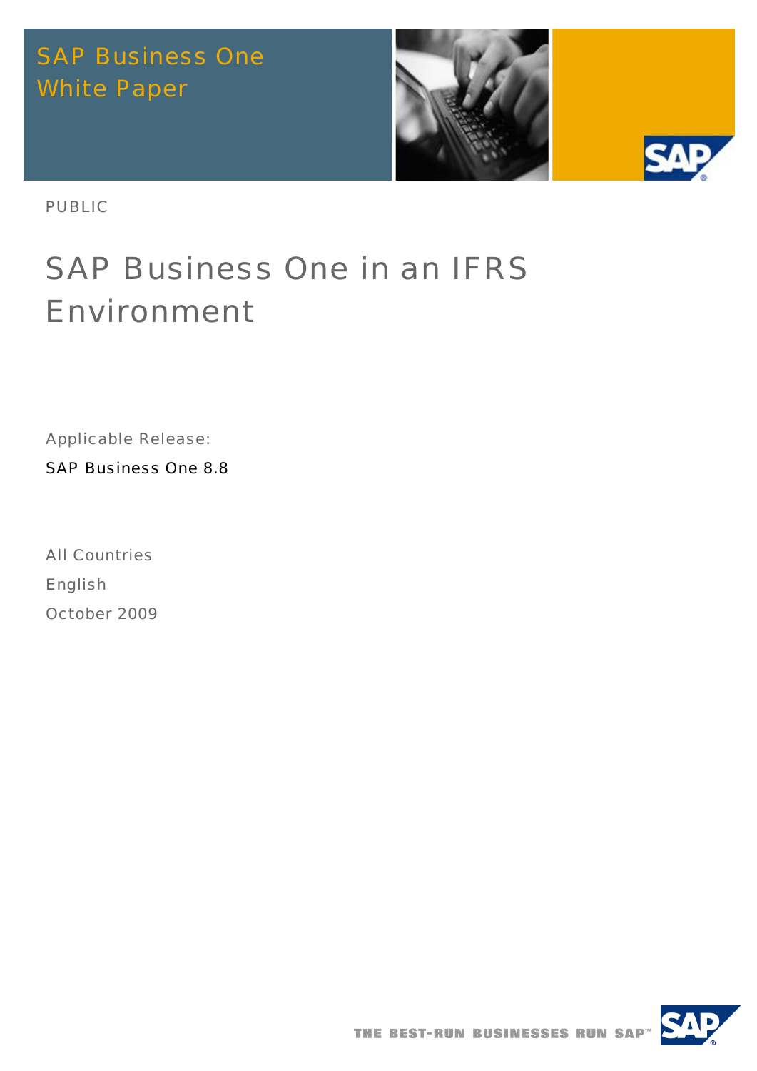SAP Business One
White Paper

PUBLIC

# SAP Business One in an IFRS Environment

Applicable Release:

SAP Business One 8.8

All Countries

English

October 2009

THE BEST-RUN BUSINESSES RUN SAP™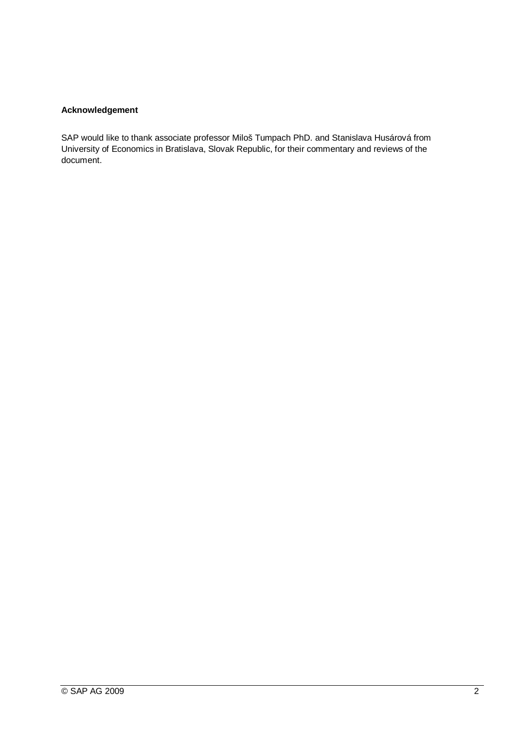**Acknowledgement**

SAP would like to thank associate professor Miloš Tumpach PhD. and Stanislava Husárová from University of Economics in Bratislava, Slovak Republic, for their commentary and reviews of the document.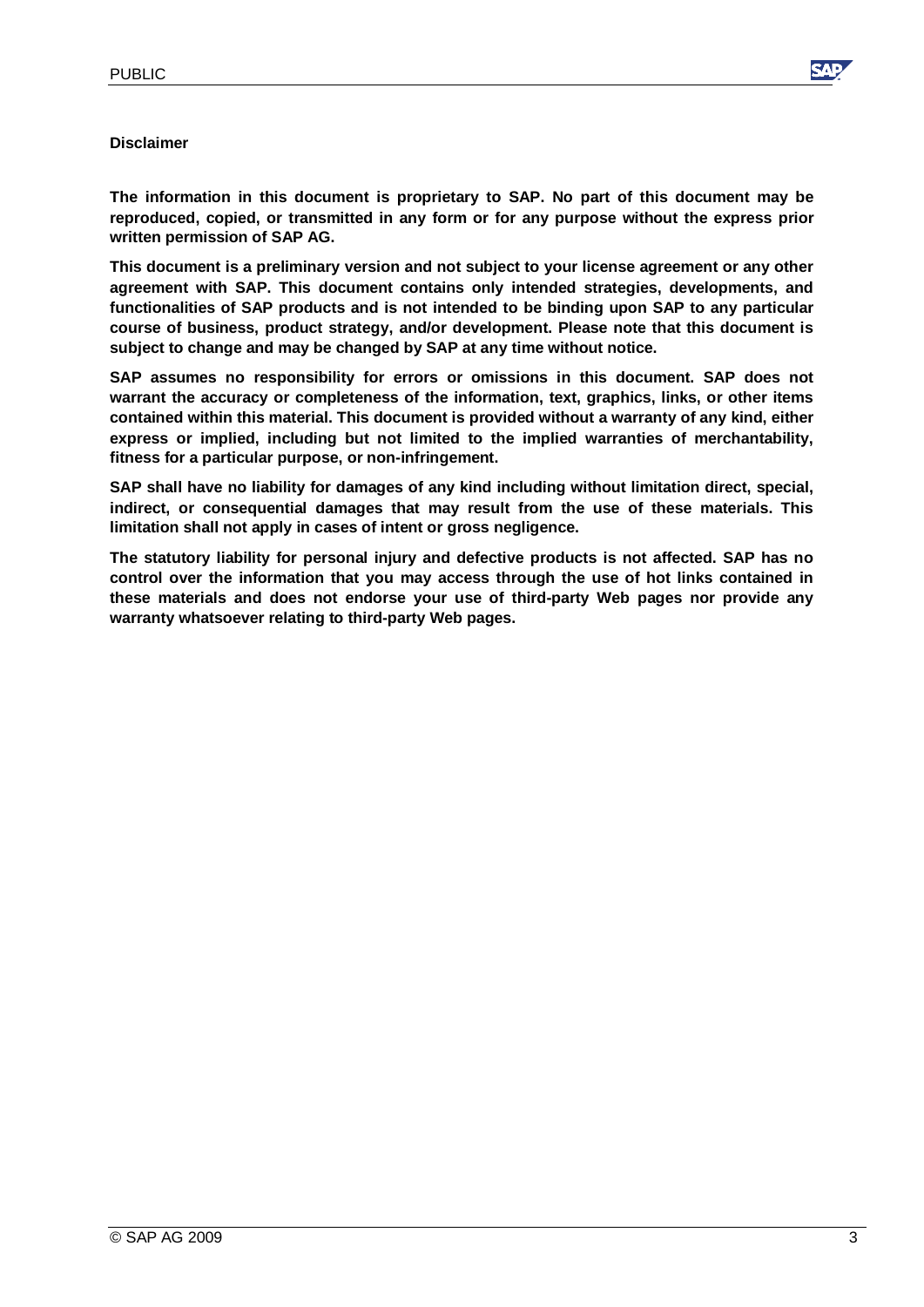**Disclaimer**

**The information in this document is proprietary to SAP. No part of this document may be reproduced, copied, or transmitted in any form or for any purpose without the express prior written permission of SAP AG.**

**This document is a preliminary version and not subject to your license agreement or any other agreement with SAP. This document contains only intended strategies, developments, and functionalities of SAP products and is not intended to be binding upon SAP to any particular course of business, product strategy, and/or development. Please note that this document is subject to change and may be changed by SAP at any time without notice.**

**SAP assumes no responsibility for errors or omissions in this document. SAP does not warrant the accuracy or completeness of the information, text, graphics, links, or other items contained within this material. This document is provided without a warranty of any kind, either express or implied, including but not limited to the implied warranties of merchantability, fitness for a particular purpose, or non-infringement.**

**SAP shall have no liability for damages of any kind including without limitation direct, special, indirect, or consequential damages that may result from the use of these materials. This limitation shall not apply in cases of intent or gross negligence.**

**The statutory liability for personal injury and defective products is not affected. SAP has no control over the information that you may access through the use of hot links contained in these materials and does not endorse your use of third-party Web pages nor provide any warranty whatsoever relating to third-party Web pages.**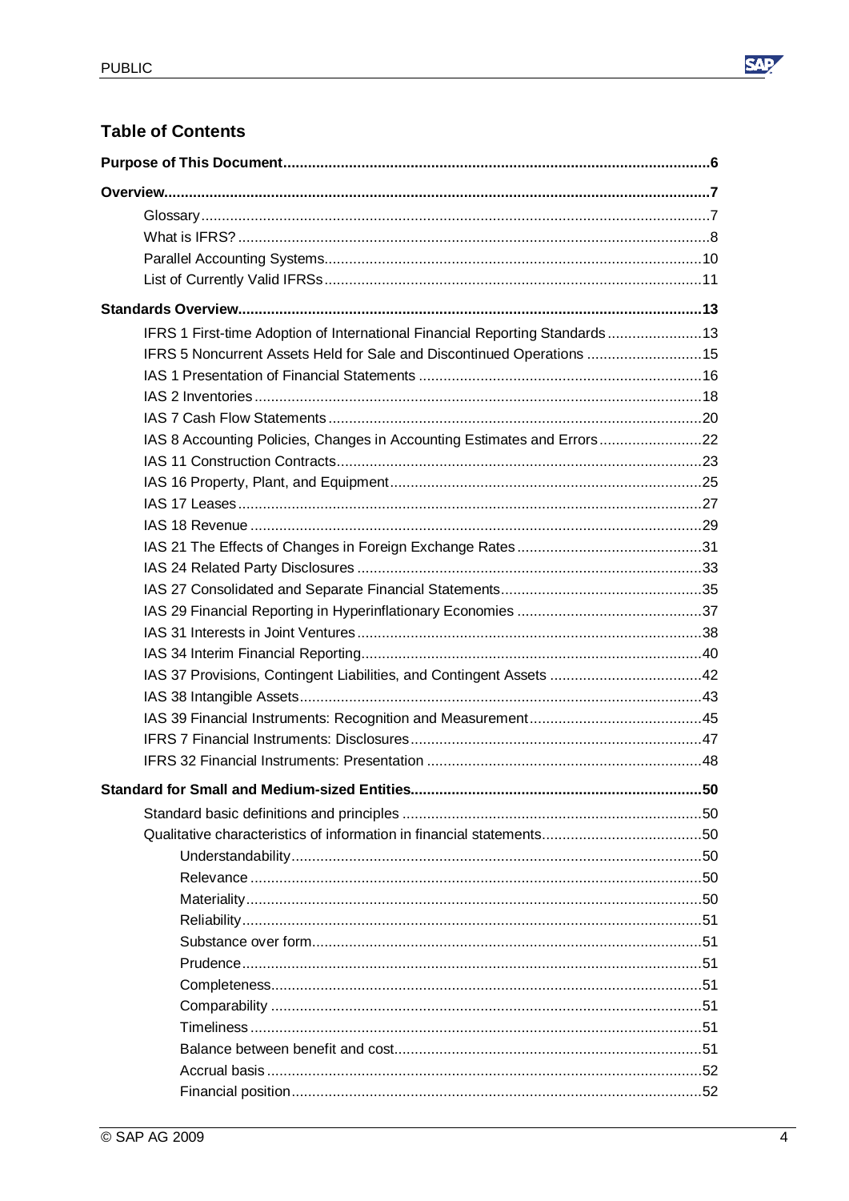## Table of Contents

**Purpose of This Document** ... 6

**Overview** ... 7

- Glossary ... 7
- What is IFRS? ... 8
- Parallel Accounting Systems ... 10
- List of Currently Valid IFRSs ... 11

**Standards Overview** ... 13

- IFRS 1 First-time Adoption of International Financial Reporting Standards ... 13
- IFRS 5 Noncurrent Assets Held for Sale and Discontinued Operations ... 15
- IAS 1 Presentation of Financial Statements ... 16
- IAS 2 Inventories ... 18
- IAS 7 Cash Flow Statements ... 20
- IAS 8 Accounting Policies, Changes in Accounting Estimates and Errors ... 22
- IAS 11 Construction Contracts ... 23
- IAS 16 Property, Plant, and Equipment ... 25
- IAS 17 Leases ... 27
- IAS 18 Revenue ... 29
- IAS 21 The Effects of Changes in Foreign Exchange Rates ... 31
- IAS 24 Related Party Disclosures ... 33
- IAS 27 Consolidated and Separate Financial Statements ... 35
- IAS 29 Financial Reporting in Hyperinflationary Economies ... 37
- IAS 31 Interests in Joint Ventures ... 38
- IAS 34 Interim Financial Reporting ... 40
- IAS 37 Provisions, Contingent Liabilities, and Contingent Assets ... 42
- IAS 38 Intangible Assets ... 43
- IAS 39 Financial Instruments: Recognition and Measurement ... 45
- IFRS 7 Financial Instruments: Disclosures ... 47
- IFRS 32 Financial Instruments: Presentation ... 48

**Standard for Small and Medium-sized Entities** ... 50

- Standard basic definitions and principles ... 50
- Qualitative characteristics of information in financial statements ... 50
  - Understandability ... 50
  - Relevance ... 50
  - Materiality ... 50
  - Reliability ... 51
  - Substance over form ... 51
  - Prudence ... 51
  - Completeness ... 51
  - Comparability ... 51
  - Timeliness ... 51
  - Balance between benefit and cost ... 51
  - Accrual basis ... 52
  - Financial position ... 52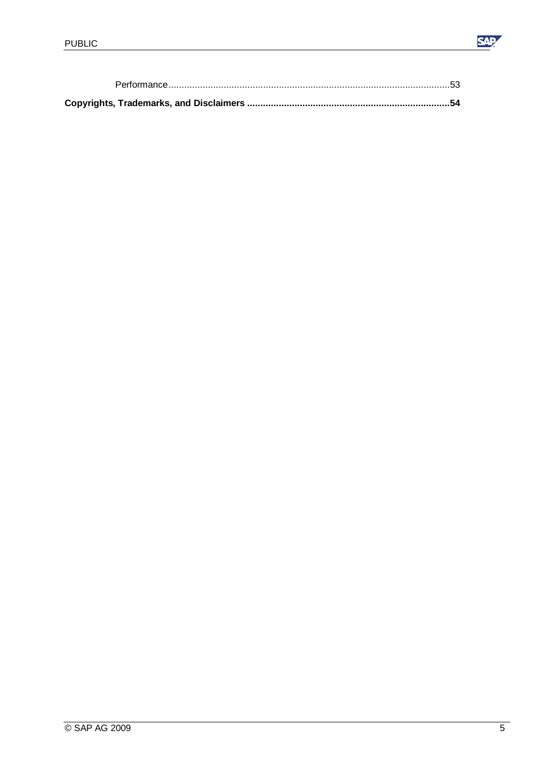Performance ....53

**Copyrights, Trademarks, and Disclaimers ....54**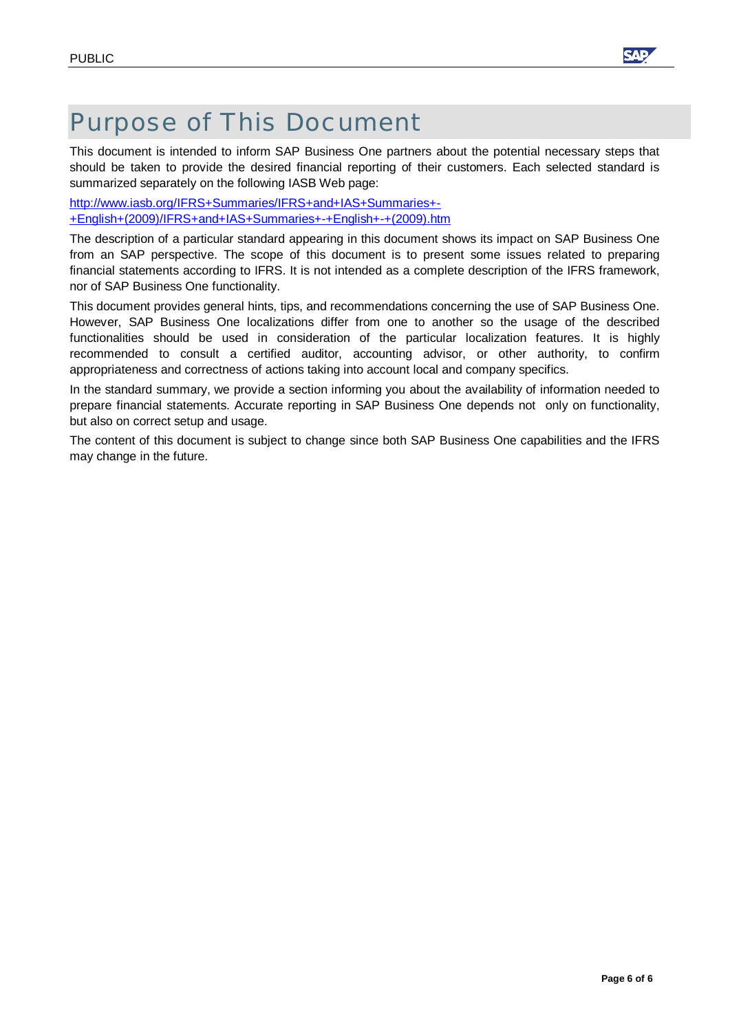# Purpose of This Document

This document is intended to inform SAP Business One partners about the potential necessary steps that should be taken to provide the desired financial reporting of their customers. Each selected standard is summarized separately on the following IASB Web page:

[http://www.iasb.org/IFRS+Summaries/IFRS+and+IAS+Summaries+-+English+(2009)/IFRS+and+IAS+Summaries+-+English+-+(2009).htm](http://www.iasb.org/IFRS+Summaries/IFRS+and+IAS+Summaries+-+English+(2009)/IFRS+and+IAS+Summaries+-+English+-+(2009).htm)

The description of a particular standard appearing in this document shows its impact on SAP Business One from an SAP perspective. The scope of this document is to present some issues related to preparing financial statements according to IFRS. It is not intended as a complete description of the IFRS framework, nor of SAP Business One functionality.

This document provides general hints, tips, and recommendations concerning the use of SAP Business One. However, SAP Business One localizations differ from one to another so the usage of the described functionalities should be used in consideration of the particular localization features. It is highly recommended to consult a certified auditor, accounting advisor, or other authority, to confirm appropriateness and correctness of actions taking into account local and company specifics.

In the standard summary, we provide a section informing you about the availability of information needed to prepare financial statements. Accurate reporting in SAP Business One depends not only on functionality, but also on correct setup and usage.

The content of this document is subject to change since both SAP Business One capabilities and the IFRS may change in the future.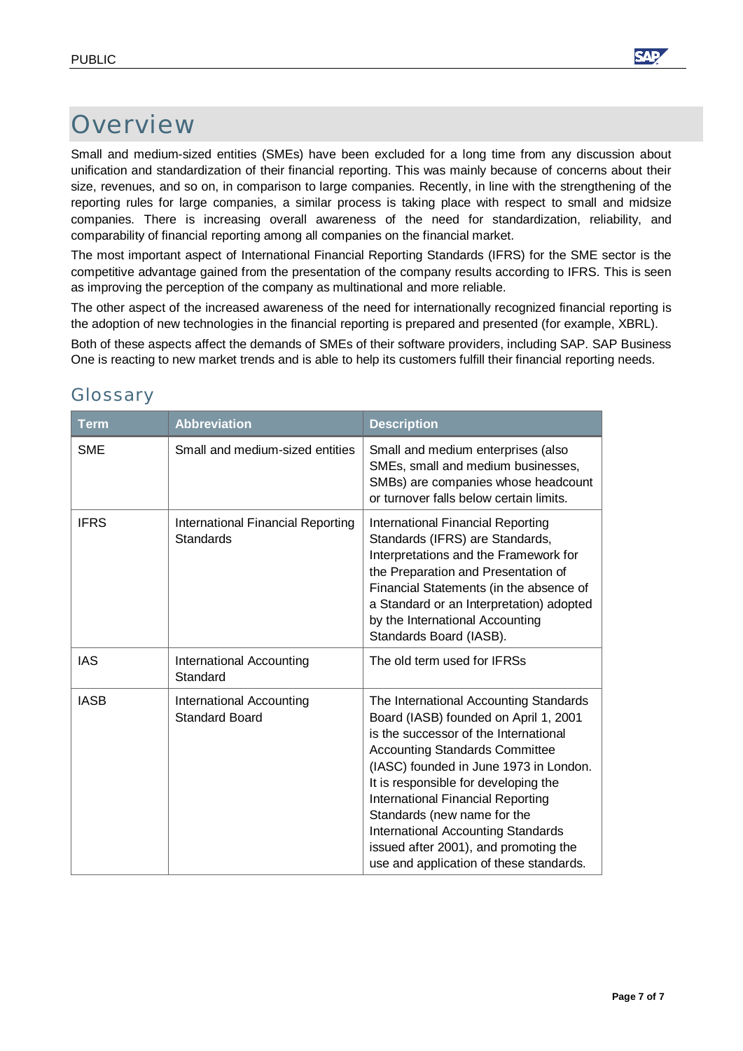# Overview

Small and medium-sized entities (SMEs) have been excluded for a long time from any discussion about unification and standardization of their financial reporting. This was mainly because of concerns about their size, revenues, and so on, in comparison to large companies. Recently, in line with the strengthening of the reporting rules for large companies, a similar process is taking place with respect to small and midsize companies. There is increasing overall awareness of the need for standardization, reliability, and comparability of financial reporting among all companies on the financial market.

The most important aspect of International Financial Reporting Standards (IFRS) for the SME sector is the competitive advantage gained from the presentation of the company results according to IFRS. This is seen as improving the perception of the company as multinational and more reliable.

The other aspect of the increased awareness of the need for internationally recognized financial reporting is the adoption of new technologies in the financial reporting is prepared and presented (for example, XBRL).

Both of these aspects affect the demands of SMEs of their software providers, including SAP. SAP Business One is reacting to new market trends and is able to help its customers fulfill their financial reporting needs.

## Glossary

| Term | Abbreviation | Description |
|---|---|---|
| SME | Small and medium-sized entities | Small and medium enterprises (also SMEs, small and medium businesses, SMBs) are companies whose headcount or turnover falls below certain limits. |
| IFRS | International Financial Reporting Standards | International Financial Reporting Standards (IFRS) are Standards, Interpretations and the Framework for the Preparation and Presentation of Financial Statements (in the absence of a Standard or an Interpretation) adopted by the International Accounting Standards Board (IASB). |
| IAS | International Accounting Standard | The old term used for IFRSs |
| IASB | International Accounting Standard Board | The International Accounting Standards Board (IASB) founded on April 1, 2001 is the successor of the International Accounting Standards Committee (IASC) founded in June 1973 in London. It is responsible for developing the International Financial Reporting Standards (new name for the International Accounting Standards issued after 2001), and promoting the use and application of these standards. |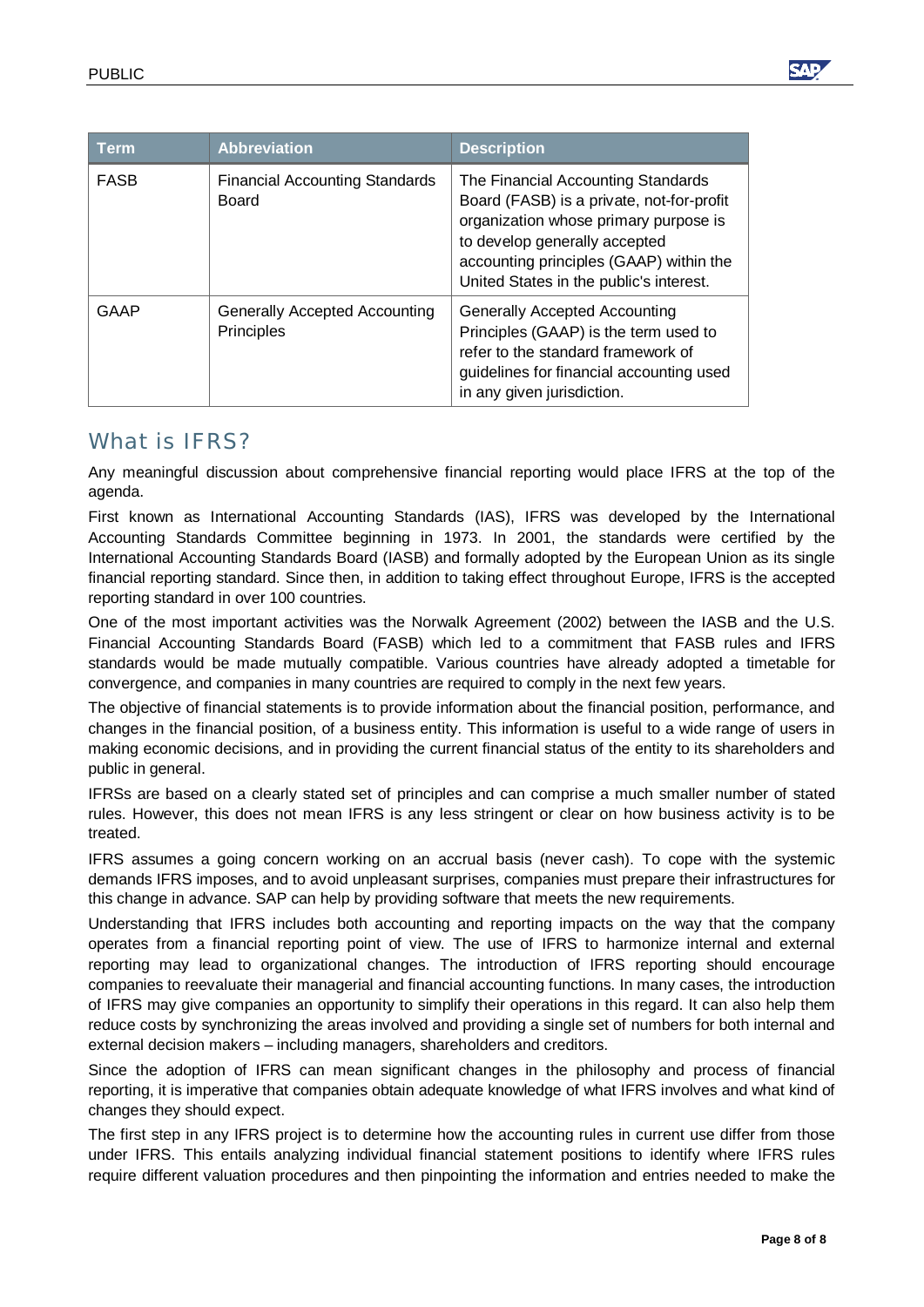| Term | Abbreviation | Description |
| --- | --- | --- |
| FASB | Financial Accounting Standards Board | The Financial Accounting Standards Board (FASB) is a private, not-for-profit organization whose primary purpose is to develop generally accepted accounting principles (GAAP) within the United States in the public's interest. |
| GAAP | Generally Accepted Accounting Principles | Generally Accepted Accounting Principles (GAAP) is the term used to refer to the standard framework of guidelines for financial accounting used in any given jurisdiction. |

## What is IFRS?

Any meaningful discussion about comprehensive financial reporting would place IFRS at the top of the agenda.

First known as International Accounting Standards (IAS), IFRS was developed by the International Accounting Standards Committee beginning in 1973. In 2001, the standards were certified by the International Accounting Standards Board (IASB) and formally adopted by the European Union as its single financial reporting standard. Since then, in addition to taking effect throughout Europe, IFRS is the accepted reporting standard in over 100 countries.

One of the most important activities was the Norwalk Agreement (2002) between the IASB and the U.S. Financial Accounting Standards Board (FASB) which led to a commitment that FASB rules and IFRS standards would be made mutually compatible. Various countries have already adopted a timetable for convergence, and companies in many countries are required to comply in the next few years.

The objective of financial statements is to provide information about the financial position, performance, and changes in the financial position, of a business entity. This information is useful to a wide range of users in making economic decisions, and in providing the current financial status of the entity to its shareholders and public in general.

IFRSs are based on a clearly stated set of principles and can comprise a much smaller number of stated rules. However, this does not mean IFRS is any less stringent or clear on how business activity is to be treated.

IFRS assumes a going concern working on an accrual basis (never cash). To cope with the systemic demands IFRS imposes, and to avoid unpleasant surprises, companies must prepare their infrastructures for this change in advance. SAP can help by providing software that meets the new requirements.

Understanding that IFRS includes both accounting and reporting impacts on the way that the company operates from a financial reporting point of view. The use of IFRS to harmonize internal and external reporting may lead to organizational changes. The introduction of IFRS reporting should encourage companies to reevaluate their managerial and financial accounting functions. In many cases, the introduction of IFRS may give companies an opportunity to simplify their operations in this regard. It can also help them reduce costs by synchronizing the areas involved and providing a single set of numbers for both internal and external decision makers – including managers, shareholders and creditors.

Since the adoption of IFRS can mean significant changes in the philosophy and process of financial reporting, it is imperative that companies obtain adequate knowledge of what IFRS involves and what kind of changes they should expect.

The first step in any IFRS project is to determine how the accounting rules in current use differ from those under IFRS. This entails analyzing individual financial statement positions to identify where IFRS rules require different valuation procedures and then pinpointing the information and entries needed to make the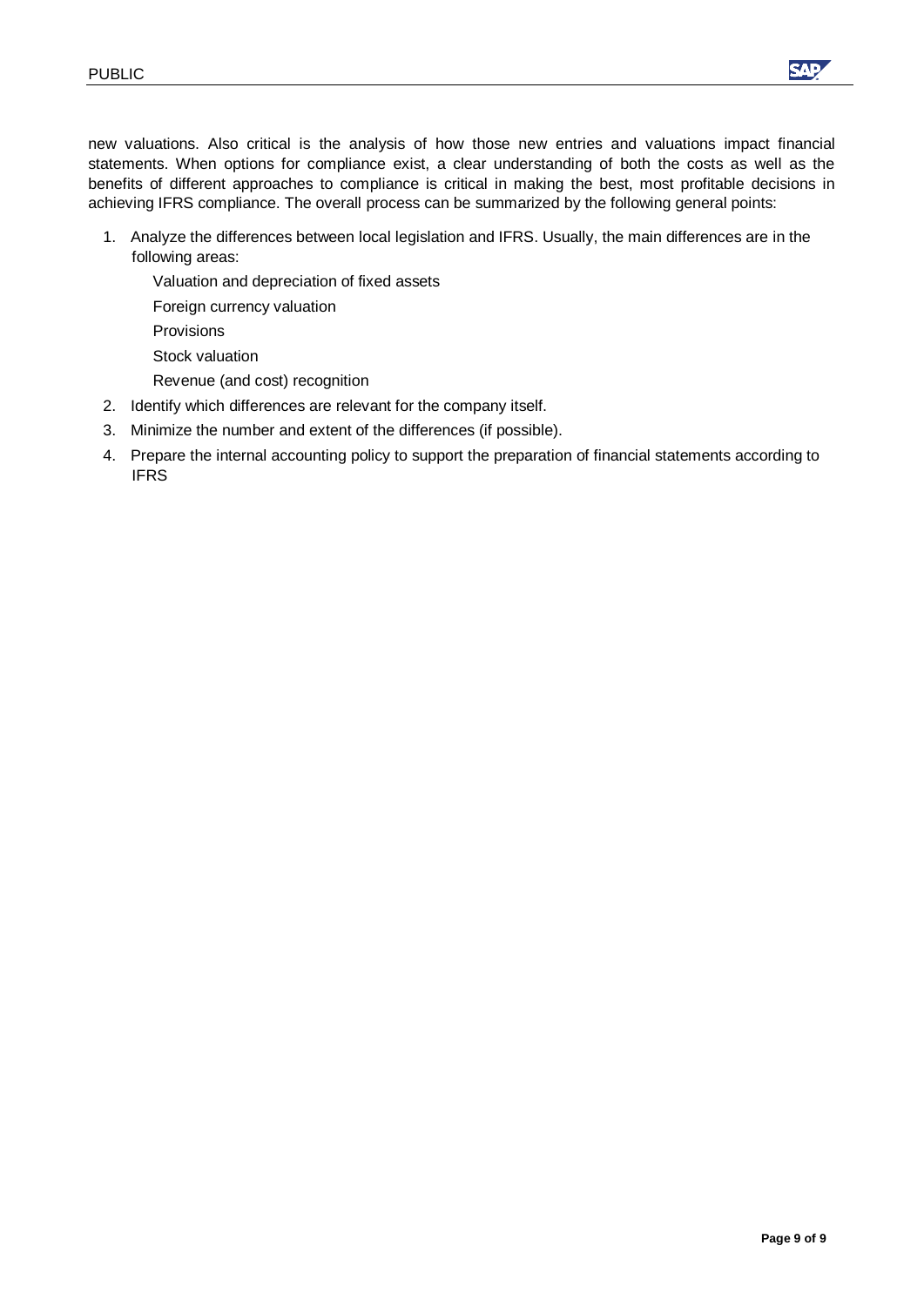new valuations. Also critical is the analysis of how those new entries and valuations impact financial statements. When options for compliance exist, a clear understanding of both the costs as well as the benefits of different approaches to compliance is critical in making the best, most profitable decisions in achieving IFRS compliance. The overall process can be summarized by the following general points:

1. Analyze the differences between local legislation and IFRS. Usually, the main differences are in the following areas:
   - Valuation and depreciation of fixed assets
   - Foreign currency valuation
   - Provisions
   - Stock valuation
   - Revenue (and cost) recognition
2. Identify which differences are relevant for the company itself.
3. Minimize the number and extent of the differences (if possible).
4. Prepare the internal accounting policy to support the preparation of financial statements according to IFRS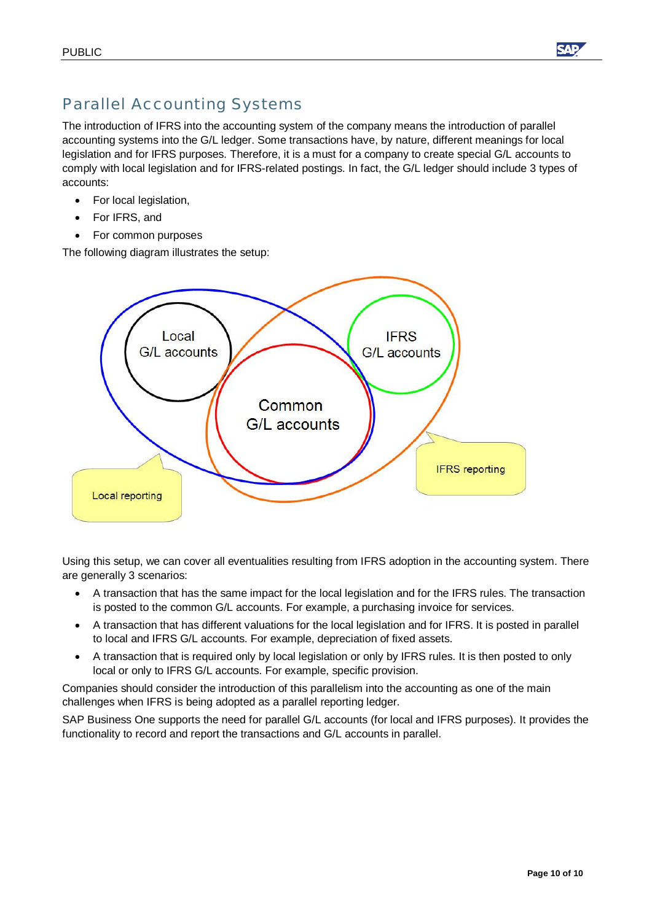## Parallel Accounting Systems

The introduction of IFRS into the accounting system of the company means the introduction of parallel accounting systems into the G/L ledger. Some transactions have, by nature, different meanings for local legislation and for IFRS purposes. Therefore, it is a must for a company to create special G/L accounts to comply with local legislation and for IFRS-related postings. In fact, the G/L ledger should include 3 types of accounts:

- For local legislation,
- For IFRS, and
- For common purposes

The following diagram illustrates the setup:

Using this setup, we can cover all eventualities resulting from IFRS adoption in the accounting system. There are generally 3 scenarios:

- A transaction that has the same impact for the local legislation and for the IFRS rules. The transaction is posted to the common G/L accounts. For example, a purchasing invoice for services.
- A transaction that has different valuations for the local legislation and for IFRS. It is posted in parallel to local and IFRS G/L accounts. For example, depreciation of fixed assets.
- A transaction that is required only by local legislation or only by IFRS rules. It is then posted to only local or only to IFRS G/L accounts. For example, specific provision.

Companies should consider the introduction of this parallelism into the accounting as one of the main challenges when IFRS is being adopted as a parallel reporting ledger.

SAP Business One supports the need for parallel G/L accounts (for local and IFRS purposes). It provides the functionality to record and report the transactions and G/L accounts in parallel.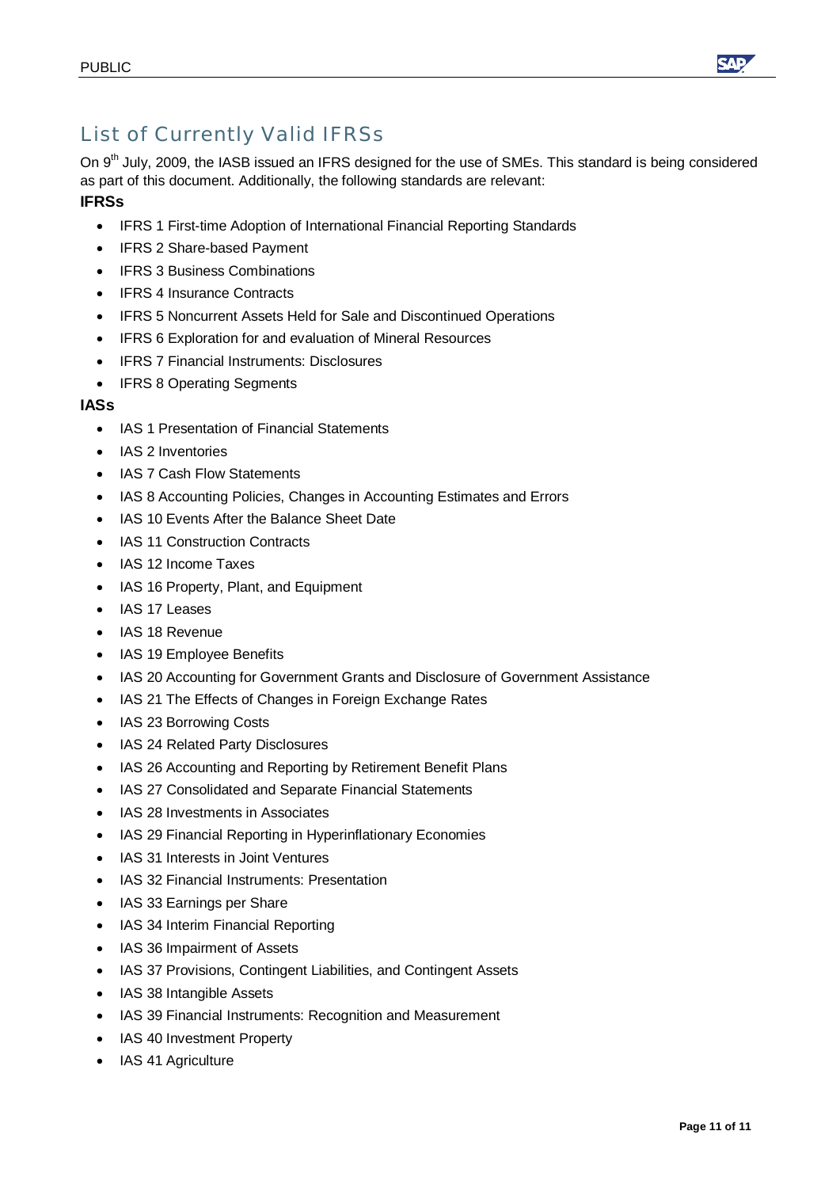# List of Currently Valid IFRSs

On 9th July, 2009, the IASB issued an IFRS designed for the use of SMEs. This standard is being considered as part of this document. Additionally, the following standards are relevant:

**IFRSs**

- IFRS 1 First-time Adoption of International Financial Reporting Standards
- IFRS 2 Share-based Payment
- IFRS 3 Business Combinations
- IFRS 4 Insurance Contracts
- IFRS 5 Noncurrent Assets Held for Sale and Discontinued Operations
- IFRS 6 Exploration for and evaluation of Mineral Resources
- IFRS 7 Financial Instruments: Disclosures
- IFRS 8 Operating Segments

**IASs**

- IAS 1 Presentation of Financial Statements
- IAS 2 Inventories
- IAS 7 Cash Flow Statements
- IAS 8 Accounting Policies, Changes in Accounting Estimates and Errors
- IAS 10 Events After the Balance Sheet Date
- IAS 11 Construction Contracts
- IAS 12 Income Taxes
- IAS 16 Property, Plant, and Equipment
- IAS 17 Leases
- IAS 18 Revenue
- IAS 19 Employee Benefits
- IAS 20 Accounting for Government Grants and Disclosure of Government Assistance
- IAS 21 The Effects of Changes in Foreign Exchange Rates
- IAS 23 Borrowing Costs
- IAS 24 Related Party Disclosures
- IAS 26 Accounting and Reporting by Retirement Benefit Plans
- IAS 27 Consolidated and Separate Financial Statements
- IAS 28 Investments in Associates
- IAS 29 Financial Reporting in Hyperinflationary Economies
- IAS 31 Interests in Joint Ventures
- IAS 32 Financial Instruments: Presentation
- IAS 33 Earnings per Share
- IAS 34 Interim Financial Reporting
- IAS 36 Impairment of Assets
- IAS 37 Provisions, Contingent Liabilities, and Contingent Assets
- IAS 38 Intangible Assets
- IAS 39 Financial Instruments: Recognition and Measurement
- IAS 40 Investment Property
- IAS 41 Agriculture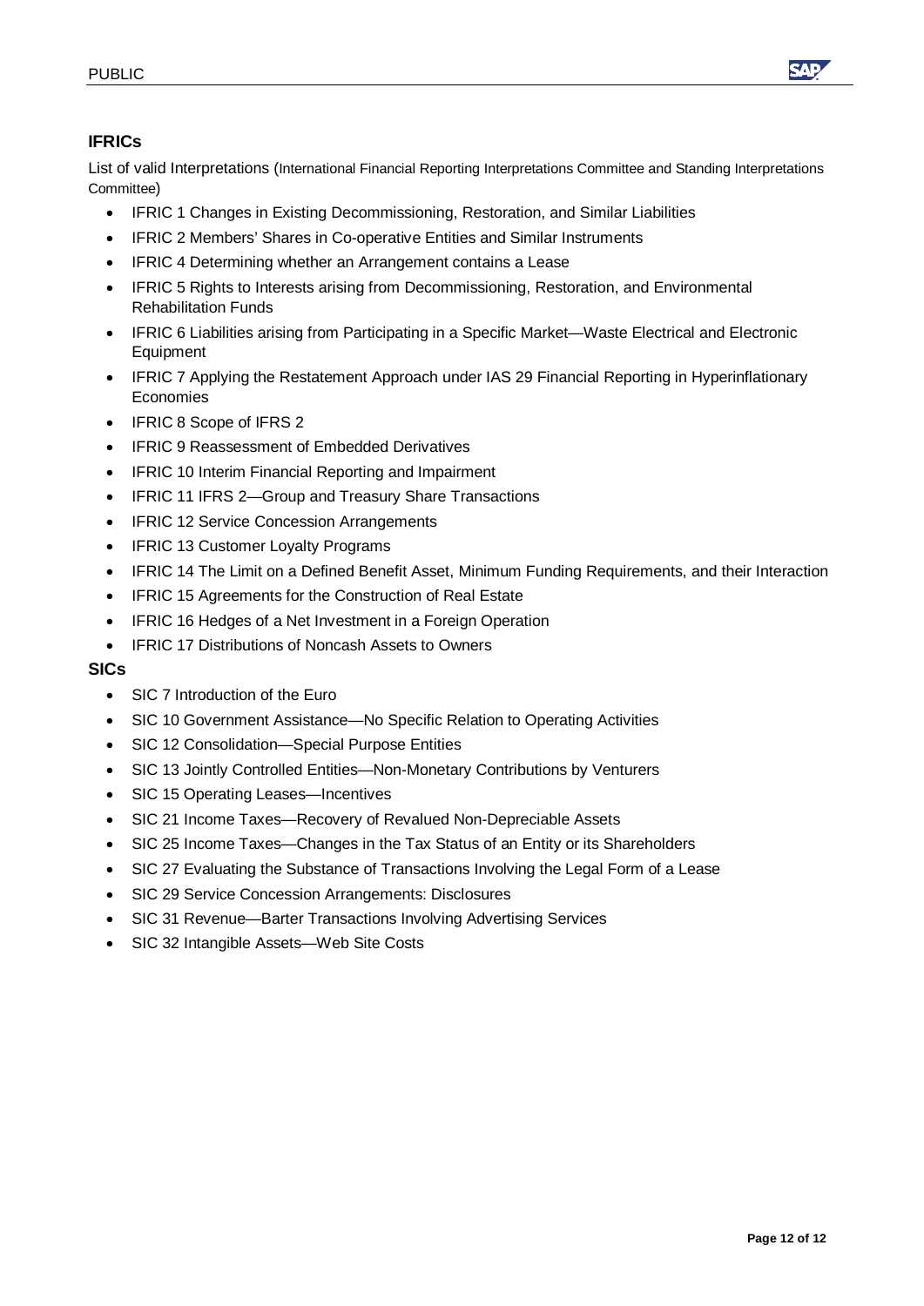## IFRICs

List of valid Interpretations (International Financial Reporting Interpretations Committee and Standing Interpretations Committee)

- IFRIC 1 Changes in Existing Decommissioning, Restoration, and Similar Liabilities
- IFRIC 2 Members' Shares in Co-operative Entities and Similar Instruments
- IFRIC 4 Determining whether an Arrangement contains a Lease
- IFRIC 5 Rights to Interests arising from Decommissioning, Restoration, and Environmental Rehabilitation Funds
- IFRIC 6 Liabilities arising from Participating in a Specific Market—Waste Electrical and Electronic Equipment
- IFRIC 7 Applying the Restatement Approach under IAS 29 Financial Reporting in Hyperinflationary Economies
- IFRIC 8 Scope of IFRS 2
- IFRIC 9 Reassessment of Embedded Derivatives
- IFRIC 10 Interim Financial Reporting and Impairment
- IFRIC 11 IFRS 2—Group and Treasury Share Transactions
- IFRIC 12 Service Concession Arrangements
- IFRIC 13 Customer Loyalty Programs
- IFRIC 14 The Limit on a Defined Benefit Asset, Minimum Funding Requirements, and their Interaction
- IFRIC 15 Agreements for the Construction of Real Estate
- IFRIC 16 Hedges of a Net Investment in a Foreign Operation
- IFRIC 17 Distributions of Noncash Assets to Owners

## SICs

- SIC 7 Introduction of the Euro
- SIC 10 Government Assistance—No Specific Relation to Operating Activities
- SIC 12 Consolidation—Special Purpose Entities
- SIC 13 Jointly Controlled Entities—Non-Monetary Contributions by Venturers
- SIC 15 Operating Leases—Incentives
- SIC 21 Income Taxes—Recovery of Revalued Non-Depreciable Assets
- SIC 25 Income Taxes—Changes in the Tax Status of an Entity or its Shareholders
- SIC 27 Evaluating the Substance of Transactions Involving the Legal Form of a Lease
- SIC 29 Service Concession Arrangements: Disclosures
- SIC 31 Revenue—Barter Transactions Involving Advertising Services
- SIC 32 Intangible Assets—Web Site Costs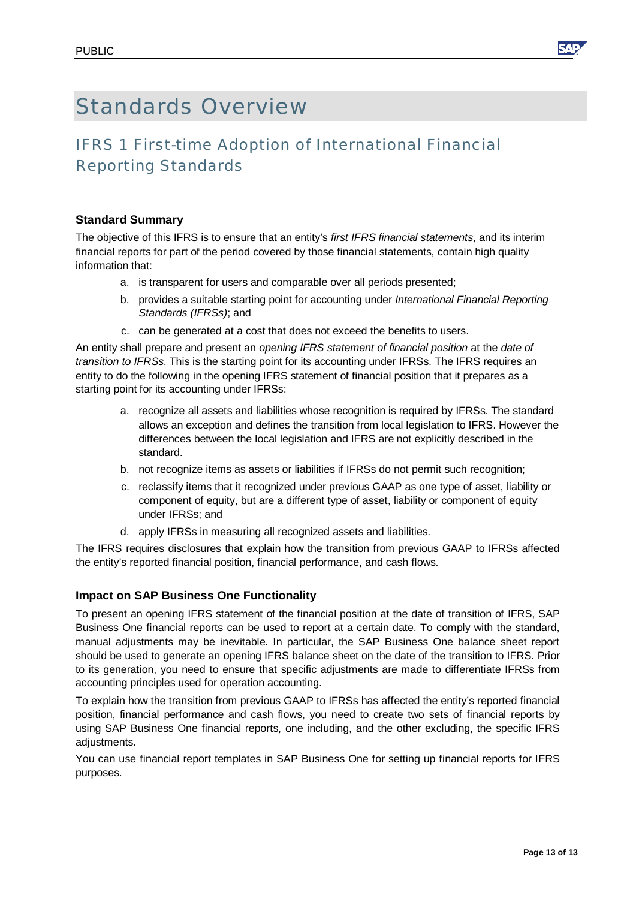# Standards Overview

## IFRS 1 First-time Adoption of International Financial Reporting Standards

### Standard Summary

The objective of this IFRS is to ensure that an entity's *first IFRS financial statements*, and its interim financial reports for part of the period covered by those financial statements, contain high quality information that:

a. is transparent for users and comparable over all periods presented;
b. provides a suitable starting point for accounting under *International Financial Reporting Standards (IFRSs)*; and
c. can be generated at a cost that does not exceed the benefits to users.

An entity shall prepare and present an *opening IFRS statement of financial position* at the *date of transition to IFRSs*. This is the starting point for its accounting under IFRSs. The IFRS requires an entity to do the following in the opening IFRS statement of financial position that it prepares as a starting point for its accounting under IFRSs:

a. recognize all assets and liabilities whose recognition is required by IFRSs. The standard allows an exception and defines the transition from local legislation to IFRS. However the differences between the local legislation and IFRS are not explicitly described in the standard.
b. not recognize items as assets or liabilities if IFRSs do not permit such recognition;
c. reclassify items that it recognized under previous GAAP as one type of asset, liability or component of equity, but are a different type of asset, liability or component of equity under IFRSs; and
d. apply IFRSs in measuring all recognized assets and liabilities.

The IFRS requires disclosures that explain how the transition from previous GAAP to IFRSs affected the entity's reported financial position, financial performance, and cash flows.

### Impact on SAP Business One Functionality

To present an opening IFRS statement of the financial position at the date of transition of IFRS, SAP Business One financial reports can be used to report at a certain date. To comply with the standard, manual adjustments may be inevitable. In particular, the SAP Business One balance sheet report should be used to generate an opening IFRS balance sheet on the date of the transition to IFRS. Prior to its generation, you need to ensure that specific adjustments are made to differentiate IFRSs from accounting principles used for operation accounting.

To explain how the transition from previous GAAP to IFRSs has affected the entity's reported financial position, financial performance and cash flows, you need to create two sets of financial reports by using SAP Business One financial reports, one including, and the other excluding, the specific IFRS adjustments.

You can use financial report templates in SAP Business One for setting up financial reports for IFRS purposes.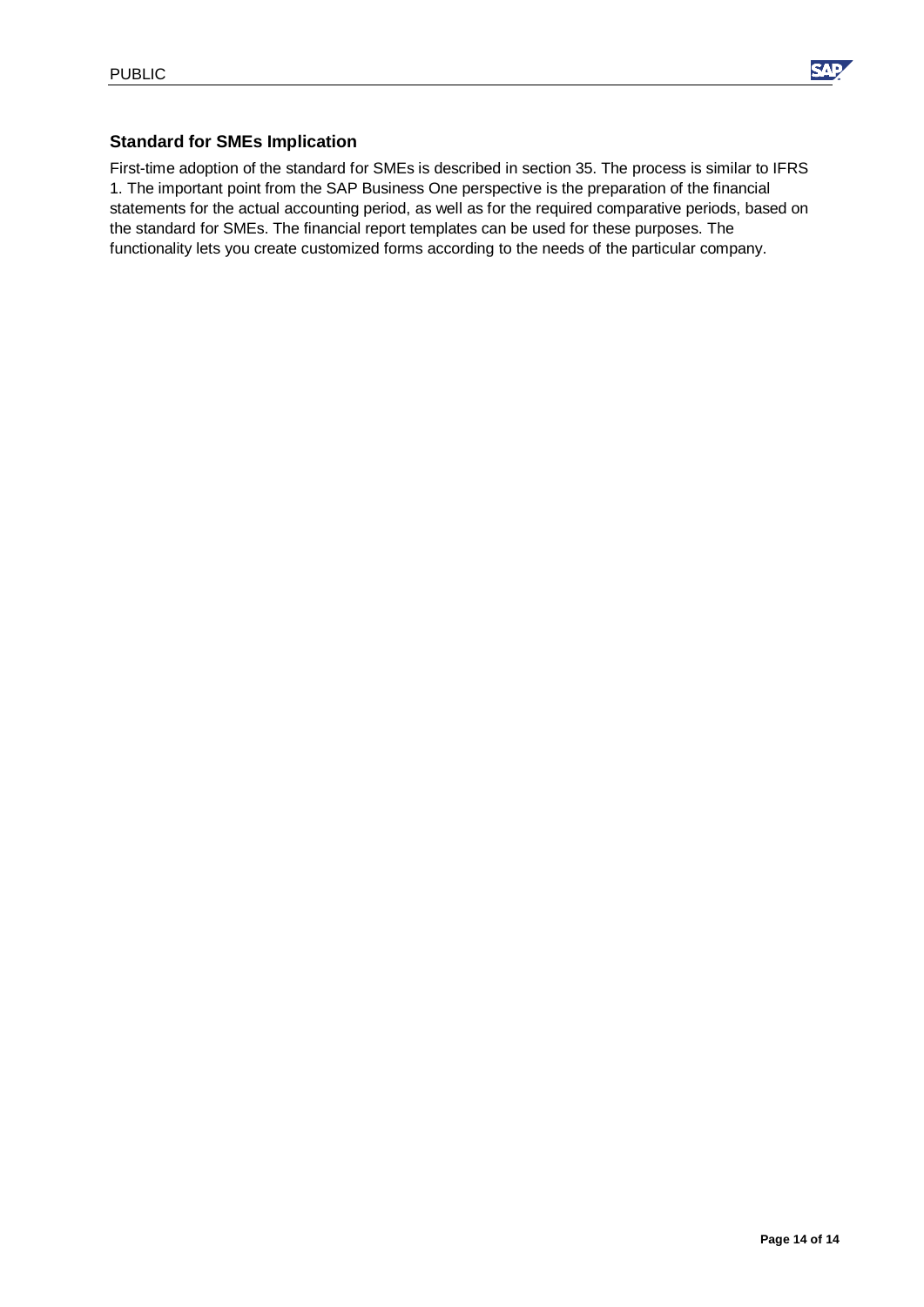### Standard for SMEs Implication

First-time adoption of the standard for SMEs is described in section 35. The process is similar to IFRS 1. The important point from the SAP Business One perspective is the preparation of the financial statements for the actual accounting period, as well as for the required comparative periods, based on the standard for SMEs. The financial report templates can be used for these purposes. The functionality lets you create customized forms according to the needs of the particular company.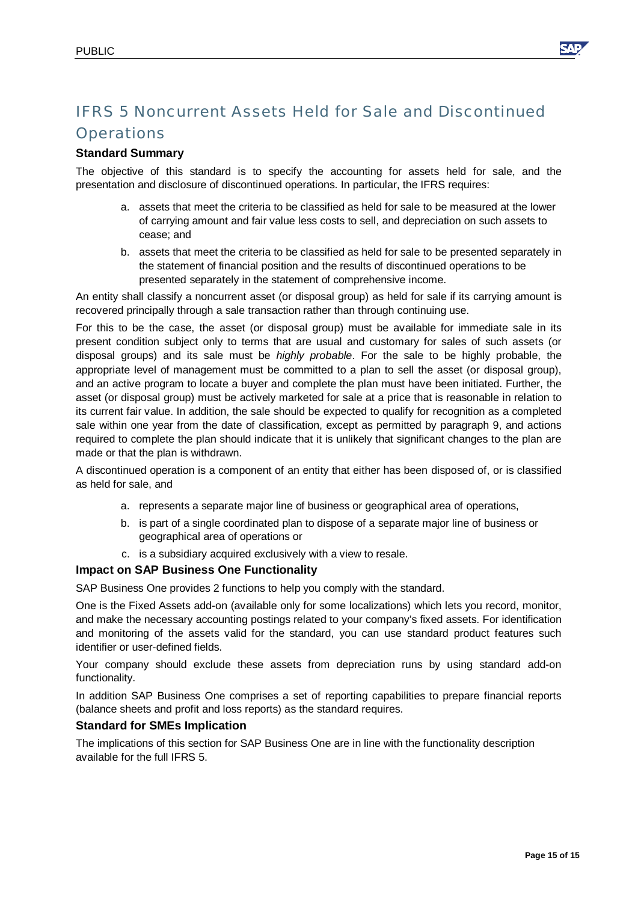# IFRS 5 Noncurrent Assets Held for Sale and Discontinued Operations

### Standard Summary

The objective of this standard is to specify the accounting for assets held for sale, and the presentation and disclosure of discontinued operations. In particular, the IFRS requires:

a. assets that meet the criteria to be classified as held for sale to be measured at the lower of carrying amount and fair value less costs to sell, and depreciation on such assets to cease; and
b. assets that meet the criteria to be classified as held for sale to be presented separately in the statement of financial position and the results of discontinued operations to be presented separately in the statement of comprehensive income.

An entity shall classify a noncurrent asset (or disposal group) as held for sale if its carrying amount is recovered principally through a sale transaction rather than through continuing use.

For this to be the case, the asset (or disposal group) must be available for immediate sale in its present condition subject only to terms that are usual and customary for sales of such assets (or disposal groups) and its sale must be *highly probable*. For the sale to be highly probable, the appropriate level of management must be committed to a plan to sell the asset (or disposal group), and an active program to locate a buyer and complete the plan must have been initiated. Further, the asset (or disposal group) must be actively marketed for sale at a price that is reasonable in relation to its current fair value. In addition, the sale should be expected to qualify for recognition as a completed sale within one year from the date of classification, except as permitted by paragraph 9, and actions required to complete the plan should indicate that it is unlikely that significant changes to the plan are made or that the plan is withdrawn.

A discontinued operation is a component of an entity that either has been disposed of, or is classified as held for sale, and

a. represents a separate major line of business or geographical area of operations,
b. is part of a single coordinated plan to dispose of a separate major line of business or geographical area of operations or
c. is a subsidiary acquired exclusively with a view to resale.

### Impact on SAP Business One Functionality

SAP Business One provides 2 functions to help you comply with the standard.

One is the Fixed Assets add-on (available only for some localizations) which lets you record, monitor, and make the necessary accounting postings related to your company's fixed assets. For identification and monitoring of the assets valid for the standard, you can use standard product features such identifier or user-defined fields.

Your company should exclude these assets from depreciation runs by using standard add-on functionality.

In addition SAP Business One comprises a set of reporting capabilities to prepare financial reports (balance sheets and profit and loss reports) as the standard requires.

### Standard for SMEs Implication

The implications of this section for SAP Business One are in line with the functionality description available for the full IFRS 5.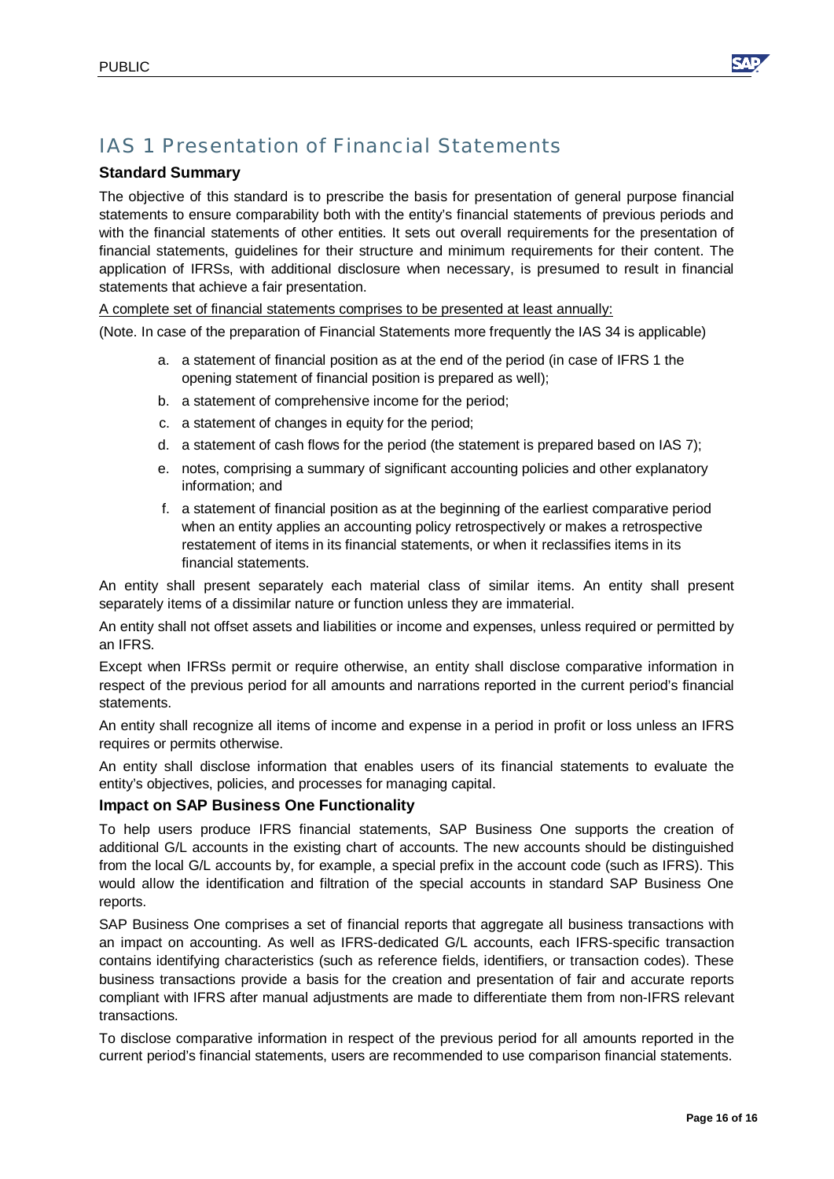# IAS 1 Presentation of Financial Statements

### Standard Summary

The objective of this standard is to prescribe the basis for presentation of general purpose financial statements to ensure comparability both with the entity's financial statements of previous periods and with the financial statements of other entities. It sets out overall requirements for the presentation of financial statements, guidelines for their structure and minimum requirements for their content. The application of IFRSs, with additional disclosure when necessary, is presumed to result in financial statements that achieve a fair presentation.

<u>A complete set of financial statements comprises to be presented at least annually:</u>

(Note. In case of the preparation of Financial Statements more frequently the IAS 34 is applicable)

a. a statement of financial position as at the end of the period (in case of IFRS 1 the opening statement of financial position is prepared as well);
b. a statement of comprehensive income for the period;
c. a statement of changes in equity for the period;
d. a statement of cash flows for the period (the statement is prepared based on IAS 7);
e. notes, comprising a summary of significant accounting policies and other explanatory information; and
f. a statement of financial position as at the beginning of the earliest comparative period when an entity applies an accounting policy retrospectively or makes a retrospective restatement of items in its financial statements, or when it reclassifies items in its financial statements.

An entity shall present separately each material class of similar items. An entity shall present separately items of a dissimilar nature or function unless they are immaterial.

An entity shall not offset assets and liabilities or income and expenses, unless required or permitted by an IFRS.

Except when IFRSs permit or require otherwise, an entity shall disclose comparative information in respect of the previous period for all amounts and narrations reported in the current period's financial statements.

An entity shall recognize all items of income and expense in a period in profit or loss unless an IFRS requires or permits otherwise.

An entity shall disclose information that enables users of its financial statements to evaluate the entity's objectives, policies, and processes for managing capital.

### Impact on SAP Business One Functionality

To help users produce IFRS financial statements, SAP Business One supports the creation of additional G/L accounts in the existing chart of accounts. The new accounts should be distinguished from the local G/L accounts by, for example, a special prefix in the account code (such as IFRS). This would allow the identification and filtration of the special accounts in standard SAP Business One reports.

SAP Business One comprises a set of financial reports that aggregate all business transactions with an impact on accounting. As well as IFRS-dedicated G/L accounts, each IFRS-specific transaction contains identifying characteristics (such as reference fields, identifiers, or transaction codes). These business transactions provide a basis for the creation and presentation of fair and accurate reports compliant with IFRS after manual adjustments are made to differentiate them from non-IFRS relevant transactions.

To disclose comparative information in respect of the previous period for all amounts reported in the current period's financial statements, users are recommended to use comparison financial statements.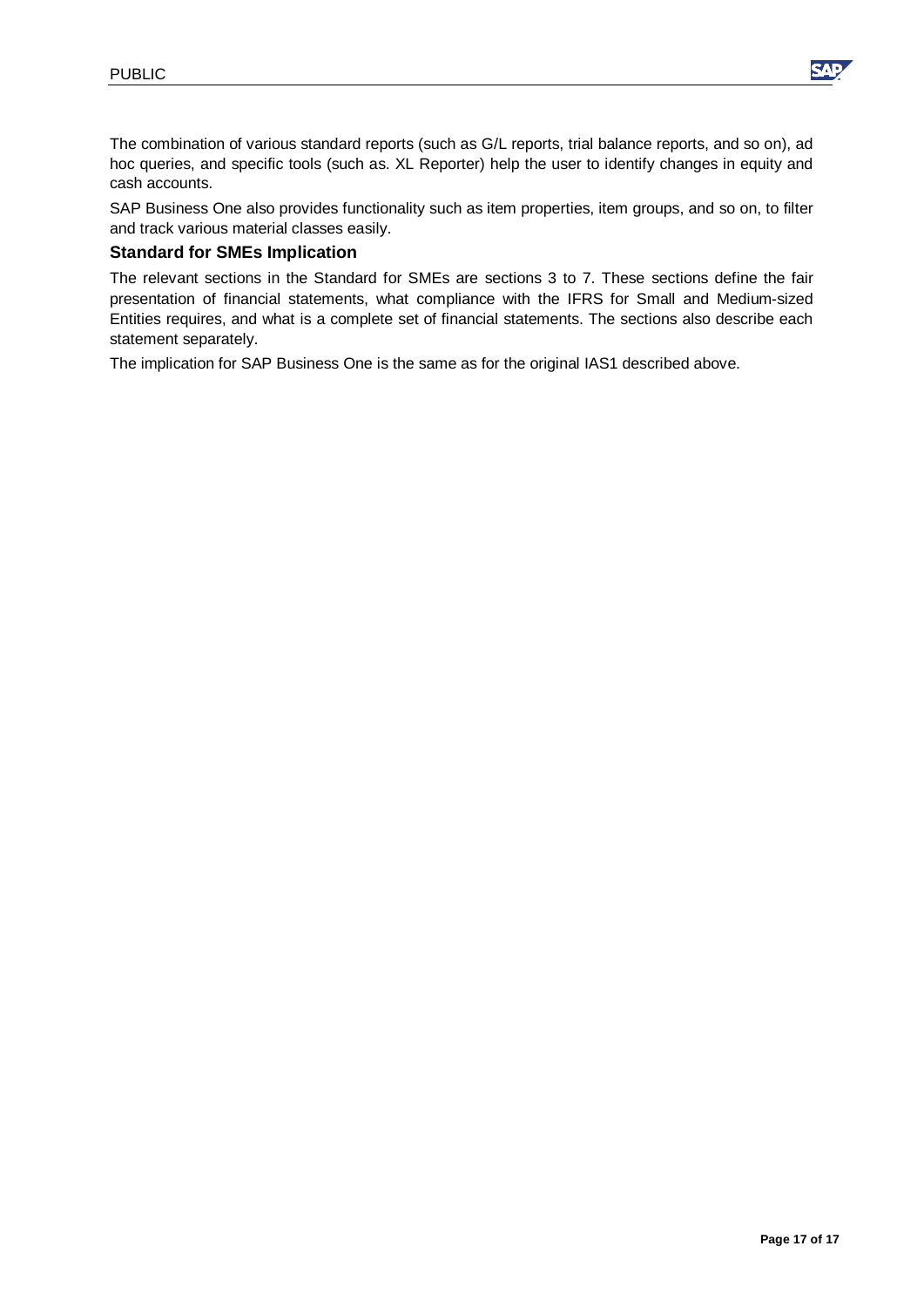The combination of various standard reports (such as G/L reports, trial balance reports, and so on), ad hoc queries, and specific tools (such as. XL Reporter) help the user to identify changes in equity and cash accounts.

SAP Business One also provides functionality such as item properties, item groups, and so on, to filter and track various material classes easily.

### Standard for SMEs Implication

The relevant sections in the Standard for SMEs are sections 3 to 7. These sections define the fair presentation of financial statements, what compliance with the IFRS for Small and Medium-sized Entities requires, and what is a complete set of financial statements. The sections also describe each statement separately.

The implication for SAP Business One is the same as for the original IAS1 described above.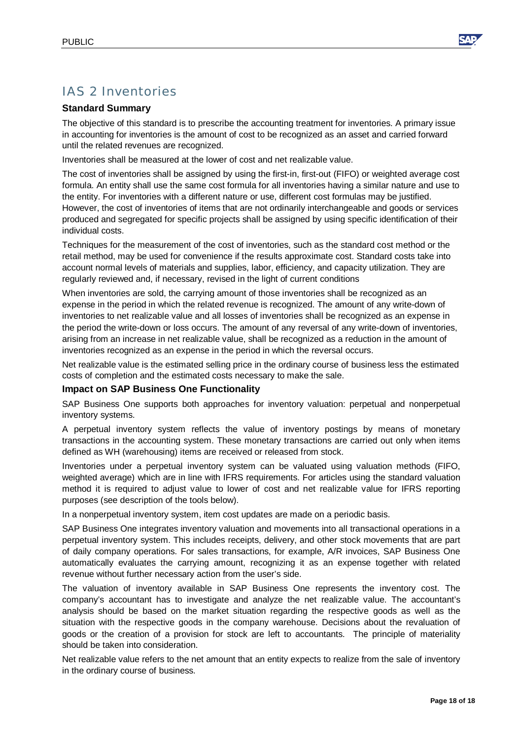## IAS 2 Inventories

### Standard Summary

The objective of this standard is to prescribe the accounting treatment for inventories. A primary issue in accounting for inventories is the amount of cost to be recognized as an asset and carried forward until the related revenues are recognized.

Inventories shall be measured at the lower of cost and net realizable value.

The cost of inventories shall be assigned by using the first-in, first-out (FIFO) or weighted average cost formula. An entity shall use the same cost formula for all inventories having a similar nature and use to the entity. For inventories with a different nature or use, different cost formulas may be justified. However, the cost of inventories of items that are not ordinarily interchangeable and goods or services produced and segregated for specific projects shall be assigned by using specific identification of their individual costs.

Techniques for the measurement of the cost of inventories, such as the standard cost method or the retail method, may be used for convenience if the results approximate cost. Standard costs take into account normal levels of materials and supplies, labor, efficiency, and capacity utilization. They are regularly reviewed and, if necessary, revised in the light of current conditions

When inventories are sold, the carrying amount of those inventories shall be recognized as an expense in the period in which the related revenue is recognized. The amount of any write-down of inventories to net realizable value and all losses of inventories shall be recognized as an expense in the period the write-down or loss occurs. The amount of any reversal of any write-down of inventories, arising from an increase in net realizable value, shall be recognized as a reduction in the amount of inventories recognized as an expense in the period in which the reversal occurs.

Net realizable value is the estimated selling price in the ordinary course of business less the estimated costs of completion and the estimated costs necessary to make the sale.

### Impact on SAP Business One Functionality

SAP Business One supports both approaches for inventory valuation: perpetual and nonperpetual inventory systems.

A perpetual inventory system reflects the value of inventory postings by means of monetary transactions in the accounting system. These monetary transactions are carried out only when items defined as WH (warehousing) items are received or released from stock.

Inventories under a perpetual inventory system can be valuated using valuation methods (FIFO, weighted average) which are in line with IFRS requirements. For articles using the standard valuation method it is required to adjust value to lower of cost and net realizable value for IFRS reporting purposes (see description of the tools below).

In a nonperpetual inventory system, item cost updates are made on a periodic basis.

SAP Business One integrates inventory valuation and movements into all transactional operations in a perpetual inventory system. This includes receipts, delivery, and other stock movements that are part of daily company operations. For sales transactions, for example, A/R invoices, SAP Business One automatically evaluates the carrying amount, recognizing it as an expense together with related revenue without further necessary action from the user's side.

The valuation of inventory available in SAP Business One represents the inventory cost. The company's accountant has to investigate and analyze the net realizable value. The accountant's analysis should be based on the market situation regarding the respective goods as well as the situation with the respective goods in the company warehouse. Decisions about the revaluation of goods or the creation of a provision for stock are left to accountants. The principle of materiality should be taken into consideration.

Net realizable value refers to the net amount that an entity expects to realize from the sale of inventory in the ordinary course of business.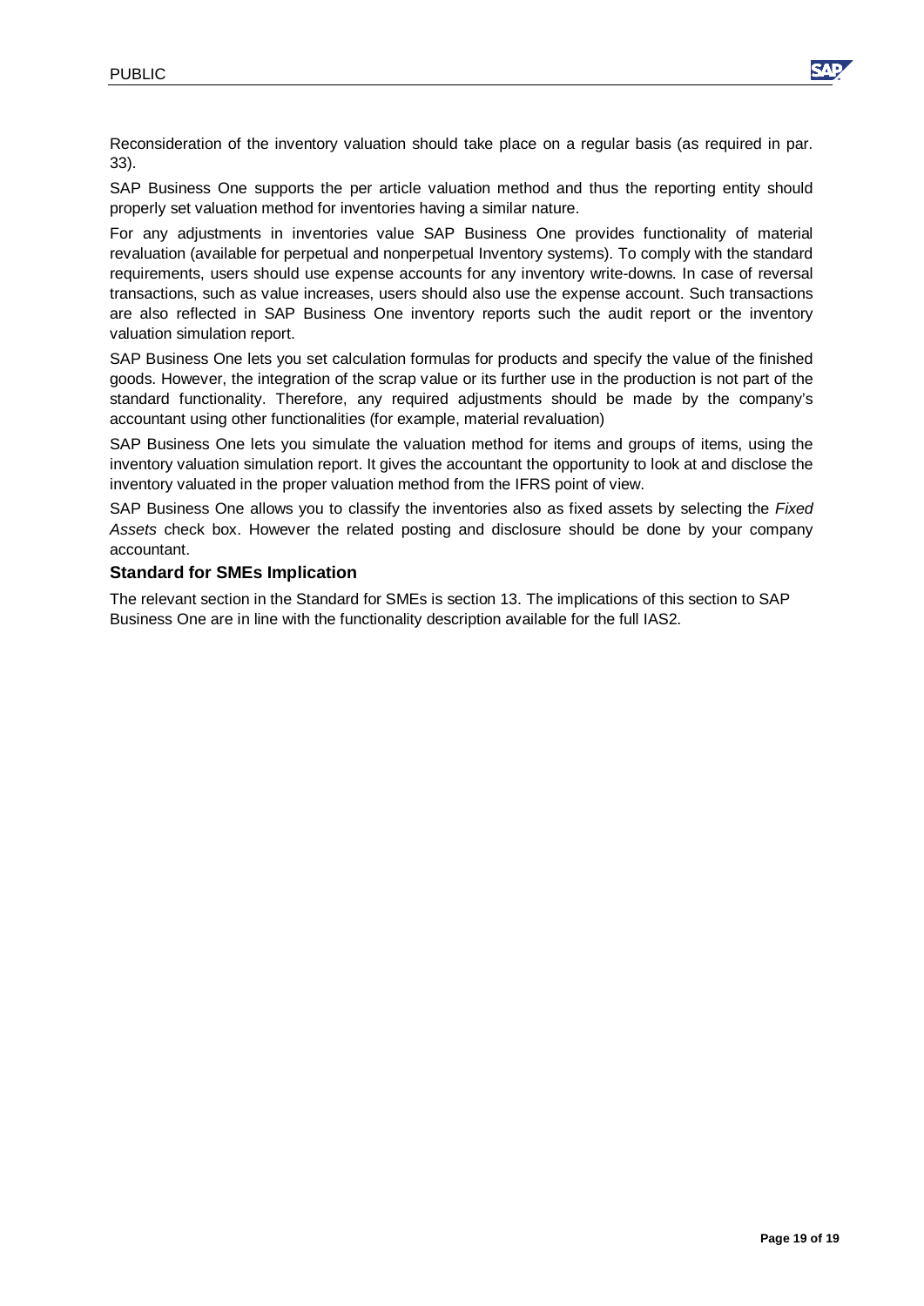Reconsideration of the inventory valuation should take place on a regular basis (as required in par. 33).

SAP Business One supports the per article valuation method and thus the reporting entity should properly set valuation method for inventories having a similar nature.

For any adjustments in inventories value SAP Business One provides functionality of material revaluation (available for perpetual and nonperpetual Inventory systems). To comply with the standard requirements, users should use expense accounts for any inventory write-downs. In case of reversal transactions, such as value increases, users should also use the expense account. Such transactions are also reflected in SAP Business One inventory reports such the audit report or the inventory valuation simulation report.

SAP Business One lets you set calculation formulas for products and specify the value of the finished goods. However, the integration of the scrap value or its further use in the production is not part of the standard functionality. Therefore, any required adjustments should be made by the company's accountant using other functionalities (for example, material revaluation)

SAP Business One lets you simulate the valuation method for items and groups of items, using the inventory valuation simulation report. It gives the accountant the opportunity to look at and disclose the inventory valuated in the proper valuation method from the IFRS point of view.

SAP Business One allows you to classify the inventories also as fixed assets by selecting the *Fixed Assets* check box. However the related posting and disclosure should be done by your company accountant.

### Standard for SMEs Implication

The relevant section in the Standard for SMEs is section 13. The implications of this section to SAP Business One are in line with the functionality description available for the full IAS2.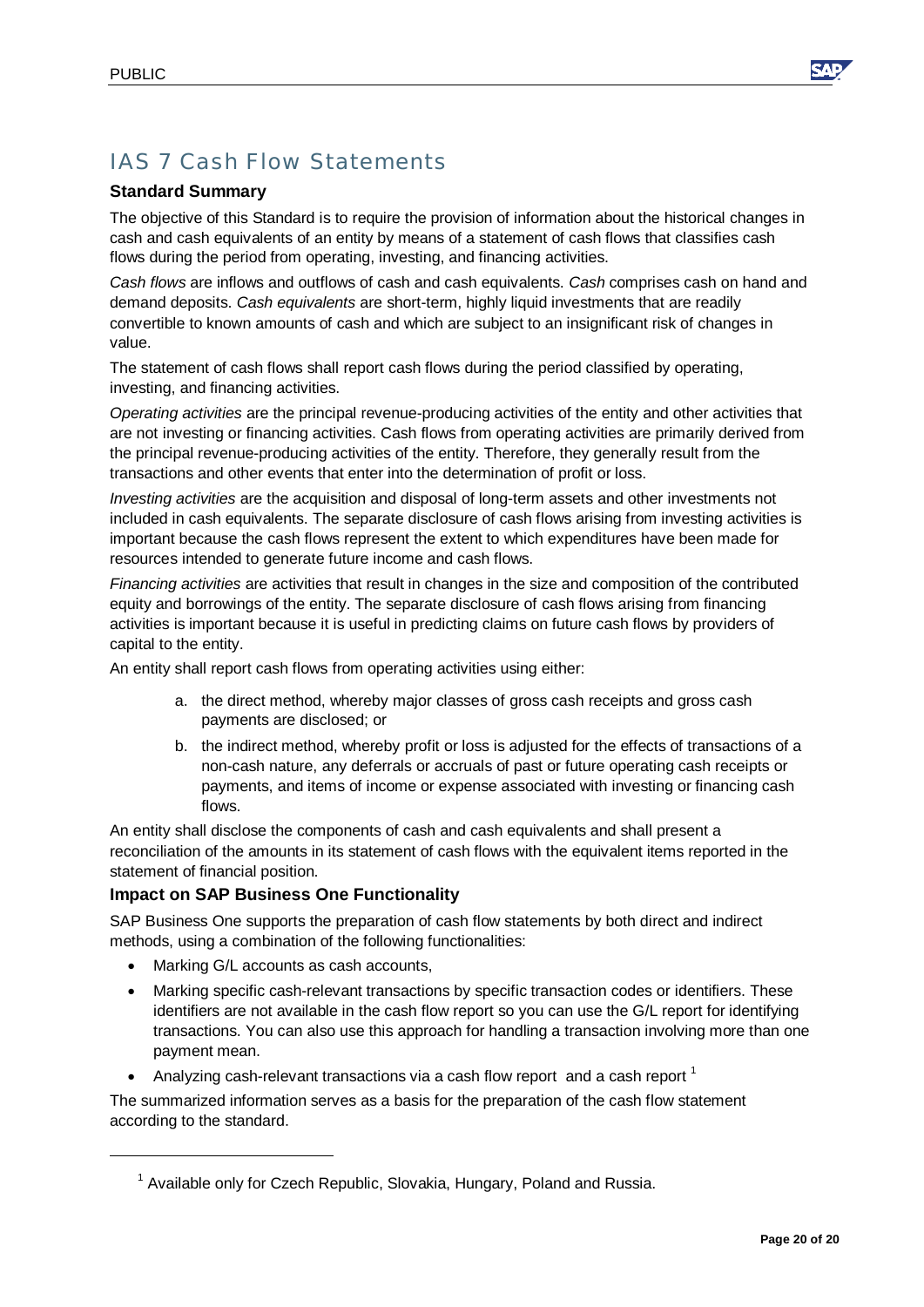## IAS 7 Cash Flow Statements

### Standard Summary

The objective of this Standard is to require the provision of information about the historical changes in cash and cash equivalents of an entity by means of a statement of cash flows that classifies cash flows during the period from operating, investing, and financing activities.

*Cash flows* are inflows and outflows of cash and cash equivalents. *Cash* comprises cash on hand and demand deposits. *Cash equivalents* are short-term, highly liquid investments that are readily convertible to known amounts of cash and which are subject to an insignificant risk of changes in value.

The statement of cash flows shall report cash flows during the period classified by operating, investing, and financing activities.

*Operating activities* are the principal revenue-producing activities of the entity and other activities that are not investing or financing activities. Cash flows from operating activities are primarily derived from the principal revenue-producing activities of the entity. Therefore, they generally result from the transactions and other events that enter into the determination of profit or loss.

*Investing activities* are the acquisition and disposal of long-term assets and other investments not included in cash equivalents. The separate disclosure of cash flows arising from investing activities is important because the cash flows represent the extent to which expenditures have been made for resources intended to generate future income and cash flows.

*Financing activities* are activities that result in changes in the size and composition of the contributed equity and borrowings of the entity. The separate disclosure of cash flows arising from financing activities is important because it is useful in predicting claims on future cash flows by providers of capital to the entity.

An entity shall report cash flows from operating activities using either:

a. the direct method, whereby major classes of gross cash receipts and gross cash payments are disclosed; or
b. the indirect method, whereby profit or loss is adjusted for the effects of transactions of a non-cash nature, any deferrals or accruals of past or future operating cash receipts or payments, and items of income or expense associated with investing or financing cash flows.

An entity shall disclose the components of cash and cash equivalents and shall present a reconciliation of the amounts in its statement of cash flows with the equivalent items reported in the statement of financial position.

### Impact on SAP Business One Functionality

SAP Business One supports the preparation of cash flow statements by both direct and indirect methods, using a combination of the following functionalities:

- Marking G/L accounts as cash accounts,
- Marking specific cash-relevant transactions by specific transaction codes or identifiers. These identifiers are not available in the cash flow report so you can use the G/L report for identifying transactions. You can also use this approach for handling a transaction involving more than one payment mean.
- Analyzing cash-relevant transactions via a cash flow report and a cash report [1]

The summarized information serves as a basis for the preparation of the cash flow statement according to the standard.

[1] Available only for Czech Republic, Slovakia, Hungary, Poland and Russia.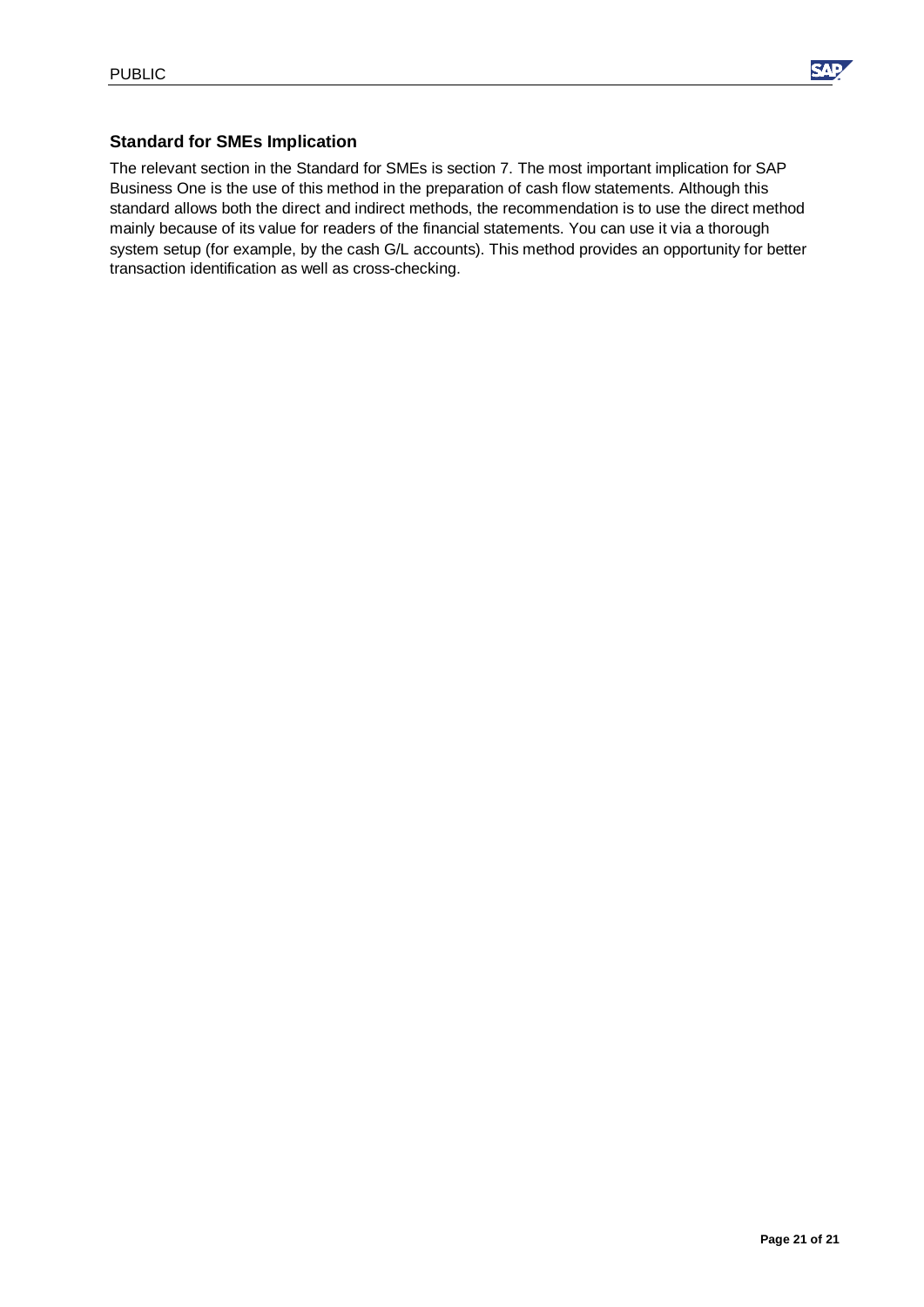### Standard for SMEs Implication

The relevant section in the Standard for SMEs is section 7. The most important implication for SAP Business One is the use of this method in the preparation of cash flow statements. Although this standard allows both the direct and indirect methods, the recommendation is to use the direct method mainly because of its value for readers of the financial statements. You can use it via a thorough system setup (for example, by the cash G/L accounts). This method provides an opportunity for better transaction identification as well as cross-checking.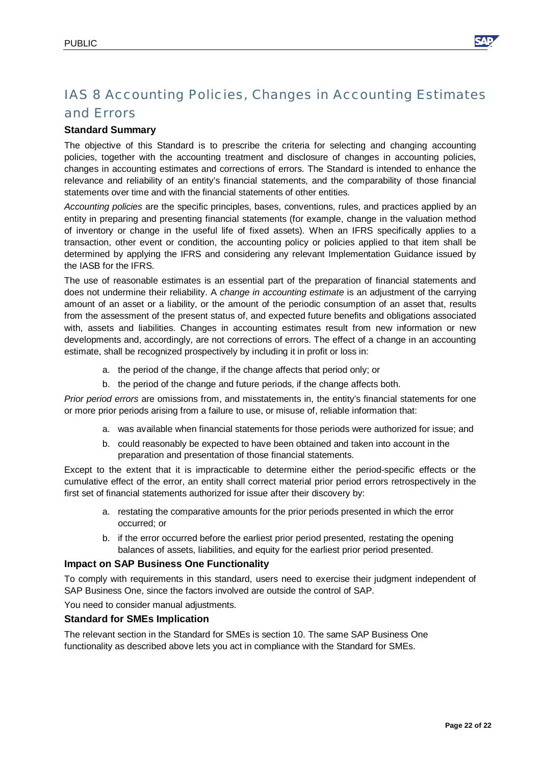## IAS 8 Accounting Policies, Changes in Accounting Estimates and Errors

### Standard Summary

The objective of this Standard is to prescribe the criteria for selecting and changing accounting policies, together with the accounting treatment and disclosure of changes in accounting policies, changes in accounting estimates and corrections of errors. The Standard is intended to enhance the relevance and reliability of an entity's financial statements, and the comparability of those financial statements over time and with the financial statements of other entities.

*Accounting policies* are the specific principles, bases, conventions, rules, and practices applied by an entity in preparing and presenting financial statements (for example, change in the valuation method of inventory or change in the useful life of fixed assets). When an IFRS specifically applies to a transaction, other event or condition, the accounting policy or policies applied to that item shall be determined by applying the IFRS and considering any relevant Implementation Guidance issued by the IASB for the IFRS.

The use of reasonable estimates is an essential part of the preparation of financial statements and does not undermine their reliability. A *change in accounting estimate* is an adjustment of the carrying amount of an asset or a liability, or the amount of the periodic consumption of an asset that, results from the assessment of the present status of, and expected future benefits and obligations associated with, assets and liabilities. Changes in accounting estimates result from new information or new developments and, accordingly, are not corrections of errors. The effect of a change in an accounting estimate, shall be recognized prospectively by including it in profit or loss in:

a. the period of the change, if the change affects that period only; or
b. the period of the change and future periods, if the change affects both.

*Prior period errors* are omissions from, and misstatements in, the entity's financial statements for one or more prior periods arising from a failure to use, or misuse of, reliable information that:

a. was available when financial statements for those periods were authorized for issue; and
b. could reasonably be expected to have been obtained and taken into account in the preparation and presentation of those financial statements.

Except to the extent that it is impracticable to determine either the period-specific effects or the cumulative effect of the error, an entity shall correct material prior period errors retrospectively in the first set of financial statements authorized for issue after their discovery by:

a. restating the comparative amounts for the prior periods presented in which the error occurred; or
b. if the error occurred before the earliest prior period presented, restating the opening balances of assets, liabilities, and equity for the earliest prior period presented.

### Impact on SAP Business One Functionality

To comply with requirements in this standard, users need to exercise their judgment independent of SAP Business One, since the factors involved are outside the control of SAP.

You need to consider manual adjustments.

### Standard for SMEs Implication

The relevant section in the Standard for SMEs is section 10. The same SAP Business One functionality as described above lets you act in compliance with the Standard for SMEs.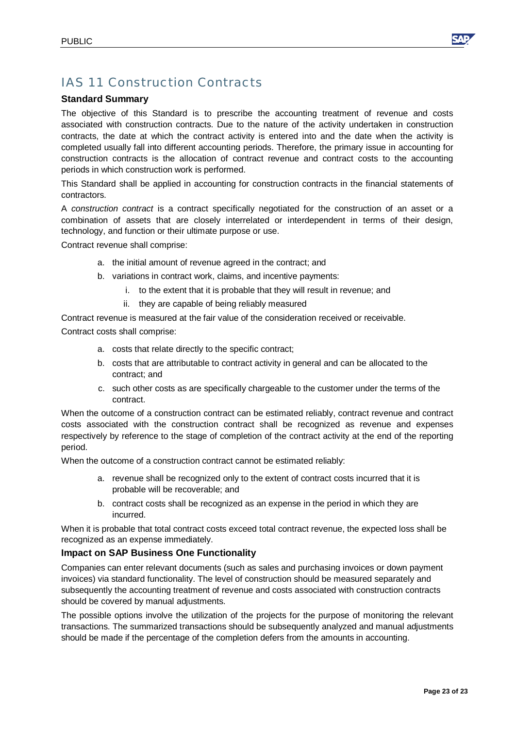# IAS 11 Construction Contracts

### Standard Summary

The objective of this Standard is to prescribe the accounting treatment of revenue and costs associated with construction contracts. Due to the nature of the activity undertaken in construction contracts, the date at which the contract activity is entered into and the date when the activity is completed usually fall into different accounting periods. Therefore, the primary issue in accounting for construction contracts is the allocation of contract revenue and contract costs to the accounting periods in which construction work is performed.

This Standard shall be applied in accounting for construction contracts in the financial statements of contractors.

A *construction contract* is a contract specifically negotiated for the construction of an asset or a combination of assets that are closely interrelated or interdependent in terms of their design, technology, and function or their ultimate purpose or use.

Contract revenue shall comprise:

a. the initial amount of revenue agreed in the contract; and
b. variations in contract work, claims, and incentive payments:
    i. to the extent that it is probable that they will result in revenue; and
    ii. they are capable of being reliably measured

Contract revenue is measured at the fair value of the consideration received or receivable.

Contract costs shall comprise:

a. costs that relate directly to the specific contract;
b. costs that are attributable to contract activity in general and can be allocated to the contract; and
c. such other costs as are specifically chargeable to the customer under the terms of the contract.

When the outcome of a construction contract can be estimated reliably, contract revenue and contract costs associated with the construction contract shall be recognized as revenue and expenses respectively by reference to the stage of completion of the contract activity at the end of the reporting period.

When the outcome of a construction contract cannot be estimated reliably:

a. revenue shall be recognized only to the extent of contract costs incurred that it is probable will be recoverable; and
b. contract costs shall be recognized as an expense in the period in which they are incurred.

When it is probable that total contract costs exceed total contract revenue, the expected loss shall be recognized as an expense immediately.

### Impact on SAP Business One Functionality

Companies can enter relevant documents (such as sales and purchasing invoices or down payment invoices) via standard functionality. The level of construction should be measured separately and subsequently the accounting treatment of revenue and costs associated with construction contracts should be covered by manual adjustments.

The possible options involve the utilization of the projects for the purpose of monitoring the relevant transactions. The summarized transactions should be subsequently analyzed and manual adjustments should be made if the percentage of the completion defers from the amounts in accounting.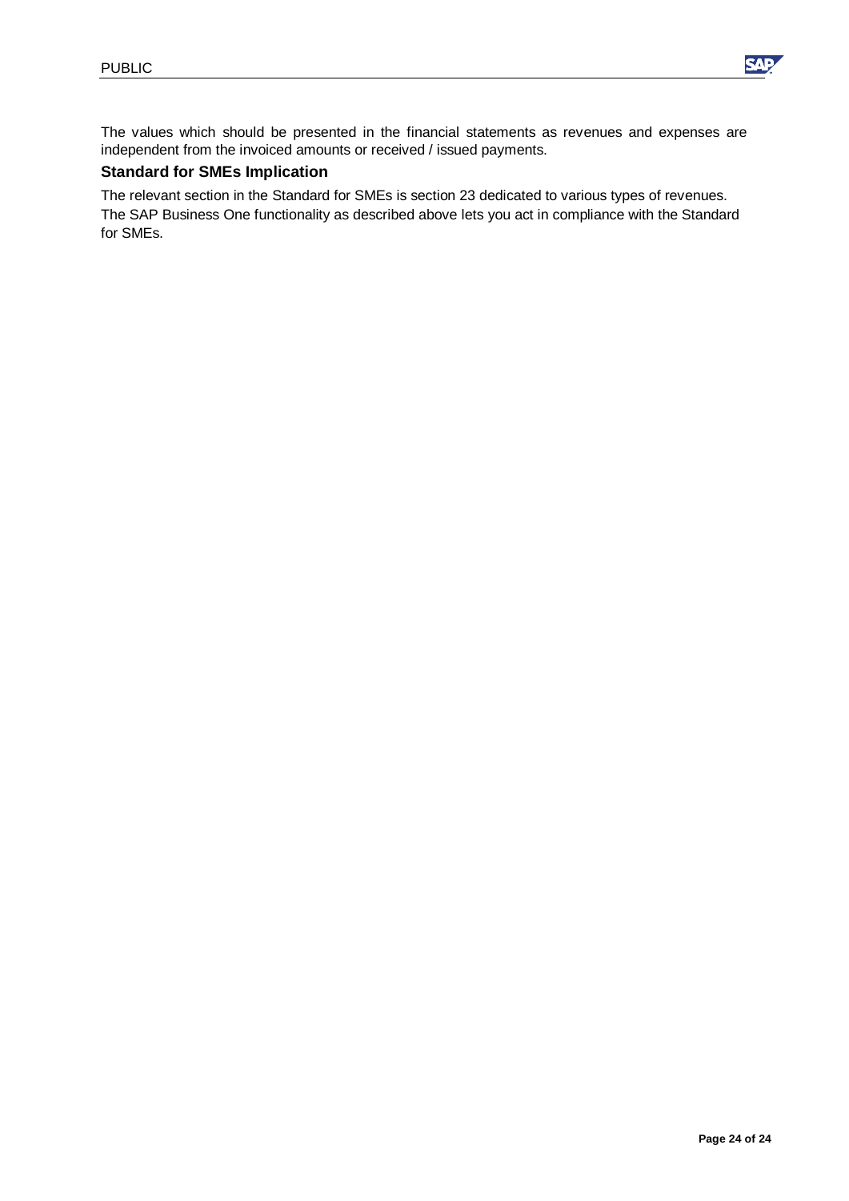The values which should be presented in the financial statements as revenues and expenses are independent from the invoiced amounts or received / issued payments.

### Standard for SMEs Implication

The relevant section in the Standard for SMEs is section 23 dedicated to various types of revenues. The SAP Business One functionality as described above lets you act in compliance with the Standard for SMEs.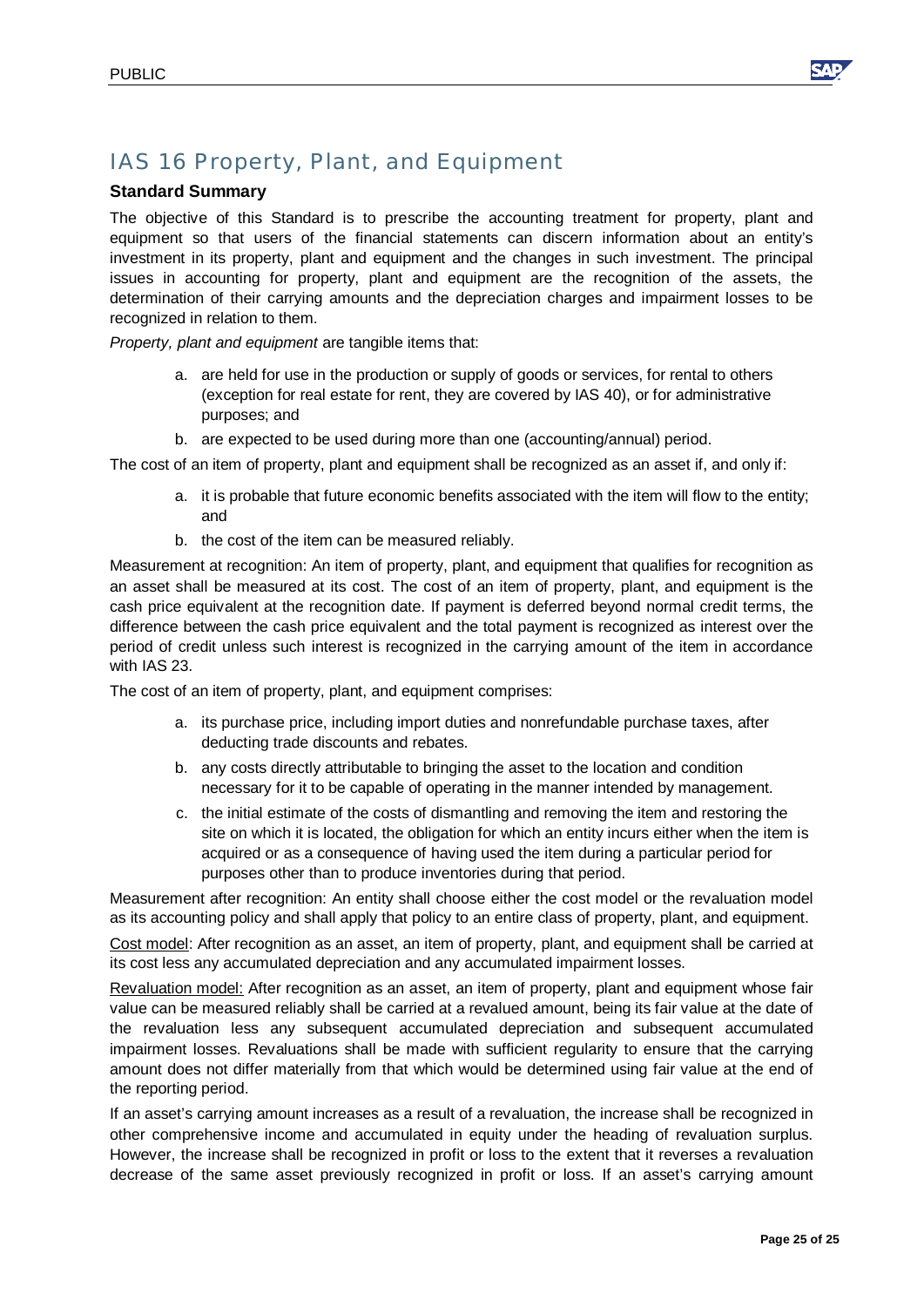## IAS 16 Property, Plant, and Equipment

### Standard Summary

The objective of this Standard is to prescribe the accounting treatment for property, plant and equipment so that users of the financial statements can discern information about an entity's investment in its property, plant and equipment and the changes in such investment. The principal issues in accounting for property, plant and equipment are the recognition of the assets, the determination of their carrying amounts and the depreciation charges and impairment losses to be recognized in relation to them.

*Property, plant and equipment* are tangible items that:

a. are held for use in the production or supply of goods or services, for rental to others (exception for real estate for rent, they are covered by IAS 40), or for administrative purposes; and
b. are expected to be used during more than one (accounting/annual) period.

The cost of an item of property, plant and equipment shall be recognized as an asset if, and only if:

a. it is probable that future economic benefits associated with the item will flow to the entity; and
b. the cost of the item can be measured reliably.

Measurement at recognition: An item of property, plant, and equipment that qualifies for recognition as an asset shall be measured at its cost. The cost of an item of property, plant, and equipment is the cash price equivalent at the recognition date. If payment is deferred beyond normal credit terms, the difference between the cash price equivalent and the total payment is recognized as interest over the period of credit unless such interest is recognized in the carrying amount of the item in accordance with IAS 23.

The cost of an item of property, plant, and equipment comprises:

a. its purchase price, including import duties and nonrefundable purchase taxes, after deducting trade discounts and rebates.
b. any costs directly attributable to bringing the asset to the location and condition necessary for it to be capable of operating in the manner intended by management.
c. the initial estimate of the costs of dismantling and removing the item and restoring the site on which it is located, the obligation for which an entity incurs either when the item is acquired or as a consequence of having used the item during a particular period for purposes other than to produce inventories during that period.

Measurement after recognition: An entity shall choose either the cost model or the revaluation model as its accounting policy and shall apply that policy to an entire class of property, plant, and equipment.

Cost model: After recognition as an asset, an item of property, plant, and equipment shall be carried at its cost less any accumulated depreciation and any accumulated impairment losses.

Revaluation model: After recognition as an asset, an item of property, plant and equipment whose fair value can be measured reliably shall be carried at a revalued amount, being its fair value at the date of the revaluation less any subsequent accumulated depreciation and subsequent accumulated impairment losses. Revaluations shall be made with sufficient regularity to ensure that the carrying amount does not differ materially from that which would be determined using fair value at the end of the reporting period.

If an asset's carrying amount increases as a result of a revaluation, the increase shall be recognized in other comprehensive income and accumulated in equity under the heading of revaluation surplus. However, the increase shall be recognized in profit or loss to the extent that it reverses a revaluation decrease of the same asset previously recognized in profit or loss. If an asset's carrying amount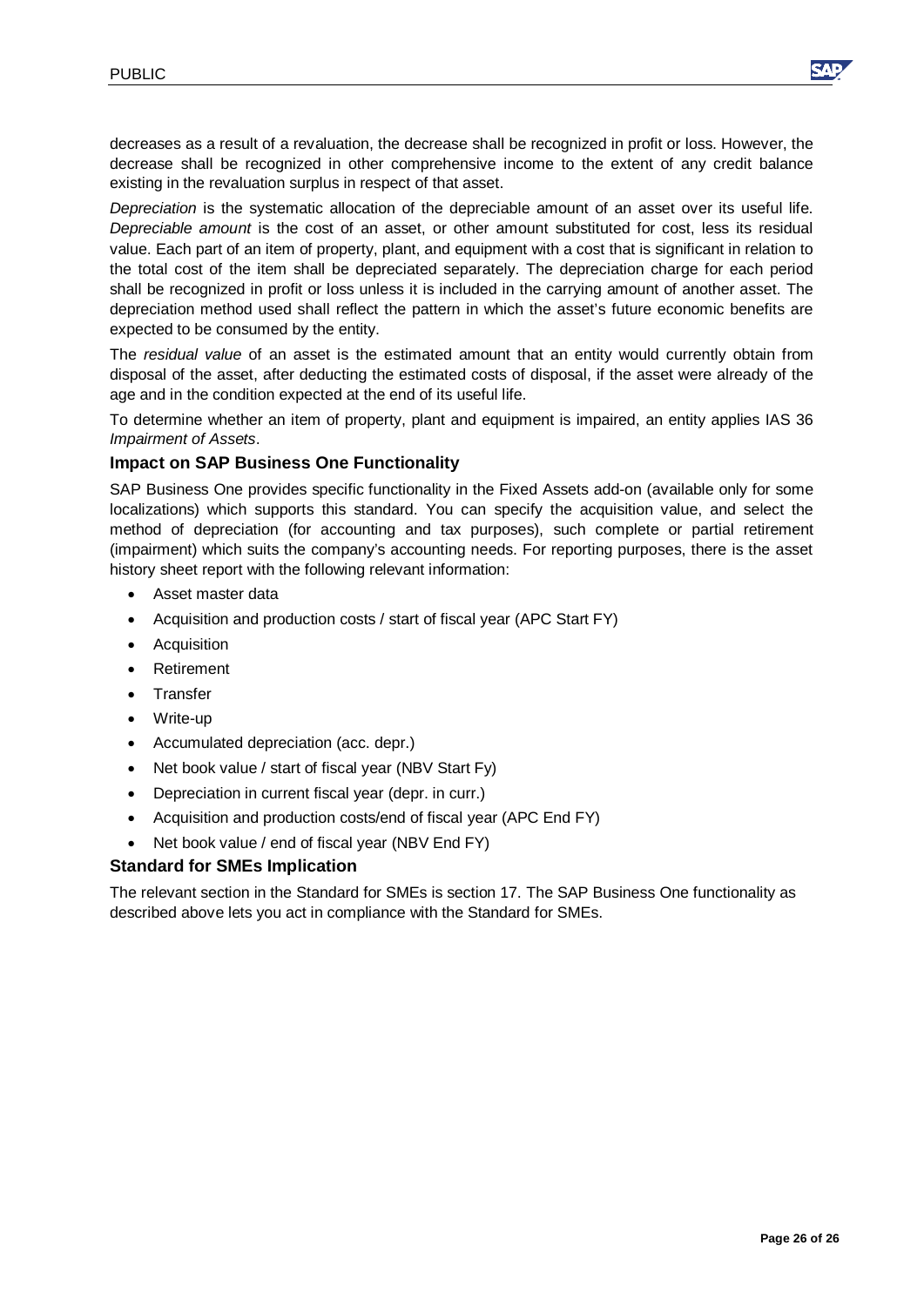decreases as a result of a revaluation, the decrease shall be recognized in profit or loss. However, the decrease shall be recognized in other comprehensive income to the extent of any credit balance existing in the revaluation surplus in respect of that asset.

*Depreciation* is the systematic allocation of the depreciable amount of an asset over its useful life. *Depreciable amount* is the cost of an asset, or other amount substituted for cost, less its residual value. Each part of an item of property, plant, and equipment with a cost that is significant in relation to the total cost of the item shall be depreciated separately. The depreciation charge for each period shall be recognized in profit or loss unless it is included in the carrying amount of another asset. The depreciation method used shall reflect the pattern in which the asset's future economic benefits are expected to be consumed by the entity.

The *residual value* of an asset is the estimated amount that an entity would currently obtain from disposal of the asset, after deducting the estimated costs of disposal, if the asset were already of the age and in the condition expected at the end of its useful life.

To determine whether an item of property, plant and equipment is impaired, an entity applies IAS 36 *Impairment of Assets*.

### Impact on SAP Business One Functionality

SAP Business One provides specific functionality in the Fixed Assets add-on (available only for some localizations) which supports this standard. You can specify the acquisition value, and select the method of depreciation (for accounting and tax purposes), such complete or partial retirement (impairment) which suits the company's accounting needs. For reporting purposes, there is the asset history sheet report with the following relevant information:

- Asset master data
- Acquisition and production costs / start of fiscal year (APC Start FY)
- Acquisition
- Retirement
- Transfer
- Write-up
- Accumulated depreciation (acc. depr.)
- Net book value / start of fiscal year (NBV Start Fy)
- Depreciation in current fiscal year (depr. in curr.)
- Acquisition and production costs/end of fiscal year (APC End FY)
- Net book value / end of fiscal year (NBV End FY)

### Standard for SMEs Implication

The relevant section in the Standard for SMEs is section 17. The SAP Business One functionality as described above lets you act in compliance with the Standard for SMEs.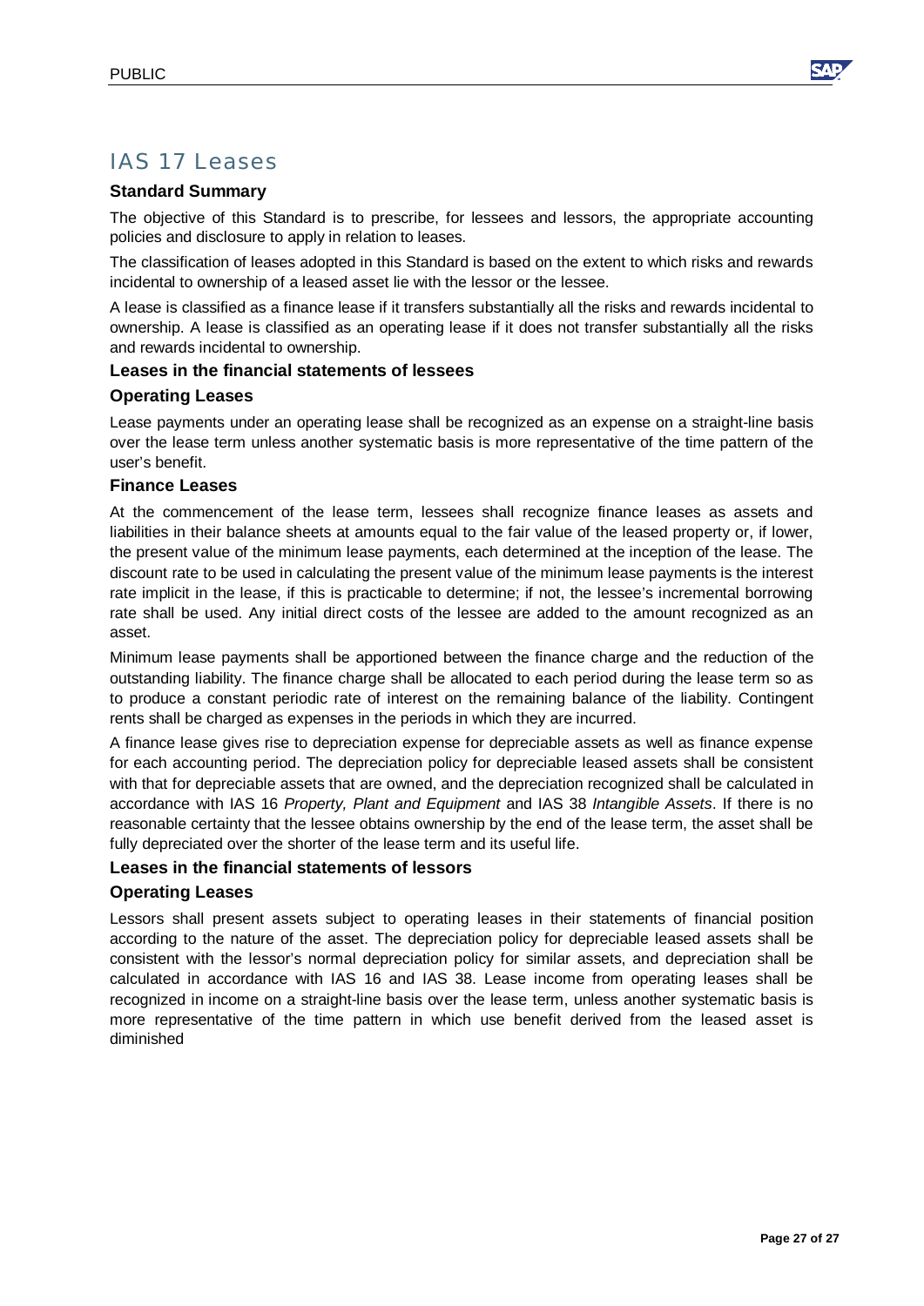# IAS 17 Leases

### Standard Summary

The objective of this Standard is to prescribe, for lessees and lessors, the appropriate accounting policies and disclosure to apply in relation to leases.

The classification of leases adopted in this Standard is based on the extent to which risks and rewards incidental to ownership of a leased asset lie with the lessor or the lessee.

A lease is classified as a finance lease if it transfers substantially all the risks and rewards incidental to ownership. A lease is classified as an operating lease if it does not transfer substantially all the risks and rewards incidental to ownership.

### Leases in the financial statements of lessees

### Operating Leases

Lease payments under an operating lease shall be recognized as an expense on a straight-line basis over the lease term unless another systematic basis is more representative of the time pattern of the user's benefit.

### Finance Leases

At the commencement of the lease term, lessees shall recognize finance leases as assets and liabilities in their balance sheets at amounts equal to the fair value of the leased property or, if lower, the present value of the minimum lease payments, each determined at the inception of the lease. The discount rate to be used in calculating the present value of the minimum lease payments is the interest rate implicit in the lease, if this is practicable to determine; if not, the lessee's incremental borrowing rate shall be used. Any initial direct costs of the lessee are added to the amount recognized as an asset.

Minimum lease payments shall be apportioned between the finance charge and the reduction of the outstanding liability. The finance charge shall be allocated to each period during the lease term so as to produce a constant periodic rate of interest on the remaining balance of the liability. Contingent rents shall be charged as expenses in the periods in which they are incurred.

A finance lease gives rise to depreciation expense for depreciable assets as well as finance expense for each accounting period. The depreciation policy for depreciable leased assets shall be consistent with that for depreciable assets that are owned, and the depreciation recognized shall be calculated in accordance with IAS 16 *Property, Plant and Equipment* and IAS 38 *Intangible Assets*. If there is no reasonable certainty that the lessee obtains ownership by the end of the lease term, the asset shall be fully depreciated over the shorter of the lease term and its useful life.

### Leases in the financial statements of lessors

### Operating Leases

Lessors shall present assets subject to operating leases in their statements of financial position according to the nature of the asset. The depreciation policy for depreciable leased assets shall be consistent with the lessor's normal depreciation policy for similar assets, and depreciation shall be calculated in accordance with IAS 16 and IAS 38. Lease income from operating leases shall be recognized in income on a straight-line basis over the lease term, unless another systematic basis is more representative of the time pattern in which use benefit derived from the leased asset is diminished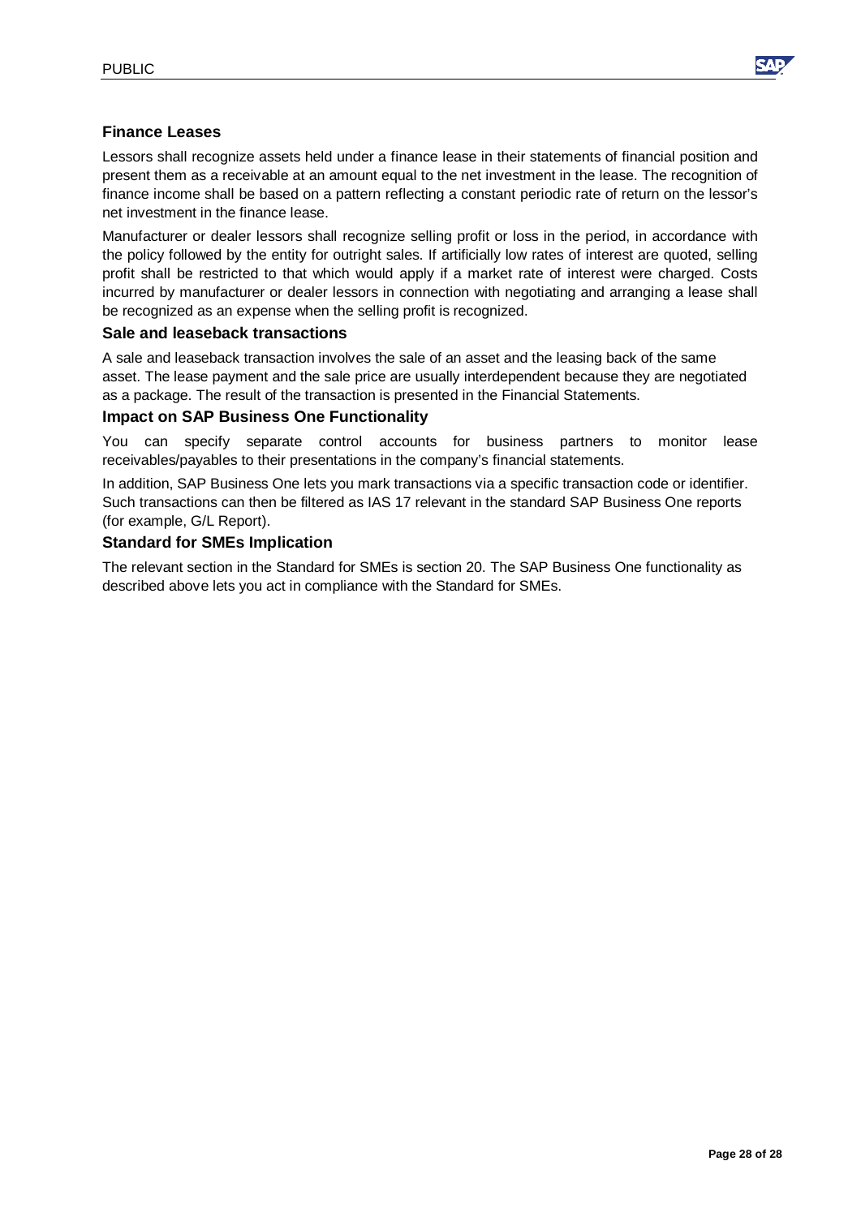### Finance Leases

Lessors shall recognize assets held under a finance lease in their statements of financial position and present them as a receivable at an amount equal to the net investment in the lease. The recognition of finance income shall be based on a pattern reflecting a constant periodic rate of return on the lessor's net investment in the finance lease.

Manufacturer or dealer lessors shall recognize selling profit or loss in the period, in accordance with the policy followed by the entity for outright sales. If artificially low rates of interest are quoted, selling profit shall be restricted to that which would apply if a market rate of interest were charged. Costs incurred by manufacturer or dealer lessors in connection with negotiating and arranging a lease shall be recognized as an expense when the selling profit is recognized.

### Sale and leaseback transactions

A sale and leaseback transaction involves the sale of an asset and the leasing back of the same asset. The lease payment and the sale price are usually interdependent because they are negotiated as a package. The result of the transaction is presented in the Financial Statements.

### Impact on SAP Business One Functionality

You can specify separate control accounts for business partners to monitor lease receivables/payables to their presentations in the company's financial statements.

In addition, SAP Business One lets you mark transactions via a specific transaction code or identifier. Such transactions can then be filtered as IAS 17 relevant in the standard SAP Business One reports (for example, G/L Report).

### Standard for SMEs Implication

The relevant section in the Standard for SMEs is section 20. The SAP Business One functionality as described above lets you act in compliance with the Standard for SMEs.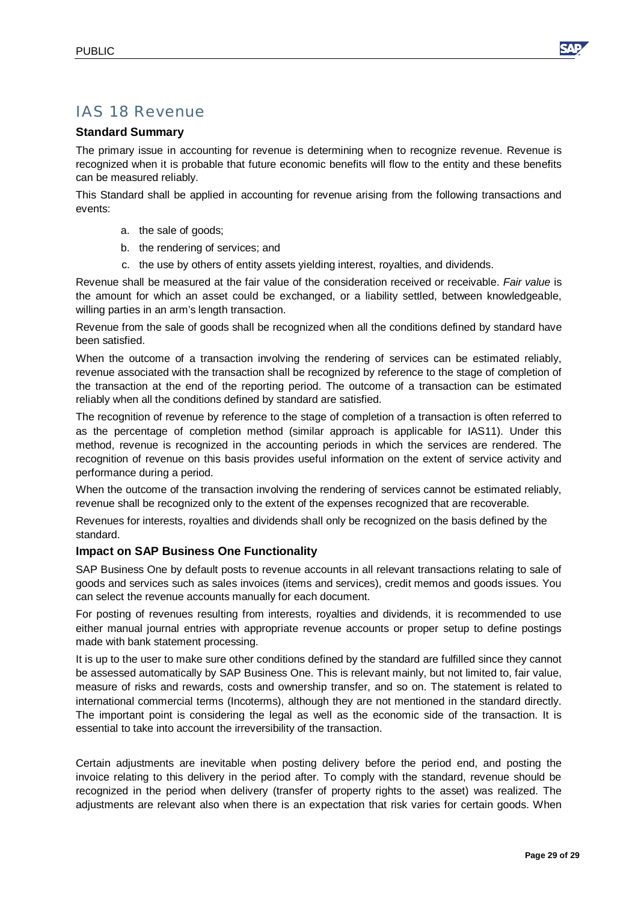## IAS 18 Revenue

### Standard Summary

The primary issue in accounting for revenue is determining when to recognize revenue. Revenue is recognized when it is probable that future economic benefits will flow to the entity and these benefits can be measured reliably.

This Standard shall be applied in accounting for revenue arising from the following transactions and events:

a. the sale of goods;
b. the rendering of services; and
c. the use by others of entity assets yielding interest, royalties, and dividends.

Revenue shall be measured at the fair value of the consideration received or receivable. *Fair value* is the amount for which an asset could be exchanged, or a liability settled, between knowledgeable, willing parties in an arm's length transaction.

Revenue from the sale of goods shall be recognized when all the conditions defined by standard have been satisfied.

When the outcome of a transaction involving the rendering of services can be estimated reliably, revenue associated with the transaction shall be recognized by reference to the stage of completion of the transaction at the end of the reporting period. The outcome of a transaction can be estimated reliably when all the conditions defined by standard are satisfied.

The recognition of revenue by reference to the stage of completion of a transaction is often referred to as the percentage of completion method (similar approach is applicable for IAS11). Under this method, revenue is recognized in the accounting periods in which the services are rendered. The recognition of revenue on this basis provides useful information on the extent of service activity and performance during a period.

When the outcome of the transaction involving the rendering of services cannot be estimated reliably, revenue shall be recognized only to the extent of the expenses recognized that are recoverable.

Revenues for interests, royalties and dividends shall only be recognized on the basis defined by the standard.

### Impact on SAP Business One Functionality

SAP Business One by default posts to revenue accounts in all relevant transactions relating to sale of goods and services such as sales invoices (items and services), credit memos and goods issues. You can select the revenue accounts manually for each document.

For posting of revenues resulting from interests, royalties and dividends, it is recommended to use either manual journal entries with appropriate revenue accounts or proper setup to define postings made with bank statement processing.

It is up to the user to make sure other conditions defined by the standard are fulfilled since they cannot be assessed automatically by SAP Business One. This is relevant mainly, but not limited to, fair value, measure of risks and rewards, costs and ownership transfer, and so on. The statement is related to international commercial terms (Incoterms), although they are not mentioned in the standard directly. The important point is considering the legal as well as the economic side of the transaction. It is essential to take into account the irreversibility of the transaction.

Certain adjustments are inevitable when posting delivery before the period end, and posting the invoice relating to this delivery in the period after. To comply with the standard, revenue should be recognized in the period when delivery (transfer of property rights to the asset) was realized. The adjustments are relevant also when there is an expectation that risk varies for certain goods. When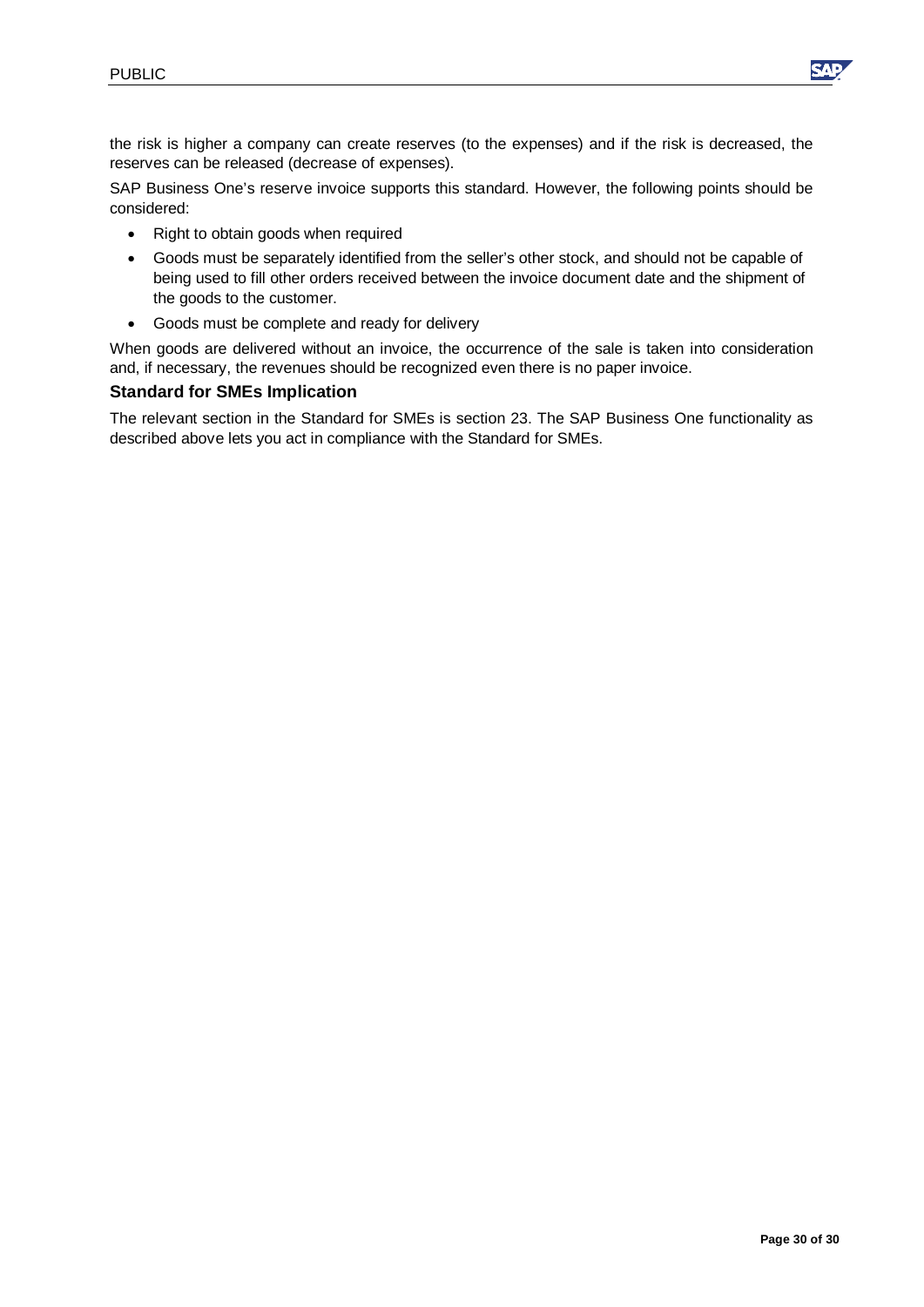the risk is higher a company can create reserves (to the expenses) and if the risk is decreased, the reserves can be released (decrease of expenses).

SAP Business One's reserve invoice supports this standard. However, the following points should be considered:

- Right to obtain goods when required
- Goods must be separately identified from the seller's other stock, and should not be capable of being used to fill other orders received between the invoice document date and the shipment of the goods to the customer.
- Goods must be complete and ready for delivery

When goods are delivered without an invoice, the occurrence of the sale is taken into consideration and, if necessary, the revenues should be recognized even there is no paper invoice.

### Standard for SMEs Implication

The relevant section in the Standard for SMEs is section 23. The SAP Business One functionality as described above lets you act in compliance with the Standard for SMEs.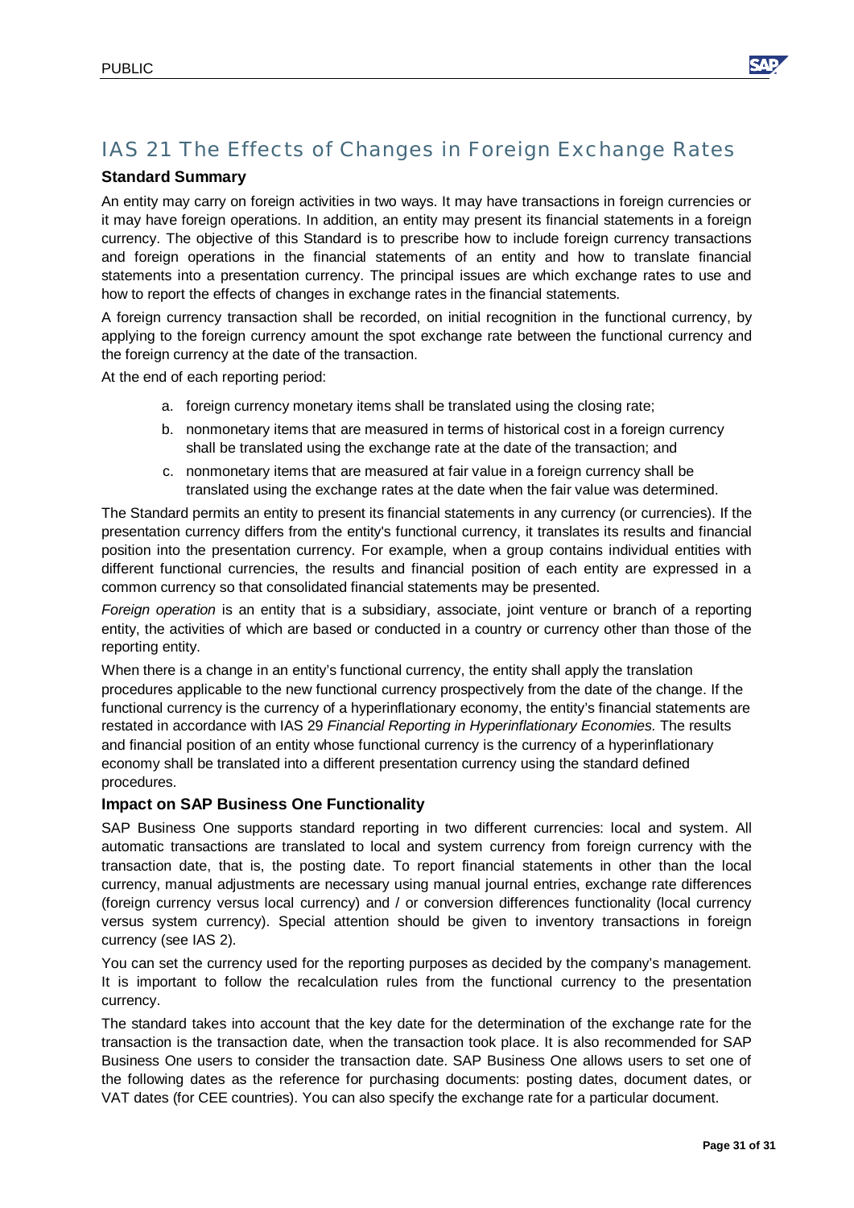# IAS 21 The Effects of Changes in Foreign Exchange Rates

### Standard Summary

An entity may carry on foreign activities in two ways. It may have transactions in foreign currencies or it may have foreign operations. In addition, an entity may present its financial statements in a foreign currency. The objective of this Standard is to prescribe how to include foreign currency transactions and foreign operations in the financial statements of an entity and how to translate financial statements into a presentation currency. The principal issues are which exchange rates to use and how to report the effects of changes in exchange rates in the financial statements.

A foreign currency transaction shall be recorded, on initial recognition in the functional currency, by applying to the foreign currency amount the spot exchange rate between the functional currency and the foreign currency at the date of the transaction.

At the end of each reporting period:

a. foreign currency monetary items shall be translated using the closing rate;
b. nonmonetary items that are measured in terms of historical cost in a foreign currency shall be translated using the exchange rate at the date of the transaction; and
c. nonmonetary items that are measured at fair value in a foreign currency shall be translated using the exchange rates at the date when the fair value was determined.

The Standard permits an entity to present its financial statements in any currency (or currencies). If the presentation currency differs from the entity's functional currency, it translates its results and financial position into the presentation currency. For example, when a group contains individual entities with different functional currencies, the results and financial position of each entity are expressed in a common currency so that consolidated financial statements may be presented.

*Foreign operation* is an entity that is a subsidiary, associate, joint venture or branch of a reporting entity, the activities of which are based or conducted in a country or currency other than those of the reporting entity.

When there is a change in an entity's functional currency, the entity shall apply the translation procedures applicable to the new functional currency prospectively from the date of the change. If the functional currency is the currency of a hyperinflationary economy, the entity's financial statements are restated in accordance with IAS 29 *Financial Reporting in Hyperinflationary Economies.* The results and financial position of an entity whose functional currency is the currency of a hyperinflationary economy shall be translated into a different presentation currency using the standard defined procedures.

### Impact on SAP Business One Functionality

SAP Business One supports standard reporting in two different currencies: local and system. All automatic transactions are translated to local and system currency from foreign currency with the transaction date, that is, the posting date. To report financial statements in other than the local currency, manual adjustments are necessary using manual journal entries, exchange rate differences (foreign currency versus local currency) and / or conversion differences functionality (local currency versus system currency). Special attention should be given to inventory transactions in foreign currency (see IAS 2).

You can set the currency used for the reporting purposes as decided by the company's management. It is important to follow the recalculation rules from the functional currency to the presentation currency.

The standard takes into account that the key date for the determination of the exchange rate for the transaction is the transaction date, when the transaction took place. It is also recommended for SAP Business One users to consider the transaction date. SAP Business One allows users to set one of the following dates as the reference for purchasing documents: posting dates, document dates, or VAT dates (for CEE countries). You can also specify the exchange rate for a particular document.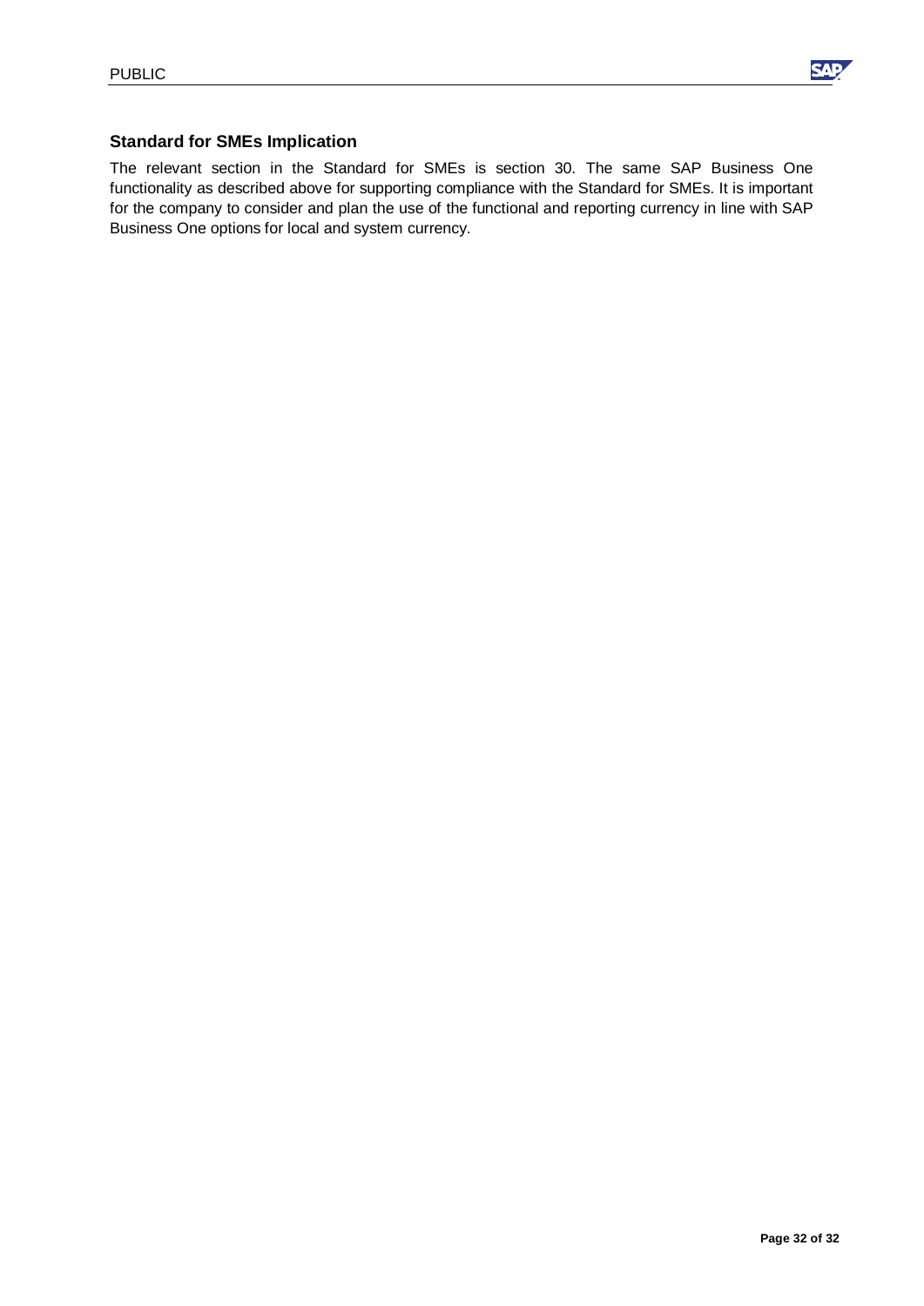### Standard for SMEs Implication

The relevant section in the Standard for SMEs is section 30. The same SAP Business One functionality as described above for supporting compliance with the Standard for SMEs. It is important for the company to consider and plan the use of the functional and reporting currency in line with SAP Business One options for local and system currency.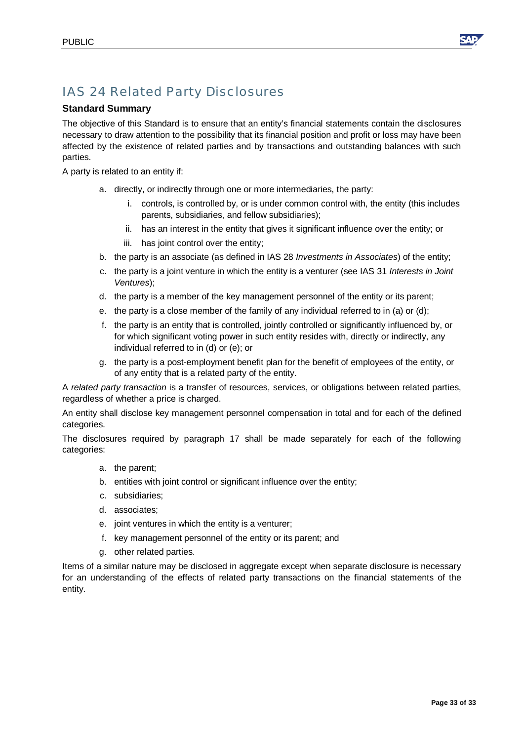## IAS 24 Related Party Disclosures

### Standard Summary

The objective of this Standard is to ensure that an entity's financial statements contain the disclosures necessary to draw attention to the possibility that its financial position and profit or loss may have been affected by the existence of related parties and by transactions and outstanding balances with such parties.

A party is related to an entity if:

a. directly, or indirectly through one or more intermediaries, the party:
   i. controls, is controlled by, or is under common control with, the entity (this includes parents, subsidiaries, and fellow subsidiaries);
   ii. has an interest in the entity that gives it significant influence over the entity; or
   iii. has joint control over the entity;
b. the party is an associate (as defined in IAS 28 *Investments in Associates*) of the entity;
c. the party is a joint venture in which the entity is a venturer (see IAS 31 *Interests in Joint Ventures*);
d. the party is a member of the key management personnel of the entity or its parent;
e. the party is a close member of the family of any individual referred to in (a) or (d);
f. the party is an entity that is controlled, jointly controlled or significantly influenced by, or for which significant voting power in such entity resides with, directly or indirectly, any individual referred to in (d) or (e); or
g. the party is a post-employment benefit plan for the benefit of employees of the entity, or of any entity that is a related party of the entity.

A *related party transaction* is a transfer of resources, services, or obligations between related parties, regardless of whether a price is charged.

An entity shall disclose key management personnel compensation in total and for each of the defined categories.

The disclosures required by paragraph 17 shall be made separately for each of the following categories:

a. the parent;
b. entities with joint control or significant influence over the entity;
c. subsidiaries;
d. associates;
e. joint ventures in which the entity is a venturer;
f. key management personnel of the entity or its parent; and
g. other related parties.

Items of a similar nature may be disclosed in aggregate except when separate disclosure is necessary for an understanding of the effects of related party transactions on the financial statements of the entity.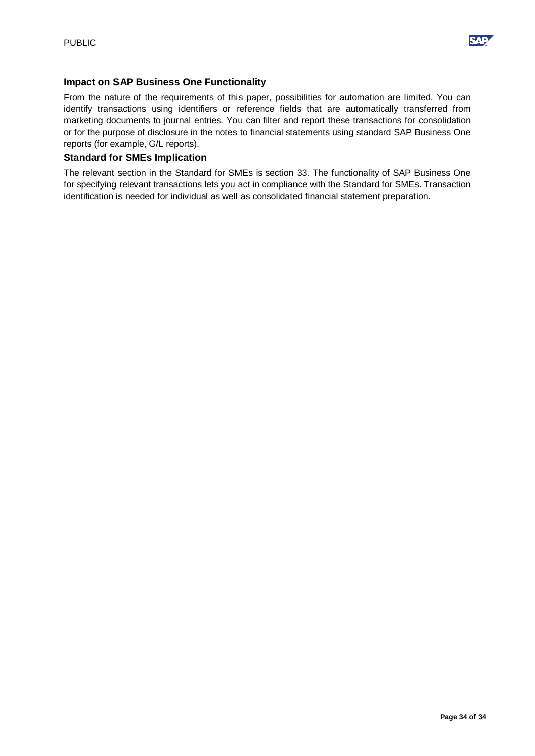### Impact on SAP Business One Functionality

From the nature of the requirements of this paper, possibilities for automation are limited. You can identify transactions using identifiers or reference fields that are automatically transferred from marketing documents to journal entries. You can filter and report these transactions for consolidation or for the purpose of disclosure in the notes to financial statements using standard SAP Business One reports (for example, G/L reports).

### Standard for SMEs Implication

The relevant section in the Standard for SMEs is section 33. The functionality of SAP Business One for specifying relevant transactions lets you act in compliance with the Standard for SMEs. Transaction identification is needed for individual as well as consolidated financial statement preparation.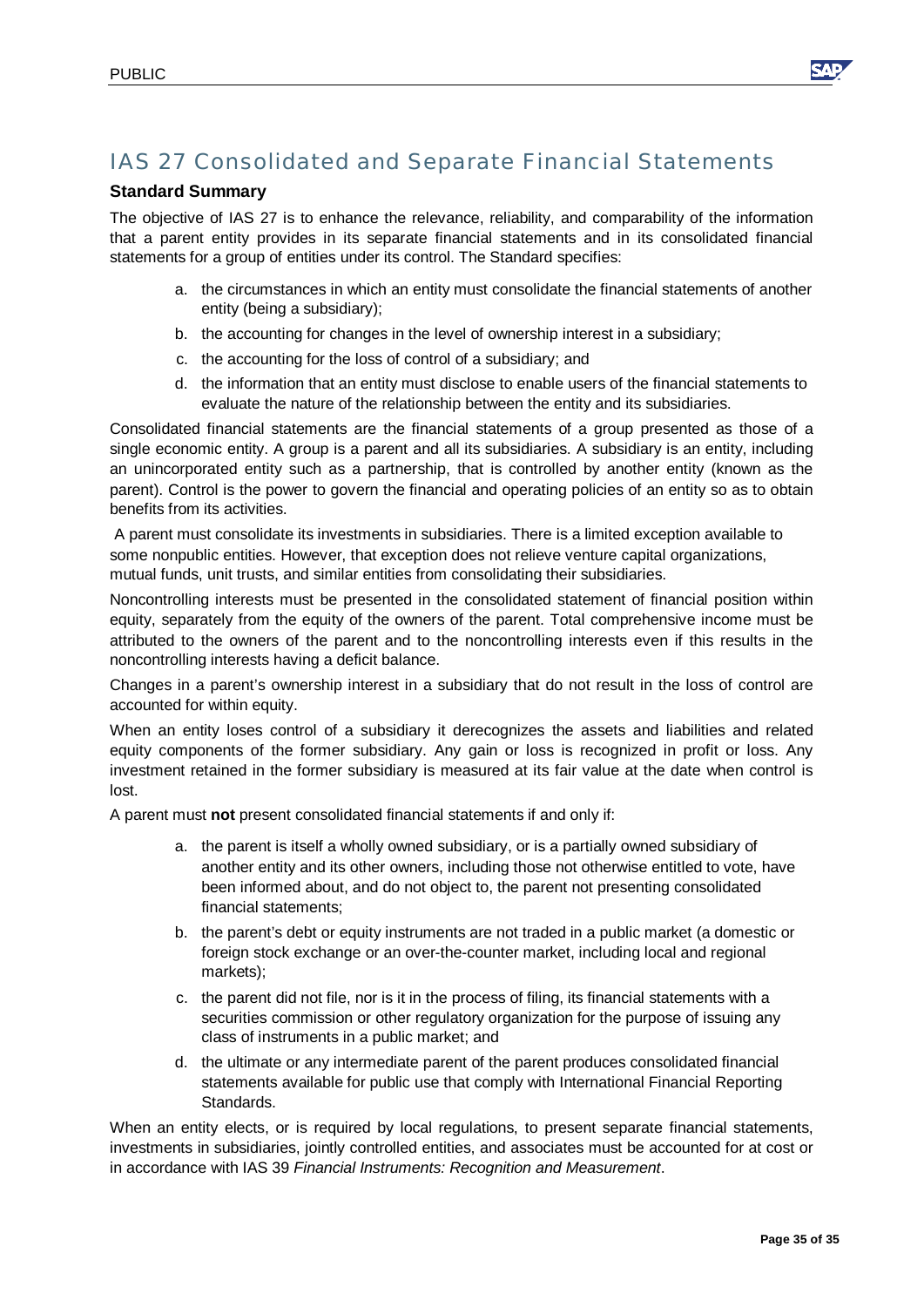# IAS 27 Consolidated and Separate Financial Statements

### Standard Summary

The objective of IAS 27 is to enhance the relevance, reliability, and comparability of the information that a parent entity provides in its separate financial statements and in its consolidated financial statements for a group of entities under its control. The Standard specifies:

a. the circumstances in which an entity must consolidate the financial statements of another entity (being a subsidiary);
b. the accounting for changes in the level of ownership interest in a subsidiary;
c. the accounting for the loss of control of a subsidiary; and
d. the information that an entity must disclose to enable users of the financial statements to evaluate the nature of the relationship between the entity and its subsidiaries.

Consolidated financial statements are the financial statements of a group presented as those of a single economic entity. A group is a parent and all its subsidiaries. A subsidiary is an entity, including an unincorporated entity such as a partnership, that is controlled by another entity (known as the parent). Control is the power to govern the financial and operating policies of an entity so as to obtain benefits from its activities.

A parent must consolidate its investments in subsidiaries. There is a limited exception available to some nonpublic entities. However, that exception does not relieve venture capital organizations, mutual funds, unit trusts, and similar entities from consolidating their subsidiaries.

Noncontrolling interests must be presented in the consolidated statement of financial position within equity, separately from the equity of the owners of the parent. Total comprehensive income must be attributed to the owners of the parent and to the noncontrolling interests even if this results in the noncontrolling interests having a deficit balance.

Changes in a parent's ownership interest in a subsidiary that do not result in the loss of control are accounted for within equity.

When an entity loses control of a subsidiary it derecognizes the assets and liabilities and related equity components of the former subsidiary. Any gain or loss is recognized in profit or loss. Any investment retained in the former subsidiary is measured at its fair value at the date when control is lost.

A parent must **not** present consolidated financial statements if and only if:

a. the parent is itself a wholly owned subsidiary, or is a partially owned subsidiary of another entity and its other owners, including those not otherwise entitled to vote, have been informed about, and do not object to, the parent not presenting consolidated financial statements;
b. the parent's debt or equity instruments are not traded in a public market (a domestic or foreign stock exchange or an over-the-counter market, including local and regional markets);
c. the parent did not file, nor is it in the process of filing, its financial statements with a securities commission or other regulatory organization for the purpose of issuing any class of instruments in a public market; and
d. the ultimate or any intermediate parent of the parent produces consolidated financial statements available for public use that comply with International Financial Reporting Standards.

When an entity elects, or is required by local regulations, to present separate financial statements, investments in subsidiaries, jointly controlled entities, and associates must be accounted for at cost or in accordance with IAS 39 *Financial Instruments: Recognition and Measurement*.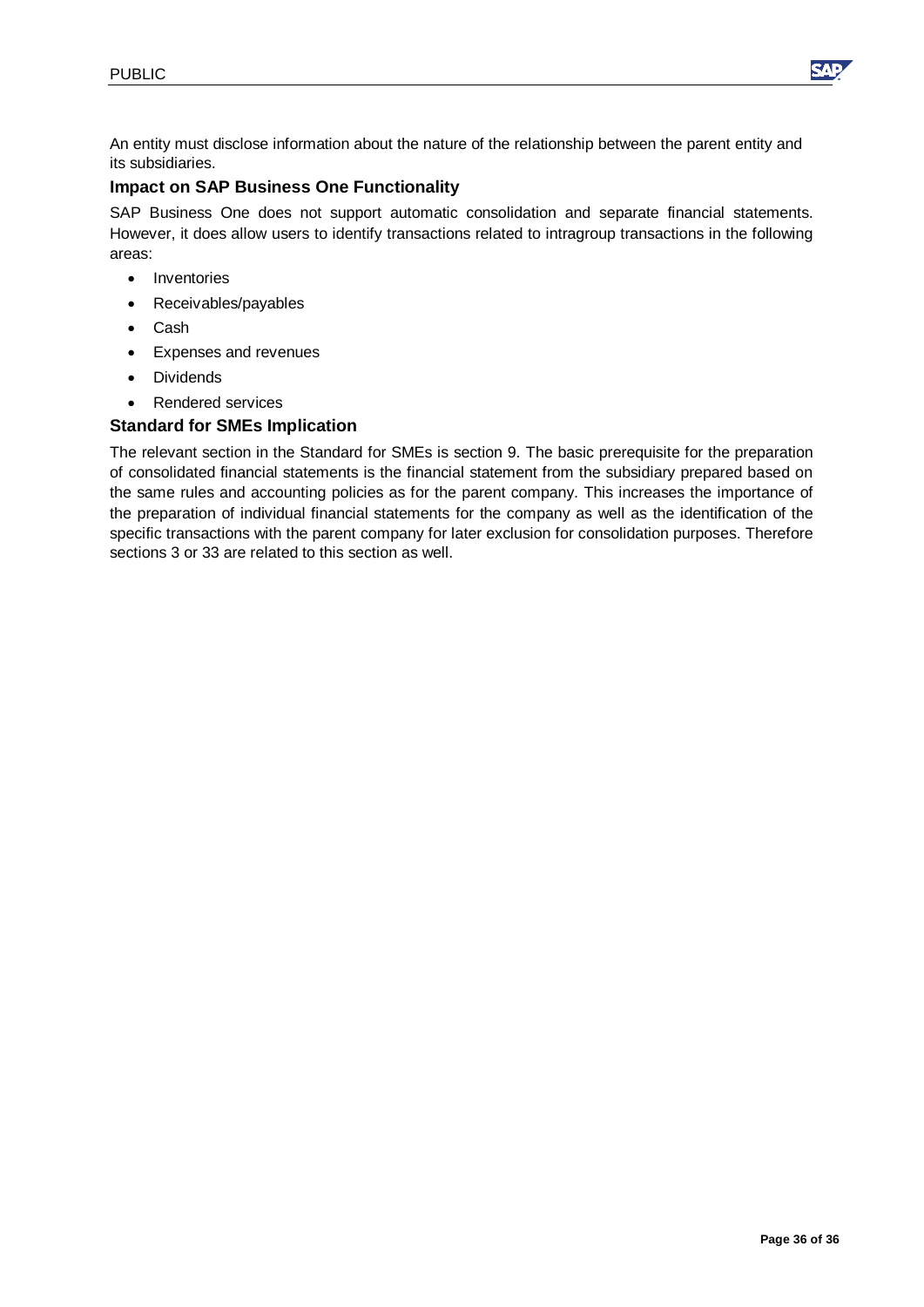An entity must disclose information about the nature of the relationship between the parent entity and its subsidiaries.

### Impact on SAP Business One Functionality

SAP Business One does not support automatic consolidation and separate financial statements. However, it does allow users to identify transactions related to intragroup transactions in the following areas:

- Inventories
- Receivables/payables
- Cash
- Expenses and revenues
- Dividends
- Rendered services

### Standard for SMEs Implication

The relevant section in the Standard for SMEs is section 9. The basic prerequisite for the preparation of consolidated financial statements is the financial statement from the subsidiary prepared based on the same rules and accounting policies as for the parent company. This increases the importance of the preparation of individual financial statements for the company as well as the identification of the specific transactions with the parent company for later exclusion for consolidation purposes. Therefore sections 3 or 33 are related to this section as well.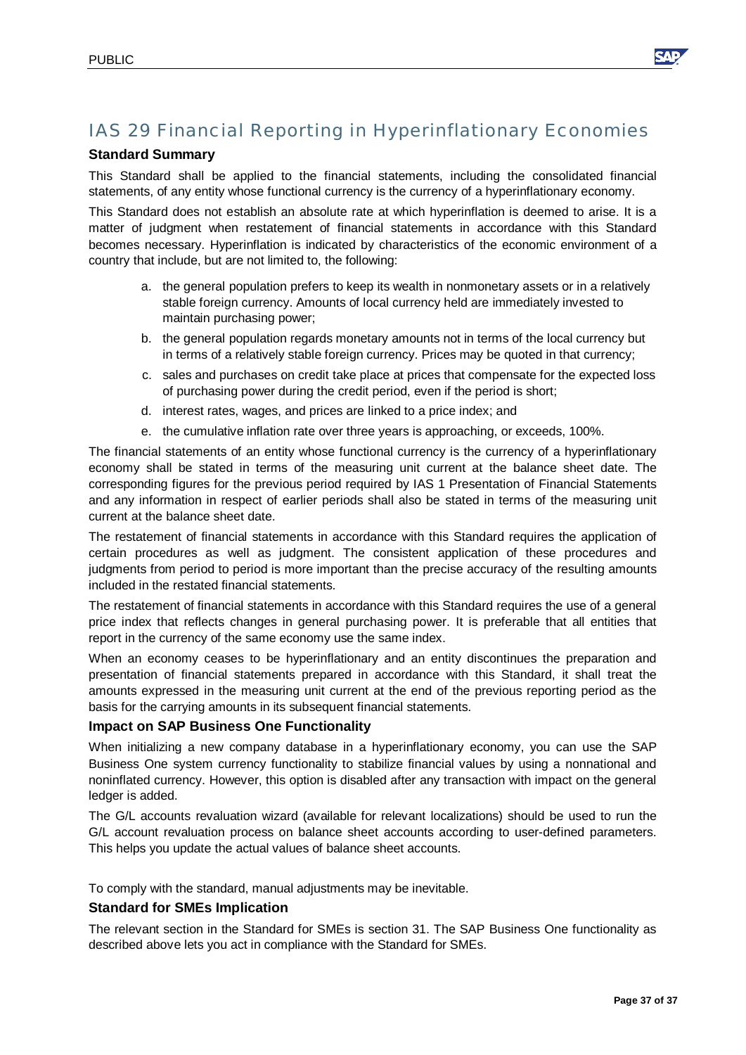# IAS 29 Financial Reporting in Hyperinflationary Economies

### Standard Summary

This Standard shall be applied to the financial statements, including the consolidated financial statements, of any entity whose functional currency is the currency of a hyperinflationary economy.

This Standard does not establish an absolute rate at which hyperinflation is deemed to arise. It is a matter of judgment when restatement of financial statements in accordance with this Standard becomes necessary. Hyperinflation is indicated by characteristics of the economic environment of a country that include, but are not limited to, the following:

a. the general population prefers to keep its wealth in nonmonetary assets or in a relatively stable foreign currency. Amounts of local currency held are immediately invested to maintain purchasing power;
b. the general population regards monetary amounts not in terms of the local currency but in terms of a relatively stable foreign currency. Prices may be quoted in that currency;
c. sales and purchases on credit take place at prices that compensate for the expected loss of purchasing power during the credit period, even if the period is short;
d. interest rates, wages, and prices are linked to a price index; and
e. the cumulative inflation rate over three years is approaching, or exceeds, 100%.

The financial statements of an entity whose functional currency is the currency of a hyperinflationary economy shall be stated in terms of the measuring unit current at the balance sheet date. The corresponding figures for the previous period required by IAS 1 Presentation of Financial Statements and any information in respect of earlier periods shall also be stated in terms of the measuring unit current at the balance sheet date.

The restatement of financial statements in accordance with this Standard requires the application of certain procedures as well as judgment. The consistent application of these procedures and judgments from period to period is more important than the precise accuracy of the resulting amounts included in the restated financial statements.

The restatement of financial statements in accordance with this Standard requires the use of a general price index that reflects changes in general purchasing power. It is preferable that all entities that report in the currency of the same economy use the same index.

When an economy ceases to be hyperinflationary and an entity discontinues the preparation and presentation of financial statements prepared in accordance with this Standard, it shall treat the amounts expressed in the measuring unit current at the end of the previous reporting period as the basis for the carrying amounts in its subsequent financial statements.

### Impact on SAP Business One Functionality

When initializing a new company database in a hyperinflationary economy, you can use the SAP Business One system currency functionality to stabilize financial values by using a nonnational and noninflated currency. However, this option is disabled after any transaction with impact on the general ledger is added.

The G/L accounts revaluation wizard (available for relevant localizations) should be used to run the G/L account revaluation process on balance sheet accounts according to user-defined parameters. This helps you update the actual values of balance sheet accounts.

To comply with the standard, manual adjustments may be inevitable.

### Standard for SMEs Implication

The relevant section in the Standard for SMEs is section 31. The SAP Business One functionality as described above lets you act in compliance with the Standard for SMEs.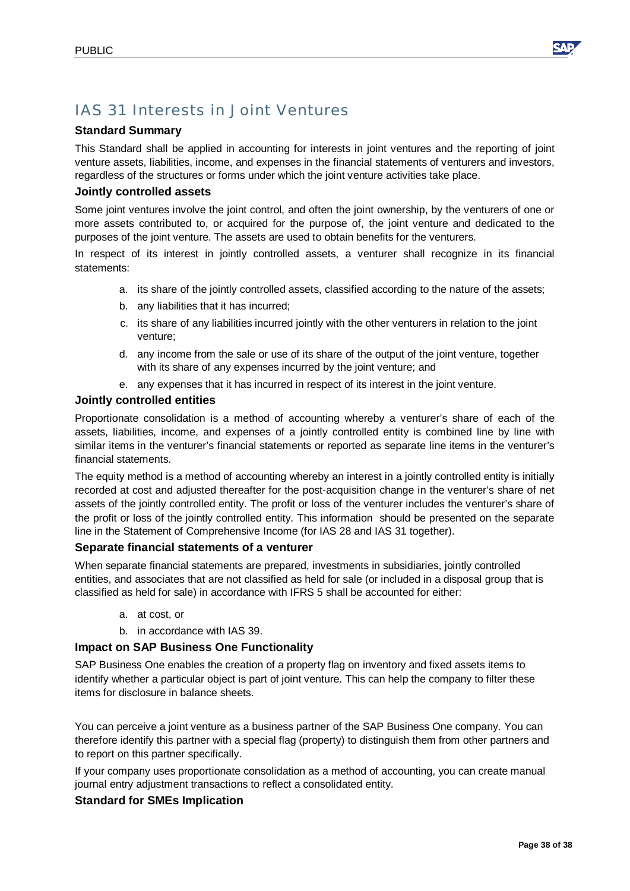# IAS 31 Interests in Joint Ventures

### Standard Summary

This Standard shall be applied in accounting for interests in joint ventures and the reporting of joint venture assets, liabilities, income, and expenses in the financial statements of venturers and investors, regardless of the structures or forms under which the joint venture activities take place.

### Jointly controlled assets

Some joint ventures involve the joint control, and often the joint ownership, by the venturers of one or more assets contributed to, or acquired for the purpose of, the joint venture and dedicated to the purposes of the joint venture. The assets are used to obtain benefits for the venturers.

In respect of its interest in jointly controlled assets, a venturer shall recognize in its financial statements:

a. its share of the jointly controlled assets, classified according to the nature of the assets;
b. any liabilities that it has incurred;
c. its share of any liabilities incurred jointly with the other venturers in relation to the joint venture;
d. any income from the sale or use of its share of the output of the joint venture, together with its share of any expenses incurred by the joint venture; and
e. any expenses that it has incurred in respect of its interest in the joint venture.

### Jointly controlled entities

Proportionate consolidation is a method of accounting whereby a venturer's share of each of the assets, liabilities, income, and expenses of a jointly controlled entity is combined line by line with similar items in the venturer's financial statements or reported as separate line items in the venturer's financial statements.

The equity method is a method of accounting whereby an interest in a jointly controlled entity is initially recorded at cost and adjusted thereafter for the post-acquisition change in the venturer's share of net assets of the jointly controlled entity. The profit or loss of the venturer includes the venturer's share of the profit or loss of the jointly controlled entity. This information should be presented on the separate line in the Statement of Comprehensive Income (for IAS 28 and IAS 31 together).

### Separate financial statements of a venturer

When separate financial statements are prepared, investments in subsidiaries, jointly controlled entities, and associates that are not classified as held for sale (or included in a disposal group that is classified as held for sale) in accordance with IFRS 5 shall be accounted for either:

a. at cost, or
b. in accordance with IAS 39.

### Impact on SAP Business One Functionality

SAP Business One enables the creation of a property flag on inventory and fixed assets items to identify whether a particular object is part of joint venture. This can help the company to filter these items for disclosure in balance sheets.

You can perceive a joint venture as a business partner of the SAP Business One company. You can therefore identify this partner with a special flag (property) to distinguish them from other partners and to report on this partner specifically.

If your company uses proportionate consolidation as a method of accounting, you can create manual journal entry adjustment transactions to reflect a consolidated entity.

### Standard for SMEs Implication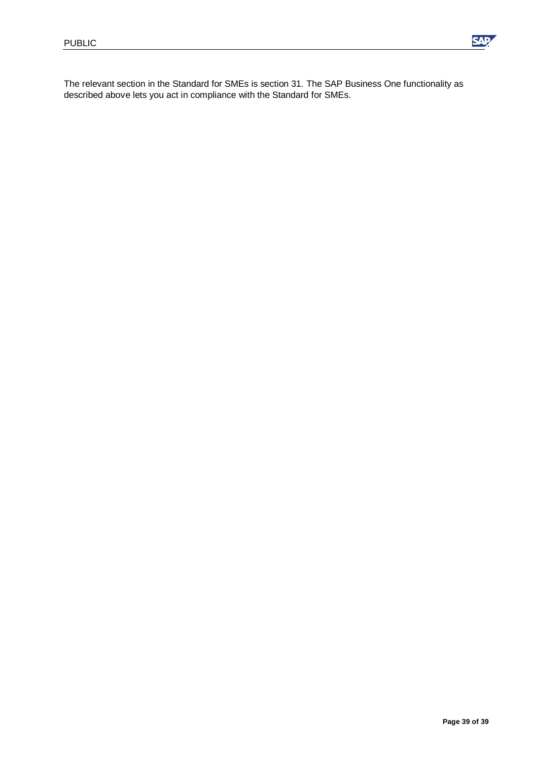The relevant section in the Standard for SMEs is section 31. The SAP Business One functionality as described above lets you act in compliance with the Standard for SMEs.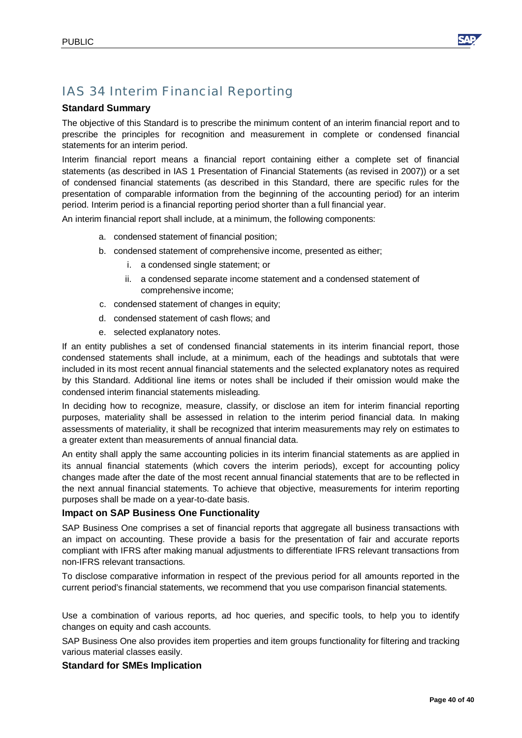## IAS 34 Interim Financial Reporting

### Standard Summary

The objective of this Standard is to prescribe the minimum content of an interim financial report and to prescribe the principles for recognition and measurement in complete or condensed financial statements for an interim period.

Interim financial report means a financial report containing either a complete set of financial statements (as described in IAS 1 Presentation of Financial Statements (as revised in 2007)) or a set of condensed financial statements (as described in this Standard, there are specific rules for the presentation of comparable information from the beginning of the accounting period) for an interim period. Interim period is a financial reporting period shorter than a full financial year.

An interim financial report shall include, at a minimum, the following components:

a. condensed statement of financial position;
b. condensed statement of comprehensive income, presented as either;
    i. a condensed single statement; or
    ii. a condensed separate income statement and a condensed statement of comprehensive income;
c. condensed statement of changes in equity;
d. condensed statement of cash flows; and
e. selected explanatory notes.

If an entity publishes a set of condensed financial statements in its interim financial report, those condensed statements shall include, at a minimum, each of the headings and subtotals that were included in its most recent annual financial statements and the selected explanatory notes as required by this Standard. Additional line items or notes shall be included if their omission would make the condensed interim financial statements misleading.

In deciding how to recognize, measure, classify, or disclose an item for interim financial reporting purposes, materiality shall be assessed in relation to the interim period financial data. In making assessments of materiality, it shall be recognized that interim measurements may rely on estimates to a greater extent than measurements of annual financial data.

An entity shall apply the same accounting policies in its interim financial statements as are applied in its annual financial statements (which covers the interim periods), except for accounting policy changes made after the date of the most recent annual financial statements that are to be reflected in the next annual financial statements. To achieve that objective, measurements for interim reporting purposes shall be made on a year-to-date basis.

### Impact on SAP Business One Functionality

SAP Business One comprises a set of financial reports that aggregate all business transactions with an impact on accounting. These provide a basis for the presentation of fair and accurate reports compliant with IFRS after making manual adjustments to differentiate IFRS relevant transactions from non-IFRS relevant transactions.

To disclose comparative information in respect of the previous period for all amounts reported in the current period's financial statements, we recommend that you use comparison financial statements.

Use a combination of various reports, ad hoc queries, and specific tools, to help you to identify changes on equity and cash accounts.

SAP Business One also provides item properties and item groups functionality for filtering and tracking various material classes easily.

### Standard for SMEs Implication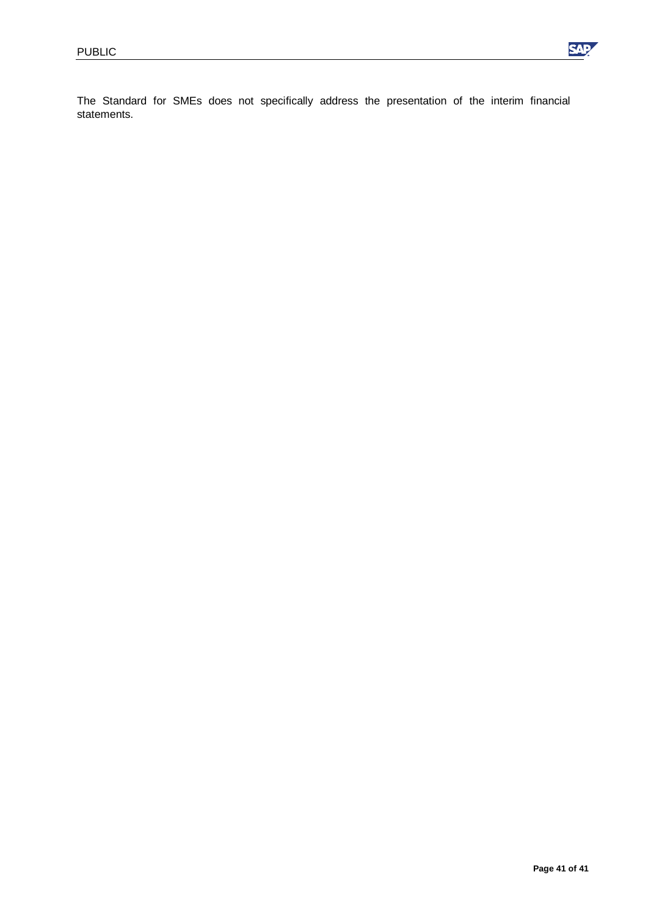The Standard for SMEs does not specifically address the presentation of the interim financial statements.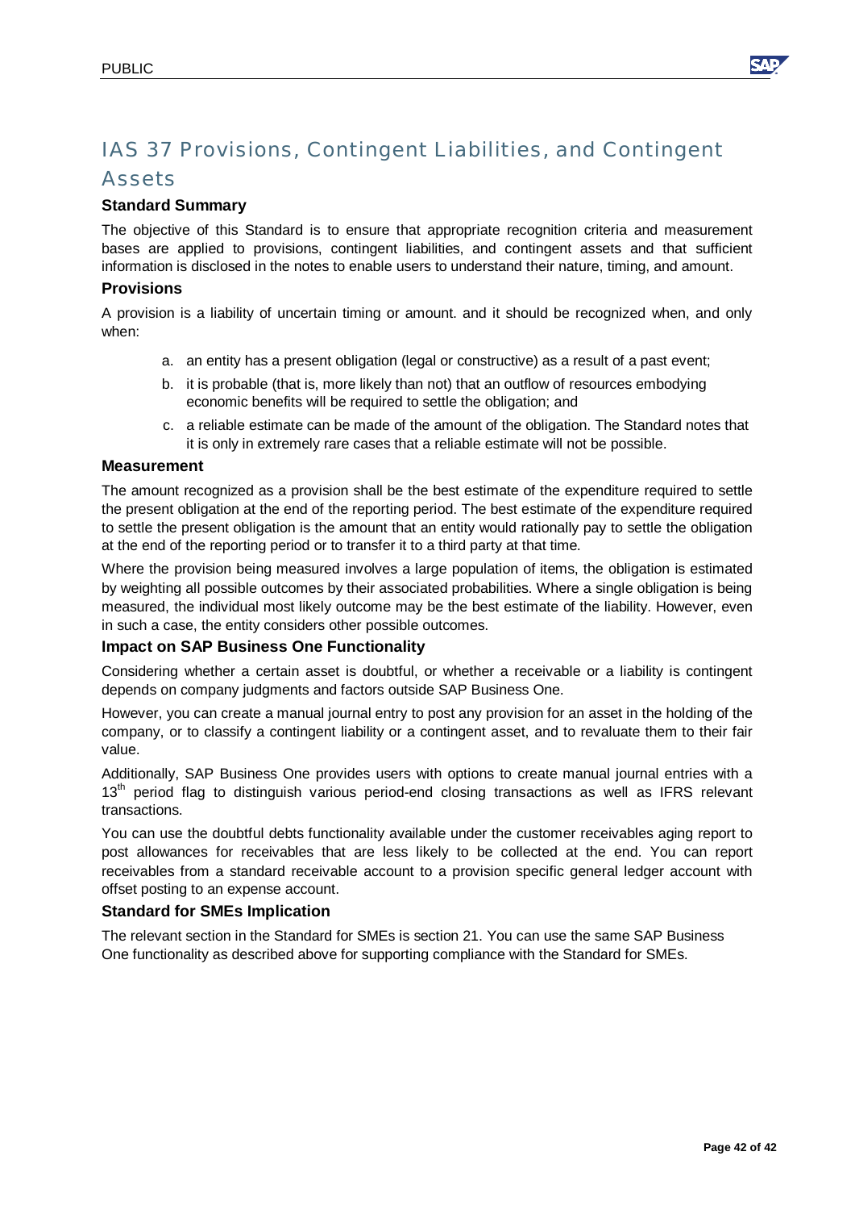## IAS 37 Provisions, Contingent Liabilities, and Contingent Assets

### Standard Summary

The objective of this Standard is to ensure that appropriate recognition criteria and measurement bases are applied to provisions, contingent liabilities, and contingent assets and that sufficient information is disclosed in the notes to enable users to understand their nature, timing, and amount.

### Provisions

A provision is a liability of uncertain timing or amount. and it should be recognized when, and only when:

a. an entity has a present obligation (legal or constructive) as a result of a past event;
b. it is probable (that is, more likely than not) that an outflow of resources embodying economic benefits will be required to settle the obligation; and
c. a reliable estimate can be made of the amount of the obligation. The Standard notes that it is only in extremely rare cases that a reliable estimate will not be possible.

### Measurement

The amount recognized as a provision shall be the best estimate of the expenditure required to settle the present obligation at the end of the reporting period. The best estimate of the expenditure required to settle the present obligation is the amount that an entity would rationally pay to settle the obligation at the end of the reporting period or to transfer it to a third party at that time.

Where the provision being measured involves a large population of items, the obligation is estimated by weighting all possible outcomes by their associated probabilities. Where a single obligation is being measured, the individual most likely outcome may be the best estimate of the liability. However, even in such a case, the entity considers other possible outcomes.

### Impact on SAP Business One Functionality

Considering whether a certain asset is doubtful, or whether a receivable or a liability is contingent depends on company judgments and factors outside SAP Business One.

However, you can create a manual journal entry to post any provision for an asset in the holding of the company, or to classify a contingent liability or a contingent asset, and to revaluate them to their fair value.

Additionally, SAP Business One provides users with options to create manual journal entries with a 13th period flag to distinguish various period-end closing transactions as well as IFRS relevant transactions.

You can use the doubtful debts functionality available under the customer receivables aging report to post allowances for receivables that are less likely to be collected at the end. You can report receivables from a standard receivable account to a provision specific general ledger account with offset posting to an expense account.

### Standard for SMEs Implication

The relevant section in the Standard for SMEs is section 21. You can use the same SAP Business One functionality as described above for supporting compliance with the Standard for SMEs.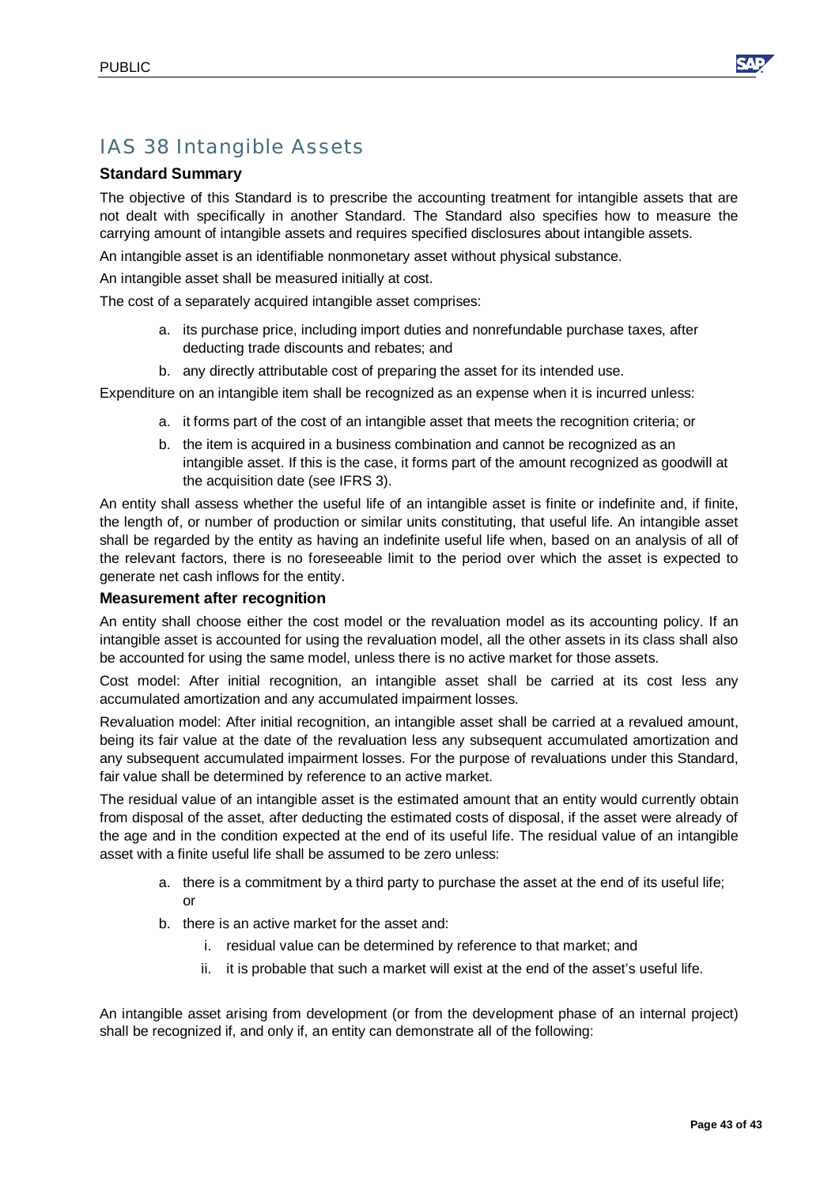# IAS 38 Intangible Assets

### Standard Summary

The objective of this Standard is to prescribe the accounting treatment for intangible assets that are not dealt with specifically in another Standard. The Standard also specifies how to measure the carrying amount of intangible assets and requires specified disclosures about intangible assets.

An intangible asset is an identifiable nonmonetary asset without physical substance.

An intangible asset shall be measured initially at cost.

The cost of a separately acquired intangible asset comprises:

a. its purchase price, including import duties and nonrefundable purchase taxes, after deducting trade discounts and rebates; and
b. any directly attributable cost of preparing the asset for its intended use.

Expenditure on an intangible item shall be recognized as an expense when it is incurred unless:

a. it forms part of the cost of an intangible asset that meets the recognition criteria; or
b. the item is acquired in a business combination and cannot be recognized as an intangible asset. If this is the case, it forms part of the amount recognized as goodwill at the acquisition date (see IFRS 3).

An entity shall assess whether the useful life of an intangible asset is finite or indefinite and, if finite, the length of, or number of production or similar units constituting, that useful life. An intangible asset shall be regarded by the entity as having an indefinite useful life when, based on an analysis of all of the relevant factors, there is no foreseeable limit to the period over which the asset is expected to generate net cash inflows for the entity.

### Measurement after recognition

An entity shall choose either the cost model or the revaluation model as its accounting policy. If an intangible asset is accounted for using the revaluation model, all the other assets in its class shall also be accounted for using the same model, unless there is no active market for those assets.

Cost model: After initial recognition, an intangible asset shall be carried at its cost less any accumulated amortization and any accumulated impairment losses.

Revaluation model: After initial recognition, an intangible asset shall be carried at a revalued amount, being its fair value at the date of the revaluation less any subsequent accumulated amortization and any subsequent accumulated impairment losses. For the purpose of revaluations under this Standard, fair value shall be determined by reference to an active market.

The residual value of an intangible asset is the estimated amount that an entity would currently obtain from disposal of the asset, after deducting the estimated costs of disposal, if the asset were already of the age and in the condition expected at the end of its useful life. The residual value of an intangible asset with a finite useful life shall be assumed to be zero unless:

a. there is a commitment by a third party to purchase the asset at the end of its useful life; or
b. there is an active market for the asset and:
   i. residual value can be determined by reference to that market; and
   ii. it is probable that such a market will exist at the end of the asset's useful life.

An intangible asset arising from development (or from the development phase of an internal project) shall be recognized if, and only if, an entity can demonstrate all of the following: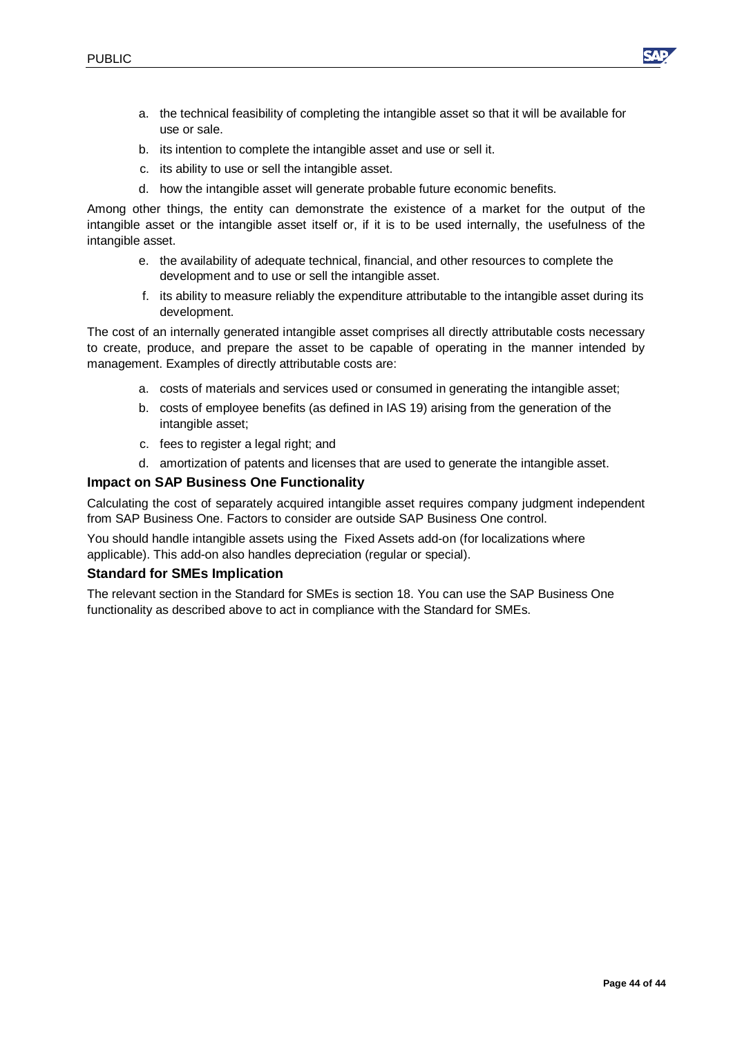a. the technical feasibility of completing the intangible asset so that it will be available for use or sale.
b. its intention to complete the intangible asset and use or sell it.
c. its ability to use or sell the intangible asset.
d. how the intangible asset will generate probable future economic benefits.

Among other things, the entity can demonstrate the existence of a market for the output of the intangible asset or the intangible asset itself or, if it is to be used internally, the usefulness of the intangible asset.

e. the availability of adequate technical, financial, and other resources to complete the development and to use or sell the intangible asset.
f. its ability to measure reliably the expenditure attributable to the intangible asset during its development.

The cost of an internally generated intangible asset comprises all directly attributable costs necessary to create, produce, and prepare the asset to be capable of operating in the manner intended by management. Examples of directly attributable costs are:

a. costs of materials and services used or consumed in generating the intangible asset;
b. costs of employee benefits (as defined in IAS 19) arising from the generation of the intangible asset;
c. fees to register a legal right; and
d. amortization of patents and licenses that are used to generate the intangible asset.

### Impact on SAP Business One Functionality

Calculating the cost of separately acquired intangible asset requires company judgment independent from SAP Business One. Factors to consider are outside SAP Business One control.

You should handle intangible assets using the Fixed Assets add-on (for localizations where applicable). This add-on also handles depreciation (regular or special).

### Standard for SMEs Implication

The relevant section in the Standard for SMEs is section 18. You can use the SAP Business One functionality as described above to act in compliance with the Standard for SMEs.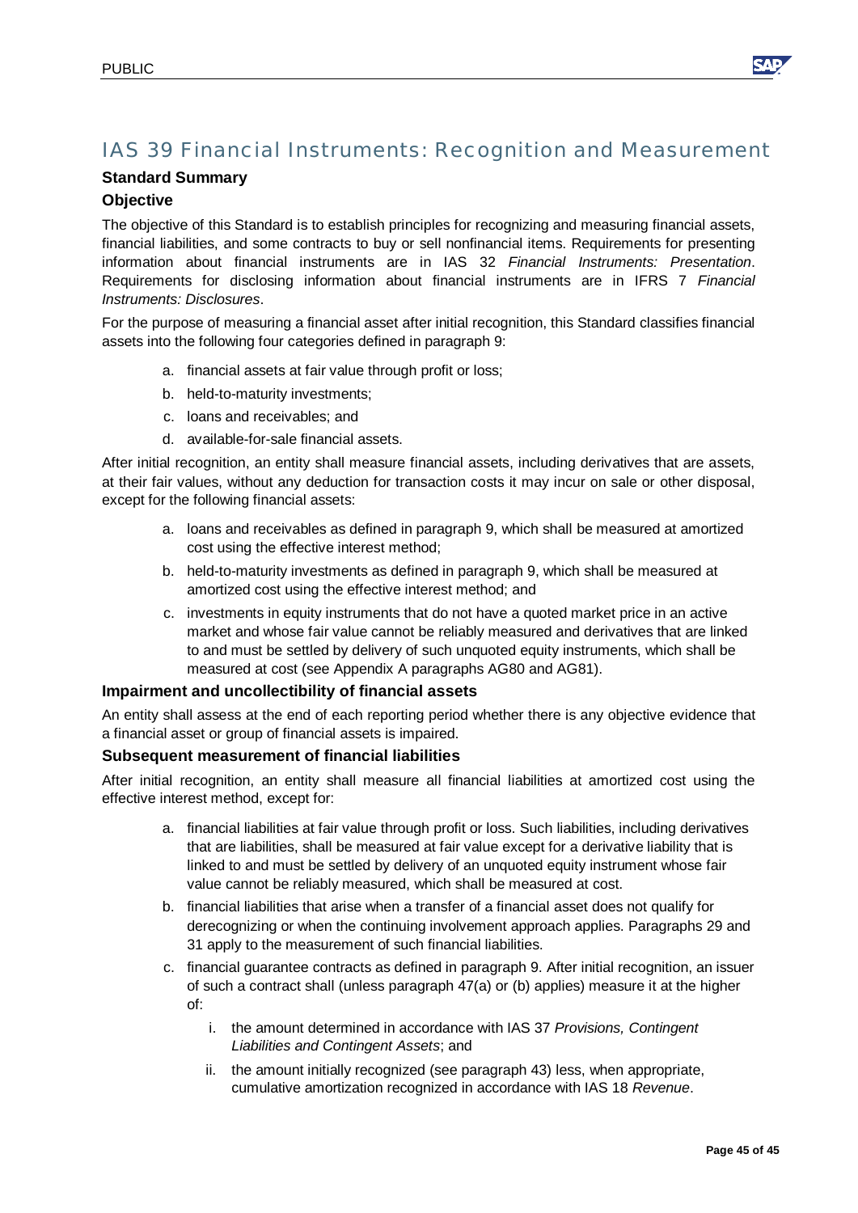# IAS 39 Financial Instruments: Recognition and Measurement

### Standard Summary

### Objective

The objective of this Standard is to establish principles for recognizing and measuring financial assets, financial liabilities, and some contracts to buy or sell nonfinancial items. Requirements for presenting information about financial instruments are in IAS 32 *Financial Instruments: Presentation*. Requirements for disclosing information about financial instruments are in IFRS 7 *Financial Instruments: Disclosures*.

For the purpose of measuring a financial asset after initial recognition, this Standard classifies financial assets into the following four categories defined in paragraph 9:

a. financial assets at fair value through profit or loss;
b. held-to-maturity investments;
c. loans and receivables; and
d. available-for-sale financial assets.

After initial recognition, an entity shall measure financial assets, including derivatives that are assets, at their fair values, without any deduction for transaction costs it may incur on sale or other disposal, except for the following financial assets:

a. loans and receivables as defined in paragraph 9, which shall be measured at amortized cost using the effective interest method;
b. held-to-maturity investments as defined in paragraph 9, which shall be measured at amortized cost using the effective interest method; and
c. investments in equity instruments that do not have a quoted market price in an active market and whose fair value cannot be reliably measured and derivatives that are linked to and must be settled by delivery of such unquoted equity instruments, which shall be measured at cost (see Appendix A paragraphs AG80 and AG81).

### Impairment and uncollectibility of financial assets

An entity shall assess at the end of each reporting period whether there is any objective evidence that a financial asset or group of financial assets is impaired.

### Subsequent measurement of financial liabilities

After initial recognition, an entity shall measure all financial liabilities at amortized cost using the effective interest method, except for:

a. financial liabilities at fair value through profit or loss. Such liabilities, including derivatives that are liabilities, shall be measured at fair value except for a derivative liability that is linked to and must be settled by delivery of an unquoted equity instrument whose fair value cannot be reliably measured, which shall be measured at cost.
b. financial liabilities that arise when a transfer of a financial asset does not qualify for derecognizing or when the continuing involvement approach applies. Paragraphs 29 and 31 apply to the measurement of such financial liabilities.
c. financial guarantee contracts as defined in paragraph 9. After initial recognition, an issuer of such a contract shall (unless paragraph 47(a) or (b) applies) measure it at the higher of:
    i. the amount determined in accordance with IAS 37 *Provisions, Contingent Liabilities and Contingent Assets*; and
    ii. the amount initially recognized (see paragraph 43) less, when appropriate, cumulative amortization recognized in accordance with IAS 18 *Revenue*.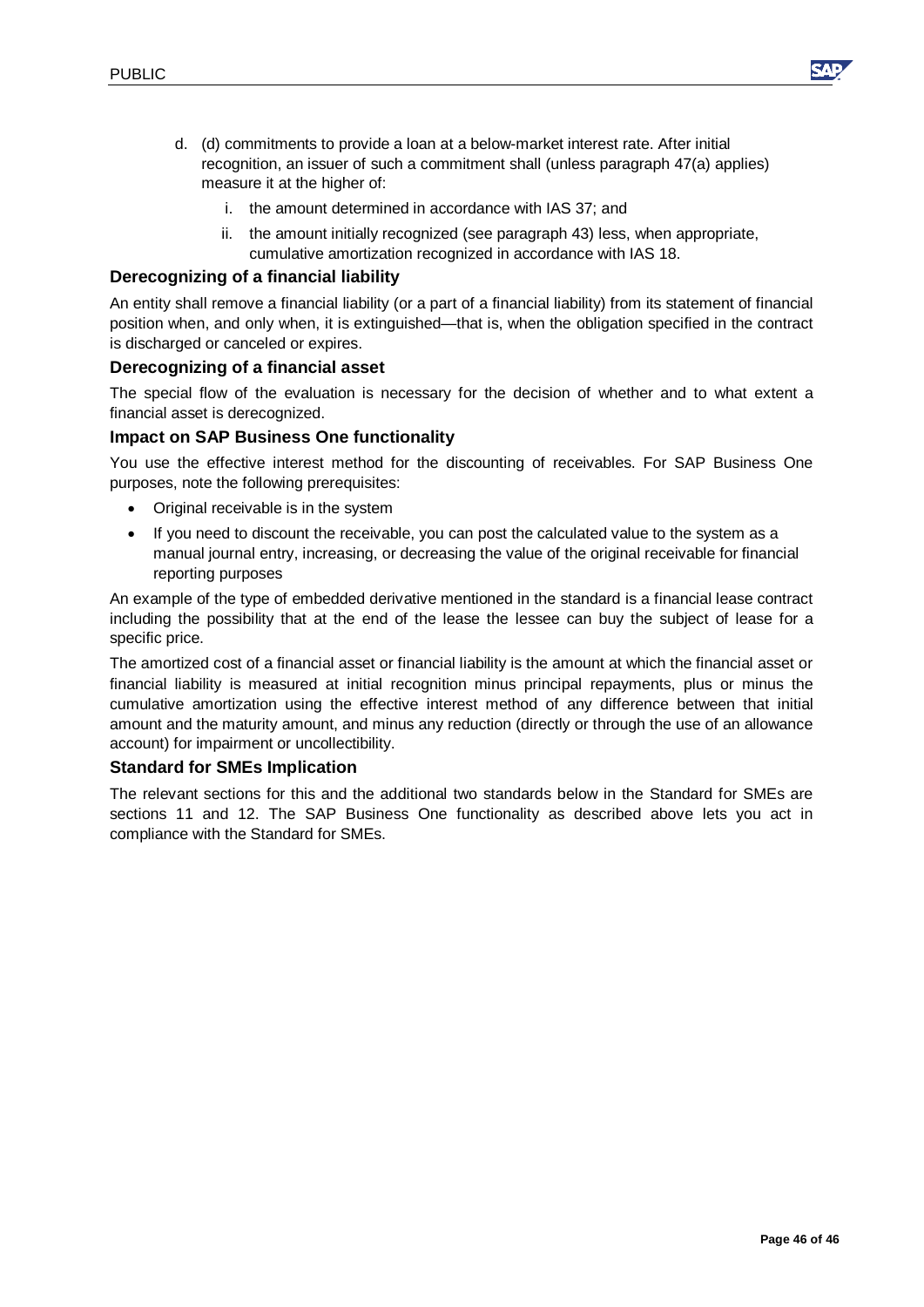d. (d) commitments to provide a loan at a below-market interest rate. After initial recognition, an issuer of such a commitment shall (unless paragraph 47(a) applies) measure it at the higher of:

   i. the amount determined in accordance with IAS 37; and

   ii. the amount initially recognized (see paragraph 43) less, when appropriate, cumulative amortization recognized in accordance with IAS 18.

### Derecognizing of a financial liability

An entity shall remove a financial liability (or a part of a financial liability) from its statement of financial position when, and only when, it is extinguished—that is, when the obligation specified in the contract is discharged or canceled or expires.

### Derecognizing of a financial asset

The special flow of the evaluation is necessary for the decision of whether and to what extent a financial asset is derecognized.

### Impact on SAP Business One functionality

You use the effective interest method for the discounting of receivables. For SAP Business One purposes, note the following prerequisites:

- Original receivable is in the system
- If you need to discount the receivable, you can post the calculated value to the system as a manual journal entry, increasing, or decreasing the value of the original receivable for financial reporting purposes

An example of the type of embedded derivative mentioned in the standard is a financial lease contract including the possibility that at the end of the lease the lessee can buy the subject of lease for a specific price.

The amortized cost of a financial asset or financial liability is the amount at which the financial asset or financial liability is measured at initial recognition minus principal repayments, plus or minus the cumulative amortization using the effective interest method of any difference between that initial amount and the maturity amount, and minus any reduction (directly or through the use of an allowance account) for impairment or uncollectibility.

### Standard for SMEs Implication

The relevant sections for this and the additional two standards below in the Standard for SMEs are sections 11 and 12. The SAP Business One functionality as described above lets you act in compliance with the Standard for SMEs.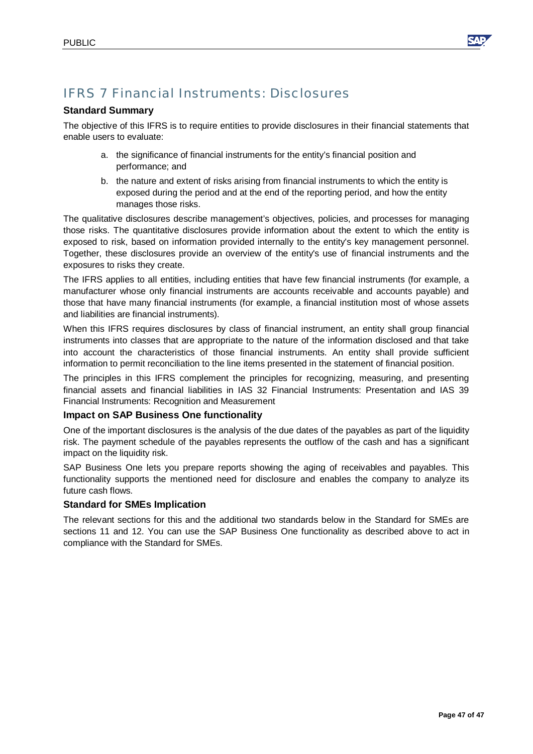# IFRS 7 Financial Instruments: Disclosures

### Standard Summary

The objective of this IFRS is to require entities to provide disclosures in their financial statements that enable users to evaluate:

a. the significance of financial instruments for the entity's financial position and performance; and
b. the nature and extent of risks arising from financial instruments to which the entity is exposed during the period and at the end of the reporting period, and how the entity manages those risks.

The qualitative disclosures describe management's objectives, policies, and processes for managing those risks. The quantitative disclosures provide information about the extent to which the entity is exposed to risk, based on information provided internally to the entity's key management personnel. Together, these disclosures provide an overview of the entity's use of financial instruments and the exposures to risks they create.

The IFRS applies to all entities, including entities that have few financial instruments (for example, a manufacturer whose only financial instruments are accounts receivable and accounts payable) and those that have many financial instruments (for example, a financial institution most of whose assets and liabilities are financial instruments).

When this IFRS requires disclosures by class of financial instrument, an entity shall group financial instruments into classes that are appropriate to the nature of the information disclosed and that take into account the characteristics of those financial instruments. An entity shall provide sufficient information to permit reconciliation to the line items presented in the statement of financial position.

The principles in this IFRS complement the principles for recognizing, measuring, and presenting financial assets and financial liabilities in IAS 32 Financial Instruments: Presentation and IAS 39 Financial Instruments: Recognition and Measurement

### Impact on SAP Business One functionality

One of the important disclosures is the analysis of the due dates of the payables as part of the liquidity risk. The payment schedule of the payables represents the outflow of the cash and has a significant impact on the liquidity risk.

SAP Business One lets you prepare reports showing the aging of receivables and payables. This functionality supports the mentioned need for disclosure and enables the company to analyze its future cash flows.

### Standard for SMEs Implication

The relevant sections for this and the additional two standards below in the Standard for SMEs are sections 11 and 12. You can use the SAP Business One functionality as described above to act in compliance with the Standard for SMEs.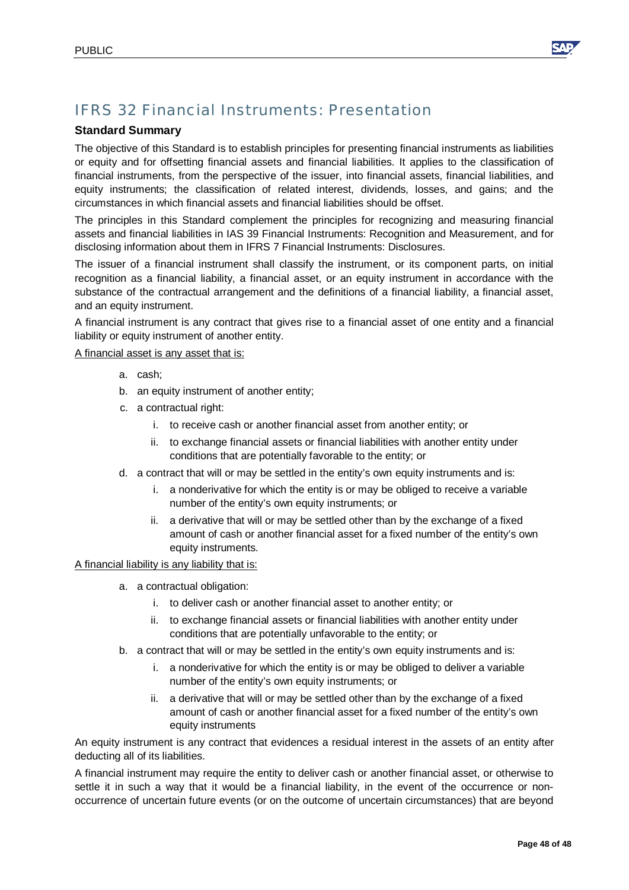# IFRS 32 Financial Instruments: Presentation

### Standard Summary

The objective of this Standard is to establish principles for presenting financial instruments as liabilities or equity and for offsetting financial assets and financial liabilities. It applies to the classification of financial instruments, from the perspective of the issuer, into financial assets, financial liabilities, and equity instruments; the classification of related interest, dividends, losses, and gains; and the circumstances in which financial assets and financial liabilities should be offset.

The principles in this Standard complement the principles for recognizing and measuring financial assets and financial liabilities in IAS 39 Financial Instruments: Recognition and Measurement, and for disclosing information about them in IFRS 7 Financial Instruments: Disclosures.

The issuer of a financial instrument shall classify the instrument, or its component parts, on initial recognition as a financial liability, a financial asset, or an equity instrument in accordance with the substance of the contractual arrangement and the definitions of a financial liability, a financial asset, and an equity instrument.

A financial instrument is any contract that gives rise to a financial asset of one entity and a financial liability or equity instrument of another entity.

<u>A financial asset is any asset that is:</u>

- a. cash;
- b. an equity instrument of another entity;
- c. a contractual right:
  - i. to receive cash or another financial asset from another entity; or
  - ii. to exchange financial assets or financial liabilities with another entity under conditions that are potentially favorable to the entity; or
- d. a contract that will or may be settled in the entity's own equity instruments and is:
  - i. a nonderivative for which the entity is or may be obliged to receive a variable number of the entity's own equity instruments; or
  - ii. a derivative that will or may be settled other than by the exchange of a fixed amount of cash or another financial asset for a fixed number of the entity's own equity instruments.

<u>A financial liability is any liability that is:</u>

- a. a contractual obligation:
  - i. to deliver cash or another financial asset to another entity; or
  - ii. to exchange financial assets or financial liabilities with another entity under conditions that are potentially unfavorable to the entity; or
- b. a contract that will or may be settled in the entity's own equity instruments and is:
  - i. a nonderivative for which the entity is or may be obliged to deliver a variable number of the entity's own equity instruments; or
  - ii. a derivative that will or may be settled other than by the exchange of a fixed amount of cash or another financial asset for a fixed number of the entity's own equity instruments

An equity instrument is any contract that evidences a residual interest in the assets of an entity after deducting all of its liabilities.

A financial instrument may require the entity to deliver cash or another financial asset, or otherwise to settle it in such a way that it would be a financial liability, in the event of the occurrence or non-occurrence of uncertain future events (or on the outcome of uncertain circumstances) that are beyond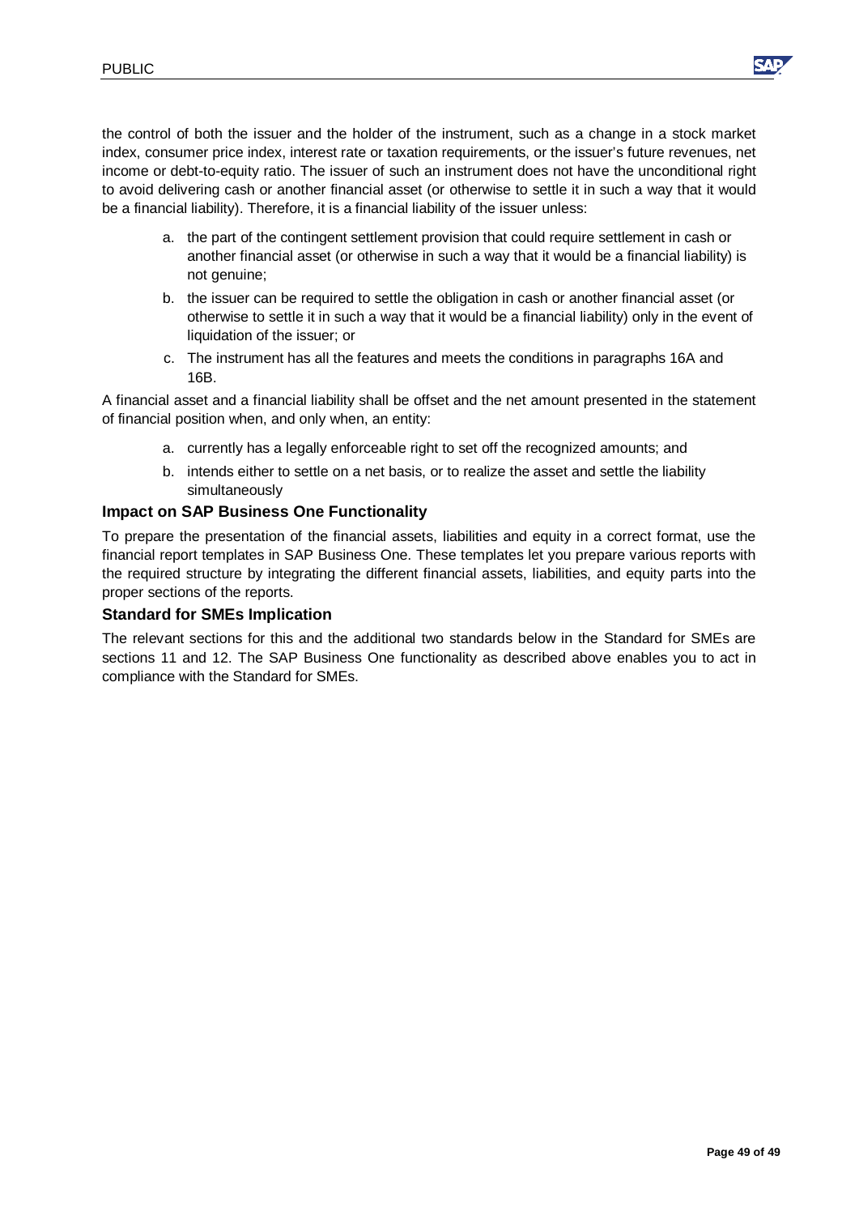the control of both the issuer and the holder of the instrument, such as a change in a stock market index, consumer price index, interest rate or taxation requirements, or the issuer's future revenues, net income or debt-to-equity ratio. The issuer of such an instrument does not have the unconditional right to avoid delivering cash or another financial asset (or otherwise to settle it in such a way that it would be a financial liability). Therefore, it is a financial liability of the issuer unless:

a. the part of the contingent settlement provision that could require settlement in cash or another financial asset (or otherwise in such a way that it would be a financial liability) is not genuine;
b. the issuer can be required to settle the obligation in cash or another financial asset (or otherwise to settle it in such a way that it would be a financial liability) only in the event of liquidation of the issuer; or
c. The instrument has all the features and meets the conditions in paragraphs 16A and 16B.

A financial asset and a financial liability shall be offset and the net amount presented in the statement of financial position when, and only when, an entity:

a. currently has a legally enforceable right to set off the recognized amounts; and
b. intends either to settle on a net basis, or to realize the asset and settle the liability simultaneously

### Impact on SAP Business One Functionality

To prepare the presentation of the financial assets, liabilities and equity in a correct format, use the financial report templates in SAP Business One. These templates let you prepare various reports with the required structure by integrating the different financial assets, liabilities, and equity parts into the proper sections of the reports.

### Standard for SMEs Implication

The relevant sections for this and the additional two standards below in the Standard for SMEs are sections 11 and 12. The SAP Business One functionality as described above enables you to act in compliance with the Standard for SMEs.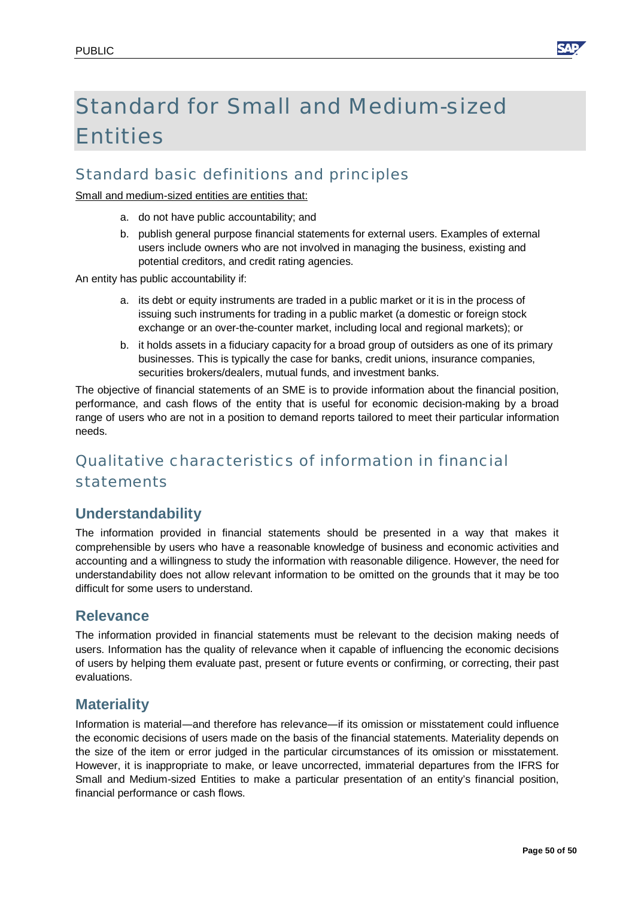# Standard for Small and Medium-sized Entities

## Standard basic definitions and principles

Small and medium-sized entities are entities that:

a. do not have public accountability; and
b. publish general purpose financial statements for external users. Examples of external users include owners who are not involved in managing the business, existing and potential creditors, and credit rating agencies.

An entity has public accountability if:

a. its debt or equity instruments are traded in a public market or it is in the process of issuing such instruments for trading in a public market (a domestic or foreign stock exchange or an over-the-counter market, including local and regional markets); or
b. it holds assets in a fiduciary capacity for a broad group of outsiders as one of its primary businesses. This is typically the case for banks, credit unions, insurance companies, securities brokers/dealers, mutual funds, and investment banks.

The objective of financial statements of an SME is to provide information about the financial position, performance, and cash flows of the entity that is useful for economic decision-making by a broad range of users who are not in a position to demand reports tailored to meet their particular information needs.

## Qualitative characteristics of information in financial statements

### Understandability

The information provided in financial statements should be presented in a way that makes it comprehensible by users who have a reasonable knowledge of business and economic activities and accounting and a willingness to study the information with reasonable diligence. However, the need for understandability does not allow relevant information to be omitted on the grounds that it may be too difficult for some users to understand.

### Relevance

The information provided in financial statements must be relevant to the decision making needs of users. Information has the quality of relevance when it capable of influencing the economic decisions of users by helping them evaluate past, present or future events or confirming, or correcting, their past evaluations.

### Materiality

Information is material—and therefore has relevance—if its omission or misstatement could influence the economic decisions of users made on the basis of the financial statements. Materiality depends on the size of the item or error judged in the particular circumstances of its omission or misstatement. However, it is inappropriate to make, or leave uncorrected, immaterial departures from the IFRS for Small and Medium-sized Entities to make a particular presentation of an entity's financial position, financial performance or cash flows.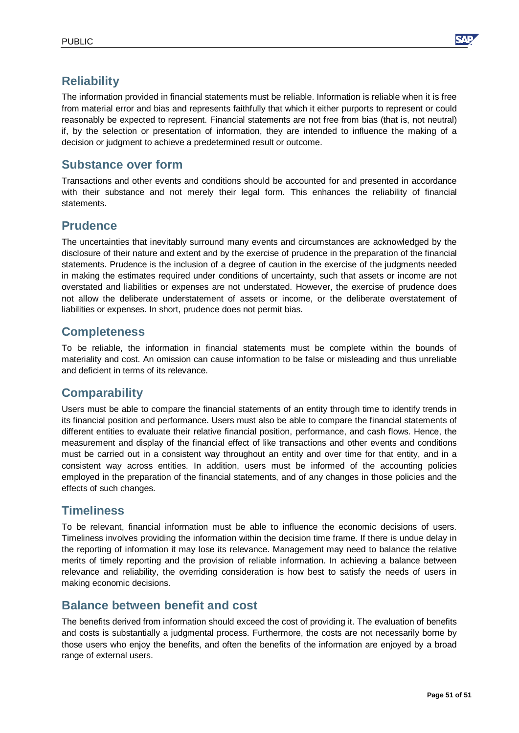## Reliability

The information provided in financial statements must be reliable. Information is reliable when it is free from material error and bias and represents faithfully that which it either purports to represent or could reasonably be expected to represent. Financial statements are not free from bias (that is, not neutral) if, by the selection or presentation of information, they are intended to influence the making of a decision or judgment to achieve a predetermined result or outcome.

## Substance over form

Transactions and other events and conditions should be accounted for and presented in accordance with their substance and not merely their legal form. This enhances the reliability of financial statements.

## Prudence

The uncertainties that inevitably surround many events and circumstances are acknowledged by the disclosure of their nature and extent and by the exercise of prudence in the preparation of the financial statements. Prudence is the inclusion of a degree of caution in the exercise of the judgments needed in making the estimates required under conditions of uncertainty, such that assets or income are not overstated and liabilities or expenses are not understated. However, the exercise of prudence does not allow the deliberate understatement of assets or income, or the deliberate overstatement of liabilities or expenses. In short, prudence does not permit bias.

## Completeness

To be reliable, the information in financial statements must be complete within the bounds of materiality and cost. An omission can cause information to be false or misleading and thus unreliable and deficient in terms of its relevance.

## Comparability

Users must be able to compare the financial statements of an entity through time to identify trends in its financial position and performance. Users must also be able to compare the financial statements of different entities to evaluate their relative financial position, performance, and cash flows. Hence, the measurement and display of the financial effect of like transactions and other events and conditions must be carried out in a consistent way throughout an entity and over time for that entity, and in a consistent way across entities. In addition, users must be informed of the accounting policies employed in the preparation of the financial statements, and of any changes in those policies and the effects of such changes.

## Timeliness

To be relevant, financial information must be able to influence the economic decisions of users. Timeliness involves providing the information within the decision time frame. If there is undue delay in the reporting of information it may lose its relevance. Management may need to balance the relative merits of timely reporting and the provision of reliable information. In achieving a balance between relevance and reliability, the overriding consideration is how best to satisfy the needs of users in making economic decisions.

## Balance between benefit and cost

The benefits derived from information should exceed the cost of providing it. The evaluation of benefits and costs is substantially a judgmental process. Furthermore, the costs are not necessarily borne by those users who enjoy the benefits, and often the benefits of the information are enjoyed by a broad range of external users.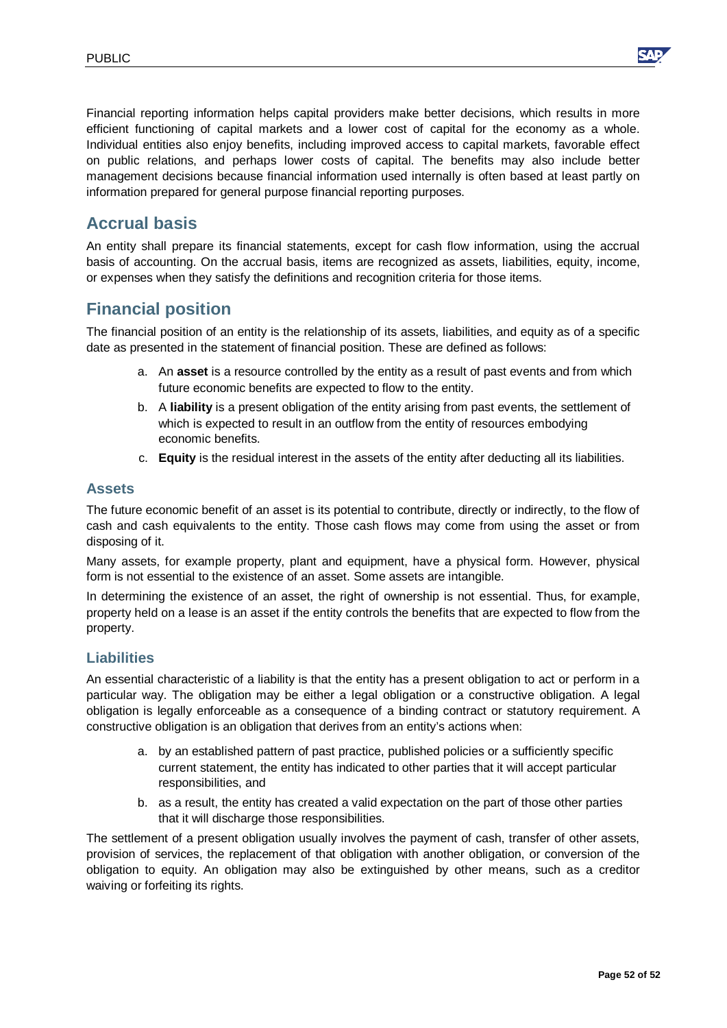Financial reporting information helps capital providers make better decisions, which results in more efficient functioning of capital markets and a lower cost of capital for the economy as a whole. Individual entities also enjoy benefits, including improved access to capital markets, favorable effect on public relations, and perhaps lower costs of capital. The benefits may also include better management decisions because financial information used internally is often based at least partly on information prepared for general purpose financial reporting purposes.

## Accrual basis

An entity shall prepare its financial statements, except for cash flow information, using the accrual basis of accounting. On the accrual basis, items are recognized as assets, liabilities, equity, income, or expenses when they satisfy the definitions and recognition criteria for those items.

## Financial position

The financial position of an entity is the relationship of its assets, liabilities, and equity as of a specific date as presented in the statement of financial position. These are defined as follows:

a. An **asset** is a resource controlled by the entity as a result of past events and from which future economic benefits are expected to flow to the entity.
b. A **liability** is a present obligation of the entity arising from past events, the settlement of which is expected to result in an outflow from the entity of resources embodying economic benefits.
c. **Equity** is the residual interest in the assets of the entity after deducting all its liabilities.

### Assets

The future economic benefit of an asset is its potential to contribute, directly or indirectly, to the flow of cash and cash equivalents to the entity. Those cash flows may come from using the asset or from disposing of it.

Many assets, for example property, plant and equipment, have a physical form. However, physical form is not essential to the existence of an asset. Some assets are intangible.

In determining the existence of an asset, the right of ownership is not essential. Thus, for example, property held on a lease is an asset if the entity controls the benefits that are expected to flow from the property.

### Liabilities

An essential characteristic of a liability is that the entity has a present obligation to act or perform in a particular way. The obligation may be either a legal obligation or a constructive obligation. A legal obligation is legally enforceable as a consequence of a binding contract or statutory requirement. A constructive obligation is an obligation that derives from an entity's actions when:

a. by an established pattern of past practice, published policies or a sufficiently specific current statement, the entity has indicated to other parties that it will accept particular responsibilities, and
b. as a result, the entity has created a valid expectation on the part of those other parties that it will discharge those responsibilities.

The settlement of a present obligation usually involves the payment of cash, transfer of other assets, provision of services, the replacement of that obligation with another obligation, or conversion of the obligation to equity. An obligation may also be extinguished by other means, such as a creditor waiving or forfeiting its rights.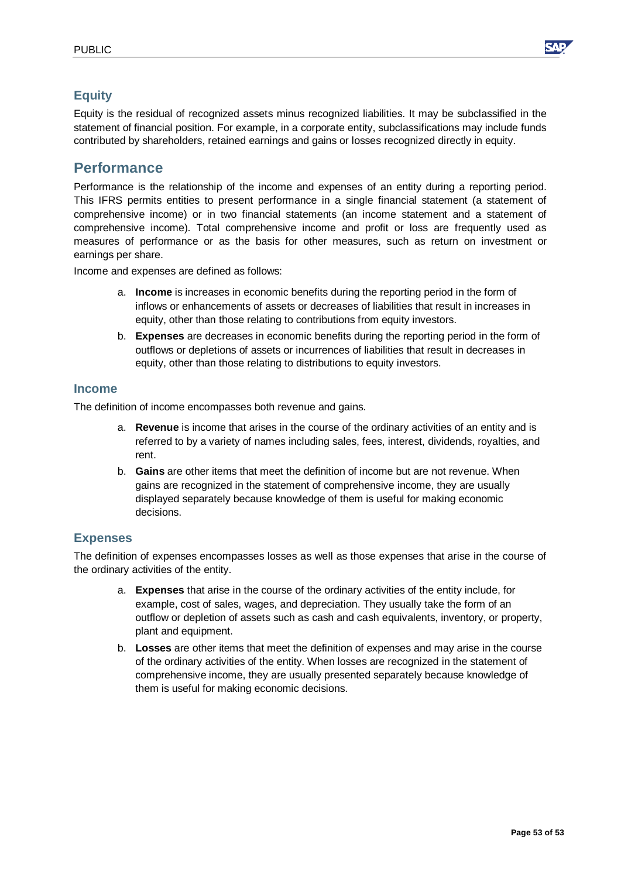## Equity

Equity is the residual of recognized assets minus recognized liabilities. It may be subclassified in the statement of financial position. For example, in a corporate entity, subclassifications may include funds contributed by shareholders, retained earnings and gains or losses recognized directly in equity.

# Performance

Performance is the relationship of the income and expenses of an entity during a reporting period. This IFRS permits entities to present performance in a single financial statement (a statement of comprehensive income) or in two financial statements (an income statement and a statement of comprehensive income). Total comprehensive income and profit or loss are frequently used as measures of performance or as the basis for other measures, such as return on investment or earnings per share.

Income and expenses are defined as follows:

a. **Income** is increases in economic benefits during the reporting period in the form of inflows or enhancements of assets or decreases of liabilities that result in increases in equity, other than those relating to contributions from equity investors.

b. **Expenses** are decreases in economic benefits during the reporting period in the form of outflows or depletions of assets or incurrences of liabilities that result in decreases in equity, other than those relating to distributions to equity investors.

## Income

The definition of income encompasses both revenue and gains.

a. **Revenue** is income that arises in the course of the ordinary activities of an entity and is referred to by a variety of names including sales, fees, interest, dividends, royalties, and rent.

b. **Gains** are other items that meet the definition of income but are not revenue. When gains are recognized in the statement of comprehensive income, they are usually displayed separately because knowledge of them is useful for making economic decisions.

## Expenses

The definition of expenses encompasses losses as well as those expenses that arise in the course of the ordinary activities of the entity.

a. **Expenses** that arise in the course of the ordinary activities of the entity include, for example, cost of sales, wages, and depreciation. They usually take the form of an outflow or depletion of assets such as cash and cash equivalents, inventory, or property, plant and equipment.

b. **Losses** are other items that meet the definition of expenses and may arise in the course of the ordinary activities of the entity. When losses are recognized in the statement of comprehensive income, they are usually presented separately because knowledge of them is useful for making economic decisions.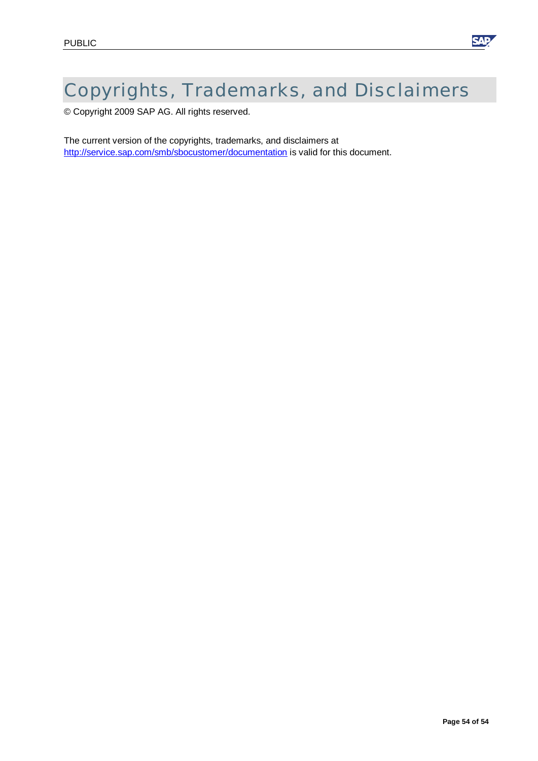# Copyrights, Trademarks, and Disclaimers

© Copyright 2009 SAP AG. All rights reserved.

The current version of the copyrights, trademarks, and disclaimers at http://service.sap.com/smb/sbocustomer/documentation is valid for this document.